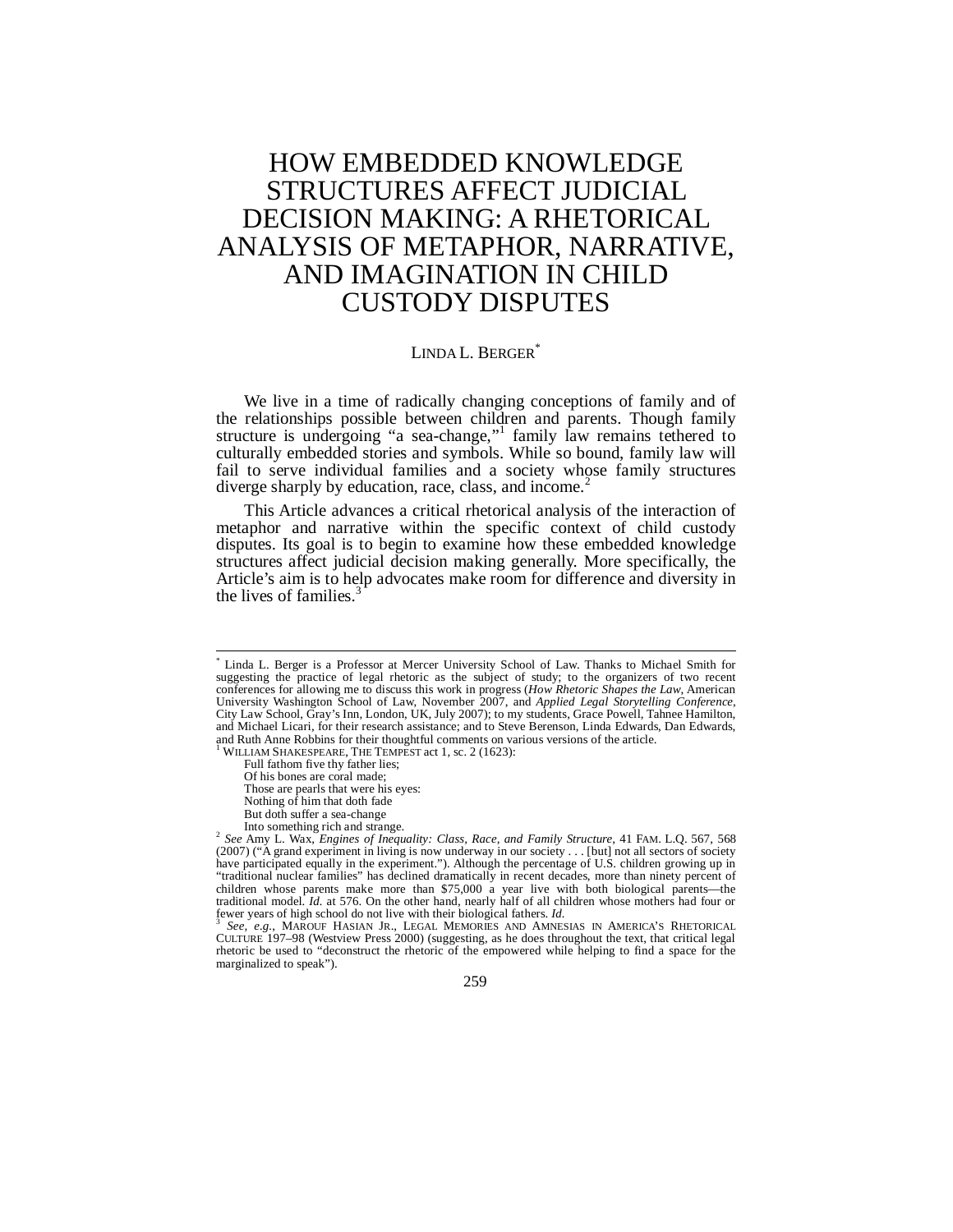# HOW EMBEDDED KNOWLEDGE STRUCTURES AFFECT JUDICIAL DECISION MAKING: A RHETORICAL ANALYSIS OF METAPHOR, NARRATIVE, AND IMAGINATION IN CHILD CUSTODY DISPUTES

LINDA L. BERGER[*]

We live in a time of radically changing conceptions of family and of the relationships possible between children and parents. Though family structure is undergoing "a sea-change,"[1] family law remains tethered to culturally embedded stories and symbols. While so bound, family law will fail to serve individual families and a society whose family structures diverge sharply by education, race, class, and income.[2]

This Article advances a critical rhetorical analysis of the interaction of metaphor and narrative within the specific context of child custody disputes. Its goal is to begin to examine how these embedded knowledge structures affect judicial decision making generally. More specifically, the Article's aim is to help advocates make room for difference and diversity in the lives of families.[3]

---

[*] Linda L. Berger is a Professor at Mercer University School of Law. Thanks to Michael Smith for suggesting the practice of legal rhetoric as the subject of study; to the organizers of two recent conferences for allowing me to discuss this work in progress (*How Rhetoric Shapes the Law*, American University Washington School of Law, November 2007, and *Applied Legal Storytelling Conference*, City Law School, Gray's Inn, London, UK, July 2007); to my students, Grace Powell, Tahnee Hamilton, and Michael Licari, for their research assistance; and to Steve Berenson, Linda Edwards, Dan Edwards, and Ruth Anne Robbins for their thoughtful comments on various versions of the article.

[1] WILLIAM SHAKESPEARE, THE TEMPEST act 1, sc. 2 (1623):

> Full fathom five thy father lies;
> Of his bones are coral made;
> Those are pearls that were his eyes:
> Nothing of him that doth fade
> But doth suffer a sea-change
> Into something rich and strange.

[2] *See* Amy L. Wax, *Engines of Inequality: Class, Race, and Family Structure*, 41 FAM. L.Q. 567, 568 (2007) ("A grand experiment in living is now underway in our society . . . [but] not all sectors of society have participated equally in the experiment."). Although the percentage of U.S. children growing up in "traditional nuclear families" has declined dramatically in recent decades, more than ninety percent of children whose parents make more than $75,000 a year live with both biological parents—the traditional model. *Id.* at 576. On the other hand, nearly half of all children whose mothers had four or fewer years of high school do not live with their biological fathers. *Id.*

[3] *See, e.g.*, MAROUF HASIAN JR., LEGAL MEMORIES AND AMNESIAS IN AMERICA'S RHETORICAL CULTURE 197–98 (Westview Press 2000) (suggesting, as he does throughout the text, that critical legal rhetoric be used to "deconstruct the rhetoric of the empowered while helping to find a space for the marginalized to speak").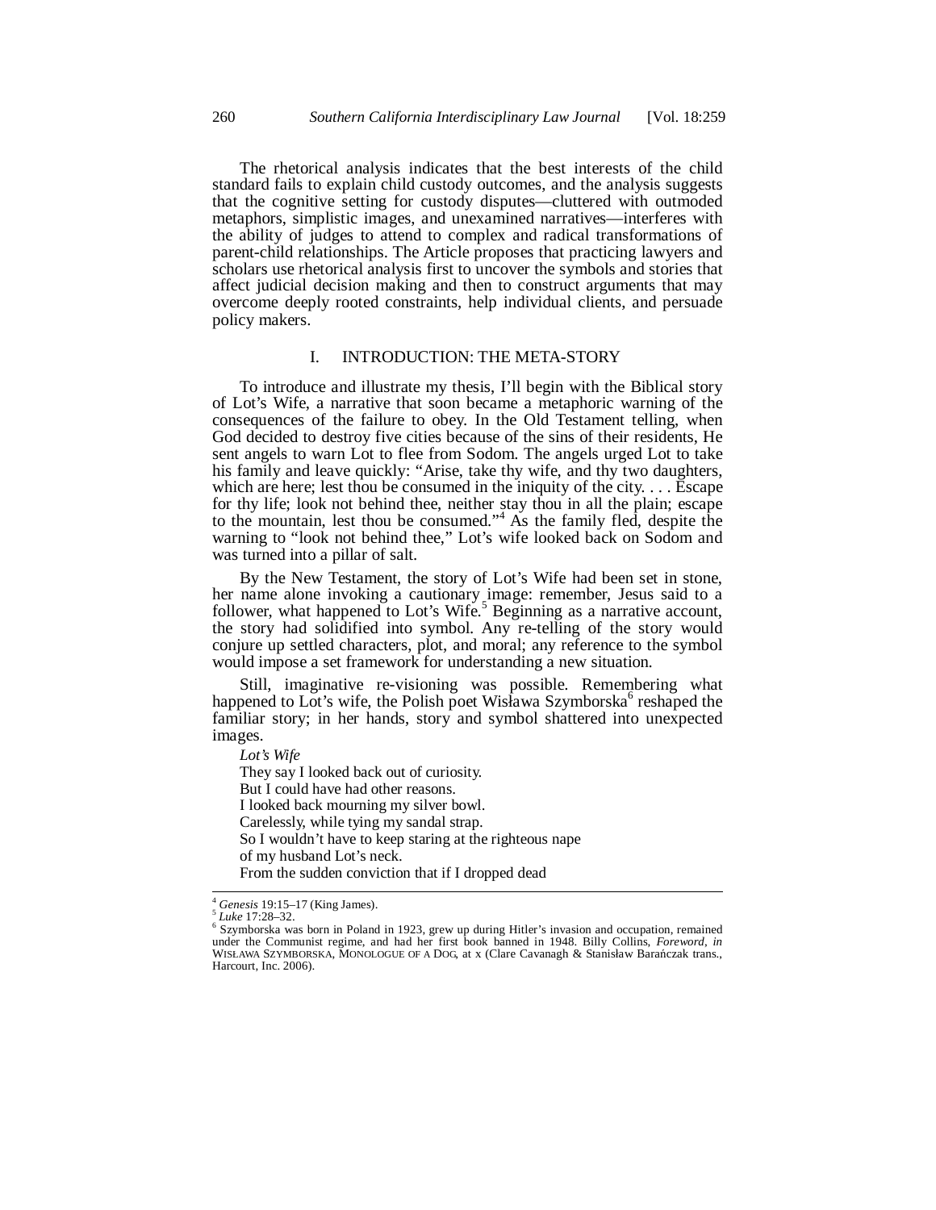The rhetorical analysis indicates that the best interests of the child standard fails to explain child custody outcomes, and the analysis suggests that the cognitive setting for custody disputes—cluttered with outmoded metaphors, simplistic images, and unexamined narratives—interferes with the ability of judges to attend to complex and radical transformations of parent-child relationships. The Article proposes that practicing lawyers and scholars use rhetorical analysis first to uncover the symbols and stories that affect judicial decision making and then to construct arguments that may overcome deeply rooted constraints, help individual clients, and persuade policy makers.

## I. INTRODUCTION: THE META-STORY

To introduce and illustrate my thesis, I'll begin with the Biblical story of Lot's Wife, a narrative that soon became a metaphoric warning of the consequences of the failure to obey. In the Old Testament telling, when God decided to destroy five cities because of the sins of their residents, He sent angels to warn Lot to flee from Sodom. The angels urged Lot to take his family and leave quickly: "Arise, take thy wife, and thy two daughters, which are here; lest thou be consumed in the iniquity of the city. . . . Escape for thy life; look not behind thee, neither stay thou in all the plain; escape to the mountain, lest thou be consumed."[4] As the family fled, despite the warning to "look not behind thee," Lot's wife looked back on Sodom and was turned into a pillar of salt.

By the New Testament, the story of Lot's Wife had been set in stone, her name alone invoking a cautionary image: remember, Jesus said to a follower, what happened to Lot's Wife.[5] Beginning as a narrative account, the story had solidified into symbol. Any re-telling of the story would conjure up settled characters, plot, and moral; any reference to the symbol would impose a set framework for understanding a new situation.

Still, imaginative re-visioning was possible. Remembering what happened to Lot's wife, the Polish poet Wisława Szymborska[6] reshaped the familiar story; in her hands, story and symbol shattered into unexpected images.

*Lot's Wife*
They say I looked back out of curiosity.
But I could have had other reasons.
I looked back mourning my silver bowl.
Carelessly, while tying my sandal strap.
So I wouldn't have to keep staring at the righteous nape
of my husband Lot's neck.
From the sudden conviction that if I dropped dead

---

[4] *Genesis* 19:15–17 (King James).

[5] *Luke* 17:28–32.

[6] Szymborska was born in Poland in 1923, grew up during Hitler's invasion and occupation, remained under the Communist regime, and had her first book banned in 1948. Billy Collins, *Foreword*, *in* WISŁAWA SZYMBORSKA, MONOLOGUE OF A DOG, at x (Clare Cavanagh & Stanisław Barańczak trans., Harcourt, Inc. 2006).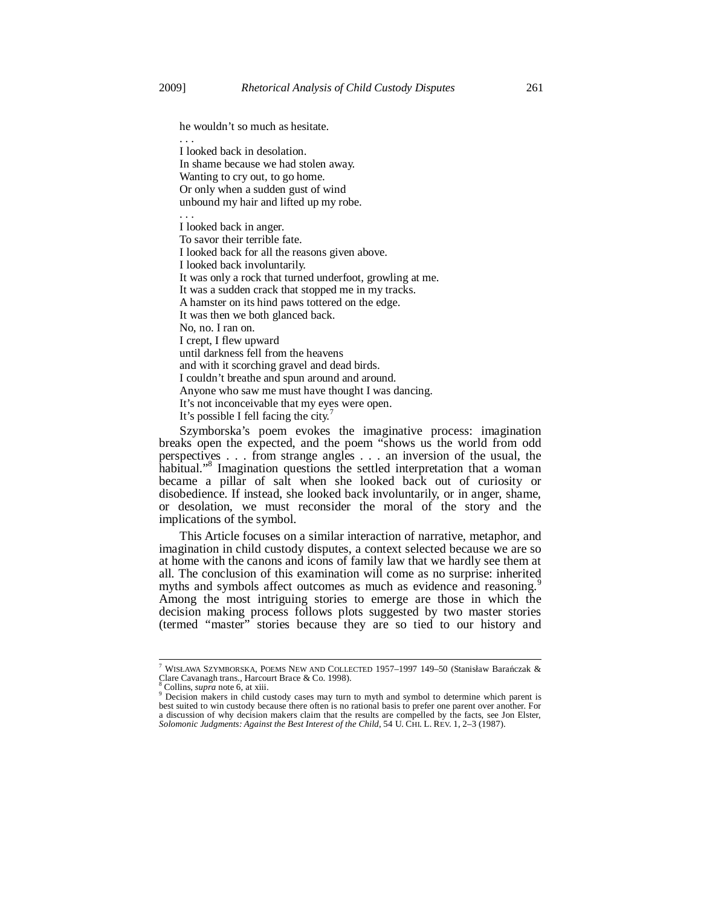he wouldn't so much as hesitate.
. . .
I looked back in desolation.
In shame because we had stolen away.
Wanting to cry out, to go home.
Or only when a sudden gust of wind
unbound my hair and lifted up my robe.
. . .
I looked back in anger.
To savor their terrible fate.
I looked back for all the reasons given above.
I looked back involuntarily.
It was only a rock that turned underfoot, growling at me.
It was a sudden crack that stopped me in my tracks.
A hamster on its hind paws tottered on the edge.
It was then we both glanced back.
No, no. I ran on.
I crept, I flew upward
until darkness fell from the heavens
and with it scorching gravel and dead birds.
I couldn't breathe and spun around and around.
Anyone who saw me must have thought I was dancing.
It's not inconceivable that my eyes were open.
It's possible I fell facing the city.[7]

Szymborska's poem evokes the imaginative process: imagination breaks open the expected, and the poem "shows us the world from odd perspectives . . . from strange angles . . . an inversion of the usual, the habitual."[8] Imagination questions the settled interpretation that a woman became a pillar of salt when she looked back out of curiosity or disobedience. If instead, she looked back involuntarily, or in anger, shame, or desolation, we must reconsider the moral of the story and the implications of the symbol.

This Article focuses on a similar interaction of narrative, metaphor, and imagination in child custody disputes, a context selected because we are so at home with the canons and icons of family law that we hardly see them at all. The conclusion of this examination will come as no surprise: inherited myths and symbols affect outcomes as much as evidence and reasoning.[9] Among the most intriguing stories to emerge are those in which the decision making process follows plots suggested by two master stories (termed "master" stories because they are so tied to our history and

---

[7] WISŁAWA SZYMBORSKA, POEMS NEW AND COLLECTED 1957–1997 149–50 (Stanisław Barańczak & Clare Cavanagh trans., Harcourt Brace & Co. 1998).

[8] Collins, *supra* note 6, at xiii.

[9] Decision makers in child custody cases may turn to myth and symbol to determine which parent is best suited to win custody because there often is no rational basis to prefer one parent over another. For a discussion of why decision makers claim that the results are compelled by the facts, see Jon Elster, *Solomonic Judgments: Against the Best Interest of the Child*, 54 U. CHI. L. REV. 1, 2–3 (1987).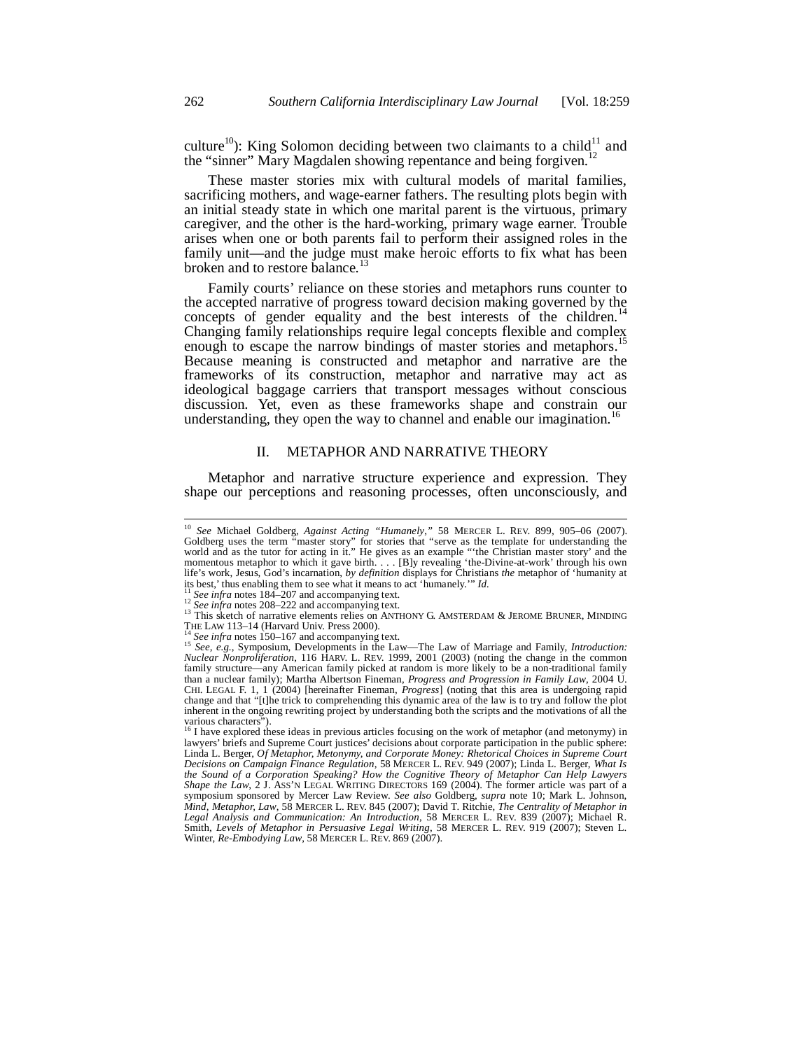culture[10]): King Solomon deciding between two claimants to a child[11] and the "sinner" Mary Magdalen showing repentance and being forgiven.[12]

These master stories mix with cultural models of marital families, sacrificing mothers, and wage-earner fathers. The resulting plots begin with an initial steady state in which one marital parent is the virtuous, primary caregiver, and the other is the hard-working, primary wage earner. Trouble arises when one or both parents fail to perform their assigned roles in the family unit—and the judge must make heroic efforts to fix what has been broken and to restore balance.[13]

Family courts' reliance on these stories and metaphors runs counter to the accepted narrative of progress toward decision making governed by the concepts of gender equality and the best interests of the children.[14] Changing family relationships require legal concepts flexible and complex enough to escape the narrow bindings of master stories and metaphors.[15] Because meaning is constructed and metaphor and narrative are the frameworks of its construction, metaphor and narrative may act as ideological baggage carriers that transport messages without conscious discussion. Yet, even as these frameworks shape and constrain our understanding, they open the way to channel and enable our imagination.[16]

## II. METAPHOR AND NARRATIVE THEORY

Metaphor and narrative structure experience and expression. They shape our perceptions and reasoning processes, often unconsciously, and

---

[10] *See* Michael Goldberg, *Against Acting "Humanely*,*"* 58 MERCER L. REV. 899, 905–06 (2007). Goldberg uses the term "master story" for stories that "serve as the template for understanding the world and as the tutor for acting in it." He gives as an example "'the Christian master story' and the momentous metaphor to which it gave birth. . . . [B]y revealing 'the-Divine-at-work' through his own life's work, Jesus, God's incarnation, *by definition* displays for Christians *the* metaphor of 'humanity at its best,' thus enabling them to see what it means to act 'humanely.'" *Id.*

[11] *See infra* notes 184–207 and accompanying text.

[12] *See infra* notes 208–222 and accompanying text.

[13] This sketch of narrative elements relies on ANTHONY G. AMSTERDAM & JEROME BRUNER, MINDING THE LAW 113–14 (Harvard Univ. Press 2000).

[14] *See infra* notes 150–167 and accompanying text.

[15] *See, e.g.*, Symposium, Developments in the Law—The Law of Marriage and Family, *Introduction: Nuclear Nonproliferation*, 116 HARV. L. REV. 1999, 2001 (2003) (noting the change in the common family structure—any American family picked at random is more likely to be a non-traditional family than a nuclear family); Martha Albertson Fineman, *Progress and Progression in Family Law*, 2004 U. CHI. LEGAL F. 1, 1 (2004) [hereinafter Fineman, *Progress*] (noting that this area is undergoing rapid change and that "[t]he trick to comprehending this dynamic area of the law is to try and follow the plot inherent in the ongoing rewriting project by understanding both the scripts and the motivations of all the various characters").

[16] I have explored these ideas in previous articles focusing on the work of metaphor (and metonymy) in lawyers' briefs and Supreme Court justices' decisions about corporate participation in the public sphere: Linda L. Berger, *Of Metaphor, Metonymy, and Corporate Money: Rhetorical Choices in Supreme Court Decisions on Campaign Finance Regulation*, 58 MERCER L. REV. 949 (2007); Linda L. Berger, *What Is the Sound of a Corporation Speaking? How the Cognitive Theory of Metaphor Can Help Lawyers Shape the Law*, 2 J. ASS'N LEGAL WRITING DIRECTORS 169 (2004). The former article was part of a symposium sponsored by Mercer Law Review. *See also* Goldberg, *supra* note 10; Mark L. Johnson, *Mind, Metaphor, Law*, 58 MERCER L. REV. 845 (2007); David T. Ritchie, *The Centrality of Metaphor in Legal Analysis and Communication: An Introduction*, 58 MERCER L. REV. 839 (2007); Michael R. Smith, *Levels of Metaphor in Persuasive Legal Writing*, 58 MERCER L. REV. 919 (2007); Steven L. Winter, *Re-Embodying Law*, 58 MERCER L. REV. 869 (2007).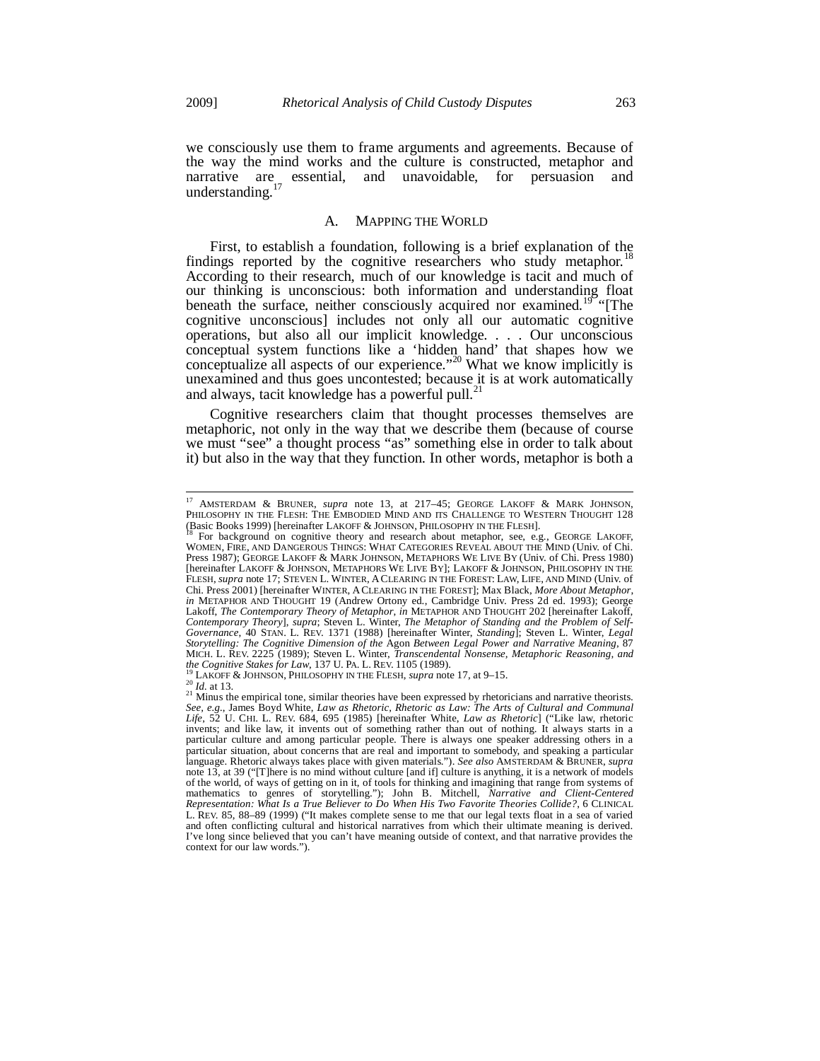we consciously use them to frame arguments and agreements. Because of the way the mind works and the culture is constructed, metaphor and narrative are essential, and unavoidable, for persuasion and understanding.[17]

### A. MAPPING THE WORLD

First, to establish a foundation, following is a brief explanation of the findings reported by the cognitive researchers who study metaphor.[18] According to their research, much of our knowledge is tacit and much of our thinking is unconscious: both information and understanding float beneath the surface, neither consciously acquired nor examined.[19] "[The cognitive unconscious] includes not only all our automatic cognitive operations, but also all our implicit knowledge. . . . Our unconscious conceptual system functions like a 'hidden hand' that shapes how we conceptualize all aspects of our experience."[20] What we know implicitly is unexamined and thus goes uncontested; because it is at work automatically and always, tacit knowledge has a powerful pull.[21]

Cognitive researchers claim that thought processes themselves are metaphoric, not only in the way that we describe them (because of course we must "see" a thought process "as" something else in order to talk about it) but also in the way that they function. In other words, metaphor is both a

---

[17] AMSTERDAM & BRUNER, *supra* note 13, at 217–45; GEORGE LAKOFF & MARK JOHNSON, PHILOSOPHY IN THE FLESH: THE EMBODIED MIND AND ITS CHALLENGE TO WESTERN THOUGHT 128 (Basic Books 1999) [hereinafter LAKOFF & JOHNSON, PHILOSOPHY IN THE FLESH].

[18] For background on cognitive theory and research about metaphor, see, e.g., GEORGE LAKOFF, WOMEN, FIRE, AND DANGEROUS THINGS: WHAT CATEGORIES REVEAL ABOUT THE MIND (Univ. of Chi. Press 1987); GEORGE LAKOFF & MARK JOHNSON, METAPHORS WE LIVE BY (Univ. of Chi. Press 1980) [hereinafter LAKOFF & JOHNSON, METAPHORS WE LIVE BY]; LAKOFF & JOHNSON, PHILOSOPHY IN THE FLESH, *supra* note 17; STEVEN L. WINTER, A CLEARING IN THE FOREST: LAW, LIFE, AND MIND (Univ. of Chi. Press 2001) [hereinafter WINTER, A CLEARING IN THE FOREST]; Max Black, *More About Metaphor*, *in* METAPHOR AND THOUGHT 19 (Andrew Ortony ed., Cambridge Univ. Press 2d ed. 1993); George Lakoff, *The Contemporary Theory of Metaphor*, *in* METAPHOR AND THOUGHT 202 [hereinafter Lakoff, *Contemporary Theory*], *supra*; Steven L. Winter, *The Metaphor of Standing and the Problem of Self-Governance*, 40 STAN. L. REV. 1371 (1988) [hereinafter Winter, *Standing*]; Steven L. Winter, *Legal Storytelling: The Cognitive Dimension of the* Agon *Between Legal Power and Narrative Meaning*, 87 MICH. L. REV. 2225 (1989); Steven L. Winter, *Transcendental Nonsense, Metaphoric Reasoning, and the Cognitive Stakes for Law*, 137 U. PA. L. REV. 1105 (1989).

[19] LAKOFF & JOHNSON, PHILOSOPHY IN THE FLESH, *supra* note 17, at 9–15.

[20] *Id.* at 13.

[21] Minus the empirical tone, similar theories have been expressed by rhetoricians and narrative theorists. *See, e.g.*, James Boyd White, *Law as Rhetoric, Rhetoric as Law: The Arts of Cultural and Communal Life*, 52 U. CHI. L. REV. 684, 695 (1985) [hereinafter White, *Law as Rhetoric*] ("Like law, rhetoric invents; and like law, it invents out of something rather than out of nothing. It always starts in a particular culture and among particular people. There is always one speaker addressing others in a particular situation, about concerns that are real and important to somebody, and speaking a particular language. Rhetoric always takes place with given materials."). *See also* AMSTERDAM & BRUNER, *supra* note 13, at 39 ("[T]here is no mind without culture [and if] culture is anything, it is a network of models of the world, of ways of getting on in it, of tools for thinking and imagining that range from systems of mathematics to genres of storytelling."); John B. Mitchell, *Narrative and Client-Centered Representation: What Is a True Believer to Do When His Two Favorite Theories Collide?*, 6 CLINICAL L. REV. 85, 88–89 (1999) ("It makes complete sense to me that our legal texts float in a sea of varied and often conflicting cultural and historical narratives from which their ultimate meaning is derived. I've long since believed that you can't have meaning outside of context, and that narrative provides the context for our law words.").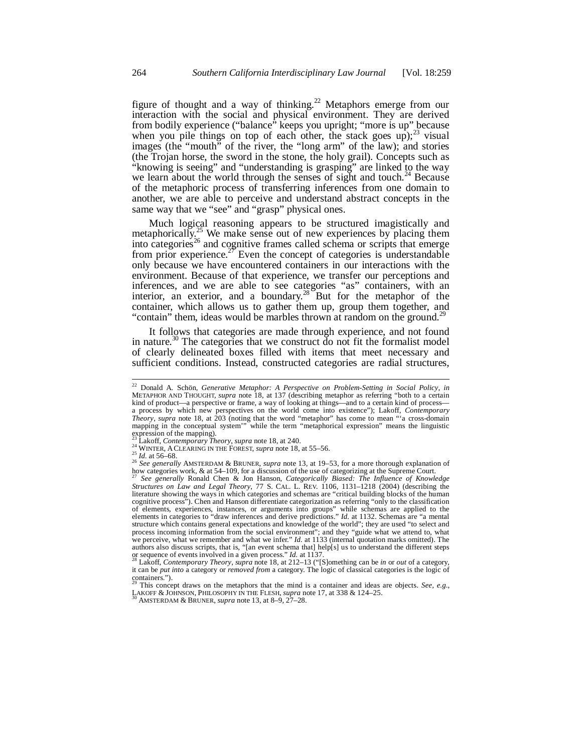figure of thought and a way of thinking.[22] Metaphors emerge from our interaction with the social and physical environment. They are derived from bodily experience ("balance" keeps you upright; "more is up" because when you pile things on top of each other, the stack goes up);[23] visual images (the "mouth" of the river, the "long arm" of the law); and stories (the Trojan horse, the sword in the stone, the holy grail). Concepts such as "knowing is seeing" and "understanding is grasping" are linked to the way we learn about the world through the senses of sight and touch.[24] Because of the metaphoric process of transferring inferences from one domain to another, we are able to perceive and understand abstract concepts in the same way that we "see" and "grasp" physical ones.

Much logical reasoning appears to be structured imagistically and metaphorically.[25] We make sense out of new experiences by placing them into categories[26] and cognitive frames called schema or scripts that emerge from prior experience.[27] Even the concept of categories is understandable only because we have encountered containers in our interactions with the environment. Because of that experience, we transfer our perceptions and inferences, and we are able to see categories "as" containers, with an interior, an exterior, and a boundary.[28] But for the metaphor of the container, which allows us to gather them up, group them together, and "contain" them, ideas would be marbles thrown at random on the ground.[29]

It follows that categories are made through experience, and not found in nature.[30] The categories that we construct do not fit the formalist model of clearly delineated boxes filled with items that meet necessary and sufficient conditions. Instead, constructed categories are radial structures,

---

[22] Donald A. Schön, *Generative Metaphor: A Perspective on Problem-Setting in Social Policy*, *in* METAPHOR AND THOUGHT, *supra* note 18, at 137 (describing metaphor as referring "both to a certain kind of product—a perspective or frame, a way of looking at things—and to a certain kind of process—a process by which new perspectives on the world come into existence"); Lakoff, *Contemporary Theory*, *supra* note 18, at 203 (noting that the word "metaphor" has come to mean "'a cross-domain mapping in the conceptual system'" while the term "metaphorical expression" means the linguistic expression of the mapping).

[23] Lakoff, *Contemporary Theory*, *supra* note 18, at 240.

[24] WINTER, A CLEARING IN THE FOREST, *supra* note 18, at 55–56.

[25] *Id.* at 56–68.

[26] *See generally* AMSTERDAM & BRUNER, *supra* note 13, at 19–53, for a more thorough explanation of how categories work, & at 54–109, for a discussion of the use of categorizing at the Supreme Court.

[27] *See generally* Ronald Chen & Jon Hanson, *Categorically Biased: The Influence of Knowledge Structures on Law and Legal Theory*, 77 S. CAL. L. REV. 1106, 1131–1218 (2004) (describing the literature showing the ways in which categories and schemas are "critical building blocks of the human cognitive process"). Chen and Hanson differentiate categorization as referring "only to the classification of elements, experiences, instances, or arguments into groups" while schemas are applied to the elements in categories to "draw inferences and derive predictions." *Id.* at 1132. Schemas are "a mental structure which contains general expectations and knowledge of the world"; they are used "to select and process incoming information from the social environment"; and they "guide what we attend to, what we perceive, what we remember and what we infer." *Id.* at 1133 (internal quotation marks omitted). The authors also discuss scripts, that is, "[an event schema that] help[s] us to understand the different steps or sequence of events involved in a given process." *Id.* at 1137.

[28] Lakoff, *Contemporary Theory*, *supra* note 18, at 212–13 ("[S]omething can be *in* or *out* of a category, it can be *put into* a category or *removed from* a category. The logic of classical categories is the logic of containers.").

[29] This concept draws on the metaphors that the mind is a container and ideas are objects. *See, e.g.*, LAKOFF & JOHNSON, PHILOSOPHY IN THE FLESH, *supra* note 17, at 338 & 124–25.

[30] AMSTERDAM & BRUNER, *supra* note 13, at 8–9, 27–28.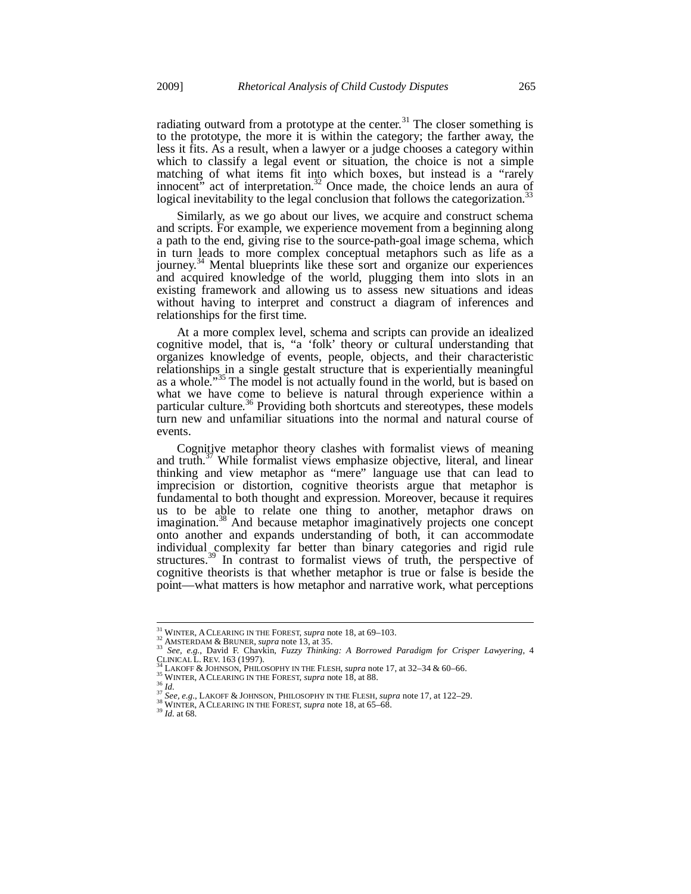radiating outward from a prototype at the center.[31] The closer something is to the prototype, the more it is within the category; the farther away, the less it fits. As a result, when a lawyer or a judge chooses a category within which to classify a legal event or situation, the choice is not a simple matching of what items fit into which boxes, but instead is a "rarely innocent" act of interpretation.[32] Once made, the choice lends an aura of logical inevitability to the legal conclusion that follows the categorization.[33]

Similarly, as we go about our lives, we acquire and construct schema and scripts. For example, we experience movement from a beginning along a path to the end, giving rise to the source-path-goal image schema, which in turn leads to more complex conceptual metaphors such as life as a journey.[34] Mental blueprints like these sort and organize our experiences and acquired knowledge of the world, plugging them into slots in an existing framework and allowing us to assess new situations and ideas without having to interpret and construct a diagram of inferences and relationships for the first time.

At a more complex level, schema and scripts can provide an idealized cognitive model, that is, "a 'folk' theory or cultural understanding that organizes knowledge of events, people, objects, and their characteristic relationships in a single gestalt structure that is experientially meaningful as a whole."[35] The model is not actually found in the world, but is based on what we have come to believe is natural through experience within a particular culture.[36] Providing both shortcuts and stereotypes, these models turn new and unfamiliar situations into the normal and natural course of events.

Cognitive metaphor theory clashes with formalist views of meaning and truth.[37] While formalist views emphasize objective, literal, and linear thinking and view metaphor as "mere" language use that can lead to imprecision or distortion, cognitive theorists argue that metaphor is fundamental to both thought and expression. Moreover, because it requires us to be able to relate one thing to another, metaphor draws on imagination.[38] And because metaphor imaginatively projects one concept onto another and expands understanding of both, it can accommodate individual complexity far better than binary categories and rigid rule structures.[39] In contrast to formalist views of truth, the perspective of cognitive theorists is that whether metaphor is true or false is beside the point—what matters is how metaphor and narrative work, what perceptions

---

[31] WINTER, A CLEARING IN THE FOREST, *supra* note 18, at 69–103.
[32] AMSTERDAM & BRUNER, *supra* note 13, at 35.
[33] *See, e.g.*, David F. Chavkin, *Fuzzy Thinking: A Borrowed Paradigm for Crisper Lawyering*, 4 CLINICAL L. REV. 163 (1997).
[34] LAKOFF & JOHNSON, PHILOSOPHY IN THE FLESH, *supra* note 17, at 32–34 & 60–66.
[35] WINTER, A CLEARING IN THE FOREST, *supra* note 18, at 88.
[36] *Id.*
[37] *See, e.g.*, LAKOFF & JOHNSON, PHILOSOPHY IN THE FLESH, *supra* note 17, at 122–29.
[38] WINTER, A CLEARING IN THE FOREST, *supra* note 18, at 65–68.
[39] *Id.* at 68.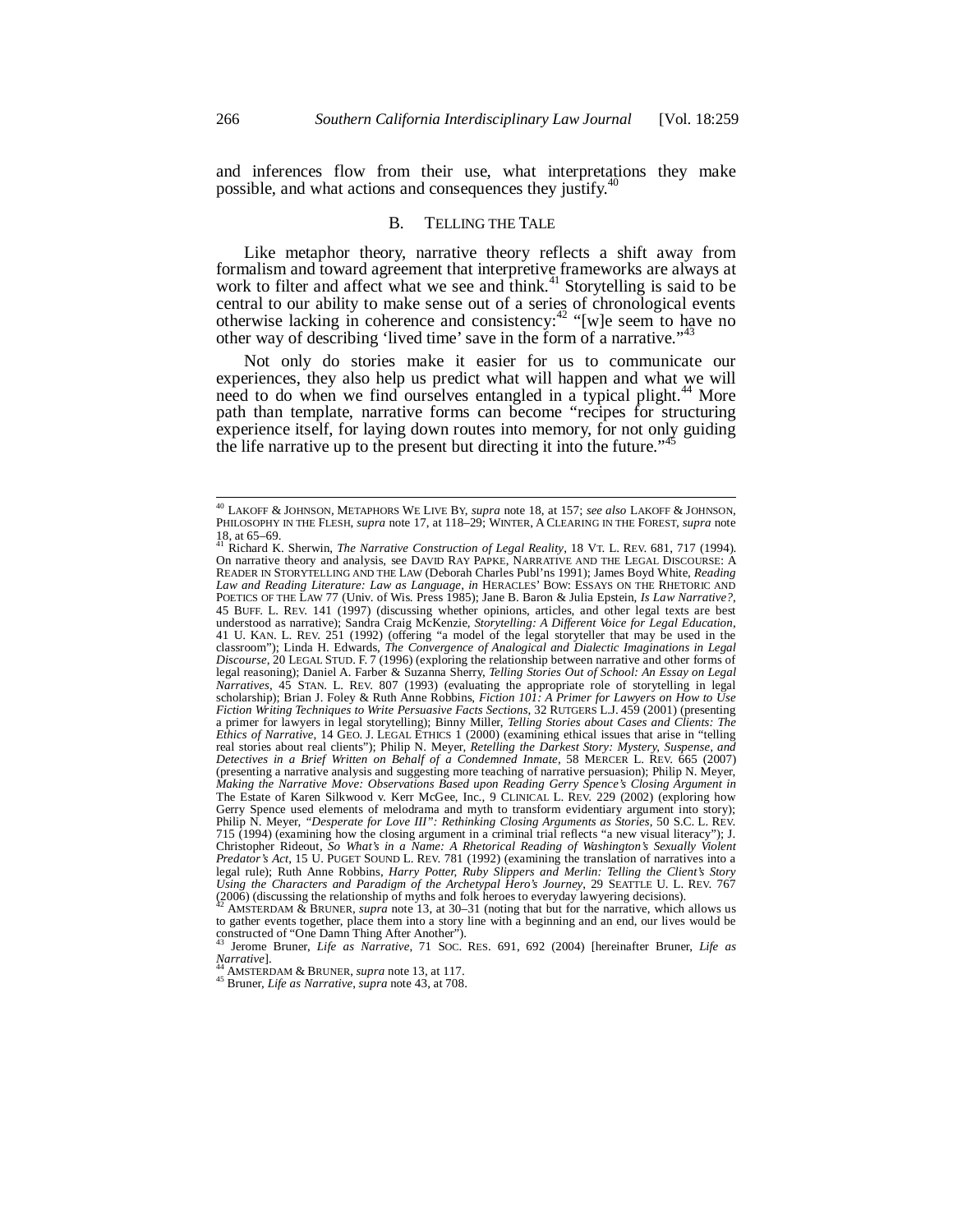and inferences flow from their use, what interpretations they make possible, and what actions and consequences they justify.[40]

## B. TELLING THE TALE

Like metaphor theory, narrative theory reflects a shift away from formalism and toward agreement that interpretive frameworks are always at work to filter and affect what we see and think.[41] Storytelling is said to be central to our ability to make sense out of a series of chronological events otherwise lacking in coherence and consistency:[42] "[w]e seem to have no other way of describing 'lived time' save in the form of a narrative."[43]

Not only do stories make it easier for us to communicate our experiences, they also help us predict what will happen and what we will need to do when we find ourselves entangled in a typical plight.[44] More path than template, narrative forms can become "recipes for structuring experience itself, for laying down routes into memory, for not only guiding the life narrative up to the present but directing it into the future."[45]

---

[40] LAKOFF & JOHNSON, METAPHORS WE LIVE BY, *supra* note 18, at 157; *see also* LAKOFF & JOHNSON, PHILOSOPHY IN THE FLESH, *supra* note 17, at 118–29; WINTER, A CLEARING IN THE FOREST, *supra* note 18, at 65–69.

[41] Richard K. Sherwin, *The Narrative Construction of Legal Reality*, 18 VT. L. REV. 681, 717 (1994). On narrative theory and analysis, see DAVID RAY PAPKE, NARRATIVE AND THE LEGAL DISCOURSE: A READER IN STORYTELLING AND THE LAW (Deborah Charles Publ'ns 1991); James Boyd White, *Reading Law and Reading Literature: Law as Language*, *in* HERACLES' BOW: ESSAYS ON THE RHETORIC AND POETICS OF THE LAW 77 (Univ. of Wis. Press 1985); Jane B. Baron & Julia Epstein, *Is Law Narrative?*, 45 BUFF. L. REV. 141 (1997) (discussing whether opinions, articles, and other legal texts are best understood as narrative); Sandra Craig McKenzie, *Storytelling: A Different Voice for Legal Education*, 41 U. KAN. L. REV. 251 (1992) (offering "a model of the legal storyteller that may be used in the classroom"); Linda H. Edwards, *The Convergence of Analogical and Dialectic Imaginations in Legal Discourse*, 20 LEGAL STUD. F. 7 (1996) (exploring the relationship between narrative and other forms of legal reasoning); Daniel A. Farber & Suzanna Sherry, *Telling Stories Out of School: An Essay on Legal Narratives*, 45 STAN. L. REV. 807 (1993) (evaluating the appropriate role of storytelling in legal scholarship); Brian J. Foley & Ruth Anne Robbins, *Fiction 101: A Primer for Lawyers on How to Use Fiction Writing Techniques to Write Persuasive Facts Sections*, 32 RUTGERS L.J. 459 (2001) (presenting a primer for lawyers in legal storytelling); Binny Miller, *Telling Stories about Cases and Clients: The Ethics of Narrative*, 14 GEO. J. LEGAL ETHICS 1 (2000) (examining ethical issues that arise in "telling real stories about real clients"); Philip N. Meyer, *Retelling the Darkest Story: Mystery, Suspense, and Detectives in a Brief Written on Behalf of a Condemned Inmate*, 58 MERCER L. REV. 665 (2007) (presenting a narrative analysis and suggesting more teaching of narrative persuasion); Philip N. Meyer, *Making the Narrative Move: Observations Based upon Reading Gerry Spence's Closing Argument in* The Estate of Karen Silkwood v. Kerr McGee, Inc., 9 CLINICAL L. REV. 229 (2002) (exploring how Gerry Spence used elements of melodrama and myth to transform evidentiary argument into story); Philip N. Meyer, *"Desperate for Love III": Rethinking Closing Arguments as Stories*, 50 S.C. L. REV. 715 (1994) (examining how the closing argument in a criminal trial reflects "a new visual literacy"); J. Christopher Rideout, *So What's in a Name: A Rhetorical Reading of Washington's Sexually Violent Predator's Act*, 15 U. PUGET SOUND L. REV. 781 (1992) (examining the translation of narratives into a legal rule); Ruth Anne Robbins, *Harry Potter, Ruby Slippers and Merlin: Telling the Client's Story Using the Characters and Paradigm of the Archetypal Hero's Journey*, 29 SEATTLE U. L. REV. 767 (2006) (discussing the relationship of myths and folk heroes to everyday lawyering decisions).

[42] AMSTERDAM & BRUNER, *supra* note 13, at 30–31 (noting that but for the narrative, which allows us to gather events together, place them into a story line with a beginning and an end, our lives would be constructed of "One Damn Thing After Another").

[43] Jerome Bruner, *Life as Narrative*, 71 SOC. RES. 691, 692 (2004) [hereinafter Bruner, *Life as Narrative*].

[44] AMSTERDAM & BRUNER, *supra* note 13, at 117.

[45] Bruner, *Life as Narrative*, *supra* note 43, at 708.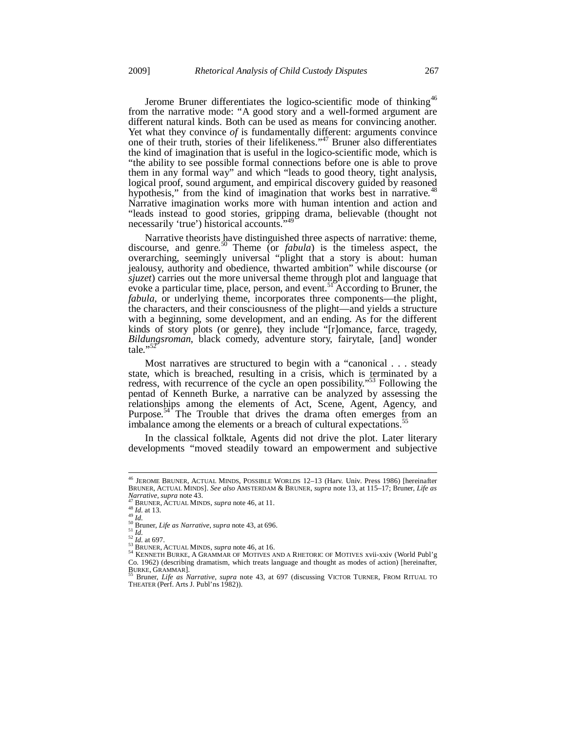Jerome Bruner differentiates the logico-scientific mode of thinking[46] from the narrative mode: "A good story and a well-formed argument are different natural kinds. Both can be used as means for convincing another. Yet what they convince *of* is fundamentally different: arguments convince one of their truth, stories of their lifelikeness."[47] Bruner also differentiates the kind of imagination that is useful in the logico-scientific mode, which is "the ability to see possible formal connections before one is able to prove them in any formal way" and which "leads to good theory, tight analysis, logical proof, sound argument, and empirical discovery guided by reasoned hypothesis," from the kind of imagination that works best in narrative.[48] Narrative imagination works more with human intention and action and "leads instead to good stories, gripping drama, believable (thought not necessarily 'true') historical accounts."[49]

Narrative theorists have distinguished three aspects of narrative: theme, discourse, and genre.[50] Theme (or *fabula*) is the timeless aspect, the overarching, seemingly universal "plight that a story is about: human jealousy, authority and obedience, thwarted ambition" while discourse (or *sjuzet*) carries out the more universal theme through plot and language that evoke a particular time, place, person, and event.[51] According to Bruner, the *fabula*, or underlying theme, incorporates three components—the plight, the characters, and their consciousness of the plight—and yields a structure with a beginning, some development, and an ending. As for the different kinds of story plots (or genre), they include "[r]omance, farce, tragedy, *Bildungsroman*, black comedy, adventure story, fairytale, [and] wonder tale."[52]

Most narratives are structured to begin with a "canonical . . . steady state, which is breached, resulting in a crisis, which is terminated by a redress, with recurrence of the cycle an open possibility."[53] Following the pentad of Kenneth Burke, a narrative can be analyzed by assessing the relationships among the elements of Act, Scene, Agent, Agency, and Purpose.[54] The Trouble that drives the drama often emerges from an imbalance among the elements or a breach of cultural expectations.[55]

In the classical folktale, Agents did not drive the plot. Later literary developments "moved steadily toward an empowerment and subjective

---

[46] JEROME BRUNER, ACTUAL MINDS, POSSIBLE WORLDS 12–13 (Harv. Univ. Press 1986) [hereinafter BRUNER, ACTUAL MINDS]. *See also* AMSTERDAM & BRUNER, *supra* note 13, at 115–17; Bruner, *Life as Narrative*, *supra* note 43.

[47] BRUNER, ACTUAL MINDS, *supra* note 46, at 11.

[48] *Id.* at 13.

[49] *Id.*

[50] Bruner, *Life as Narrative*, *supra* note 43, at 696.

[51] *Id.*

[52] *Id.* at 697.

[53] BRUNER, ACTUAL MINDS, *supra* note 46, at 16.

[54] KENNETH BURKE, A GRAMMAR OF MOTIVES AND A RHETORIC OF MOTIVES xvii-xxiv (World Publ'g Co. 1962) (describing dramatism, which treats language and thought as modes of action) [hereinafter, BURKE, GRAMMAR].

[55] Bruner, *Life as Narrative*, *supra* note 43, at 697 (discussing VICTOR TURNER, FROM RITUAL TO THEATER (Perf. Arts J. Publ'ns 1982)).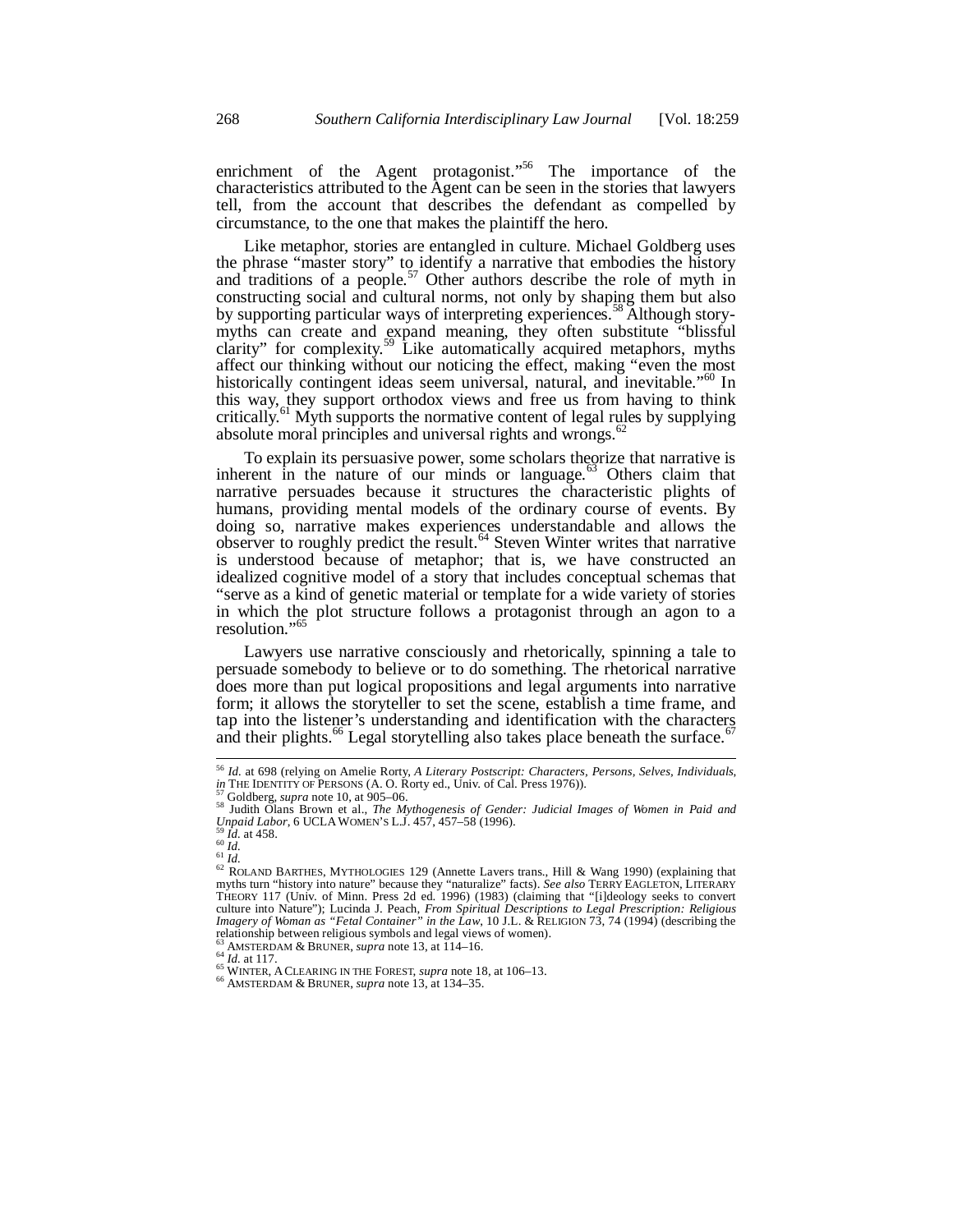enrichment of the Agent protagonist."[56] The importance of the characteristics attributed to the Agent can be seen in the stories that lawyers tell, from the account that describes the defendant as compelled by circumstance, to the one that makes the plaintiff the hero.

Like metaphor, stories are entangled in culture. Michael Goldberg uses the phrase "master story" to identify a narrative that embodies the history and traditions of a people.[57] Other authors describe the role of myth in constructing social and cultural norms, not only by shaping them but also by supporting particular ways of interpreting experiences.[58] Although story-myths can create and expand meaning, they often substitute "blissful clarity" for complexity.[59] Like automatically acquired metaphors, myths affect our thinking without our noticing the effect, making "even the most historically contingent ideas seem universal, natural, and inevitable."[60] In this way, they support orthodox views and free us from having to think critically.[61] Myth supports the normative content of legal rules by supplying absolute moral principles and universal rights and wrongs.[62]

To explain its persuasive power, some scholars theorize that narrative is inherent in the nature of our minds or language.[63] Others claim that narrative persuades because it structures the characteristic plights of humans, providing mental models of the ordinary course of events. By doing so, narrative makes experiences understandable and allows the observer to roughly predict the result.[64] Steven Winter writes that narrative is understood because of metaphor; that is, we have constructed an idealized cognitive model of a story that includes conceptual schemas that "serve as a kind of genetic material or template for a wide variety of stories in which the plot structure follows a protagonist through an agon to a resolution."[65]

Lawyers use narrative consciously and rhetorically, spinning a tale to persuade somebody to believe or to do something. The rhetorical narrative does more than put logical propositions and legal arguments into narrative form; it allows the storyteller to set the scene, establish a time frame, and tap into the listener's understanding and identification with the characters and their plights.[66] Legal storytelling also takes place beneath the surface.[67]

---

[56] *Id.* at 698 (relying on Amelie Rorty, *A Literary Postscript: Characters, Persons, Selves, Individuals*, *in* THE IDENTITY OF PERSONS (A. O. Rorty ed., Univ. of Cal. Press 1976)).

[57] Goldberg, *supra* note 10, at 905–06.

[58] Judith Olans Brown et al., *The Mythogenesis of Gender: Judicial Images of Women in Paid and Unpaid Labor*, 6 UCLA WOMEN'S L.J. 457, 457–58 (1996).

[59] *Id.* at 458.

[60] *Id.*

[61] *Id.*

[62] ROLAND BARTHES, MYTHOLOGIES 129 (Annette Lavers trans., Hill & Wang 1990) (explaining that myths turn "history into nature" because they "naturalize" facts). *See also* TERRY EAGLETON, LITERARY THEORY 117 (Univ. of Minn. Press 2d ed. 1996) (1983) (claiming that "[i]deology seeks to convert culture into Nature"); Lucinda J. Peach, *From Spiritual Descriptions to Legal Prescription: Religious Imagery of Woman as "Fetal Container" in the Law*, 10 J.L. & RELIGION 73, 74 (1994) (describing the relationship between religious symbols and legal views of women).

[63] AMSTERDAM & BRUNER, *supra* note 13, at 114–16.

[64] *Id.* at 117.

[65] WINTER, A CLEARING IN THE FOREST, *supra* note 18, at 106–13.

[66] AMSTERDAM & BRUNER, *supra* note 13, at 134–35.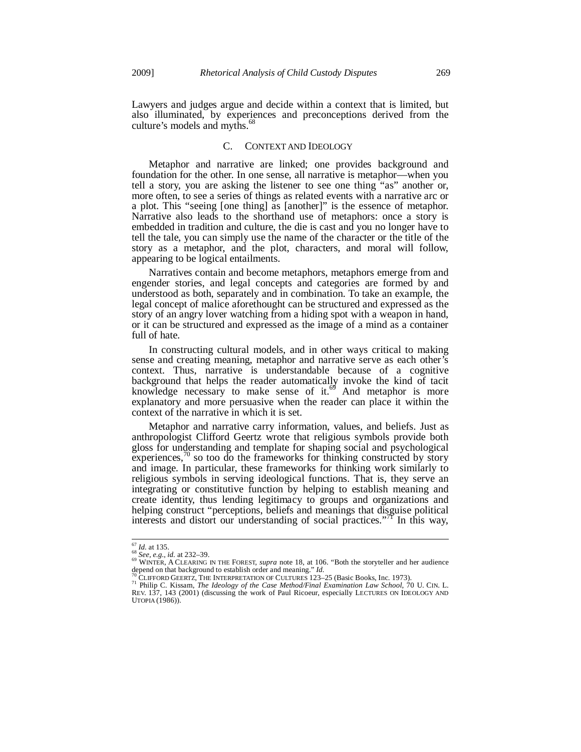Lawyers and judges argue and decide within a context that is limited, but also illuminated, by experiences and preconceptions derived from the culture's models and myths.[68]

### C. Context and Ideology

Metaphor and narrative are linked; one provides background and foundation for the other. In one sense, all narrative is metaphor—when you tell a story, you are asking the listener to see one thing "as" another or, more often, to see a series of things as related events with a narrative arc or a plot. This "seeing [one thing] as [another]" is the essence of metaphor. Narrative also leads to the shorthand use of metaphors: once a story is embedded in tradition and culture, the die is cast and you no longer have to tell the tale, you can simply use the name of the character or the title of the story as a metaphor, and the plot, characters, and moral will follow, appearing to be logical entailments.

Narratives contain and become metaphors, metaphors emerge from and engender stories, and legal concepts and categories are formed by and understood as both, separately and in combination. To take an example, the legal concept of malice aforethought can be structured and expressed as the story of an angry lover watching from a hiding spot with a weapon in hand, or it can be structured and expressed as the image of a mind as a container full of hate.

In constructing cultural models, and in other ways critical to making sense and creating meaning, metaphor and narrative serve as each other's context. Thus, narrative is understandable because of a cognitive background that helps the reader automatically invoke the kind of tacit knowledge necessary to make sense of it.[69] And metaphor is more explanatory and more persuasive when the reader can place it within the context of the narrative in which it is set.

Metaphor and narrative carry information, values, and beliefs. Just as anthropologist Clifford Geertz wrote that religious symbols provide both gloss for understanding and template for shaping social and psychological experiences,[70] so too do the frameworks for thinking constructed by story and image. In particular, these frameworks for thinking work similarly to religious symbols in serving ideological functions. That is, they serve an integrating or constitutive function by helping to establish meaning and create identity, thus lending legitimacy to groups and organizations and helping construct "perceptions, beliefs and meanings that disguise political interests and distort our understanding of social practices."[71] In this way,

---

[67] *Id.* at 135.

[68] *See, e.g.*, *id.* at 232–39.

[69] WINTER, A CLEARING IN THE FOREST, *supra* note 18, at 106. "Both the storyteller and her audience depend on that background to establish order and meaning." *Id.*

[70] CLIFFORD GEERTZ, THE INTERPRETATION OF CULTURES 123–25 (Basic Books, Inc. 1973).

[71] Philip C. Kissam, *The Ideology of the Case Method/Final Examination Law School*, 70 U. CIN. L. REV. 137, 143 (2001) (discussing the work of Paul Ricoeur, especially LECTURES ON IDEOLOGY AND UTOPIA (1986)).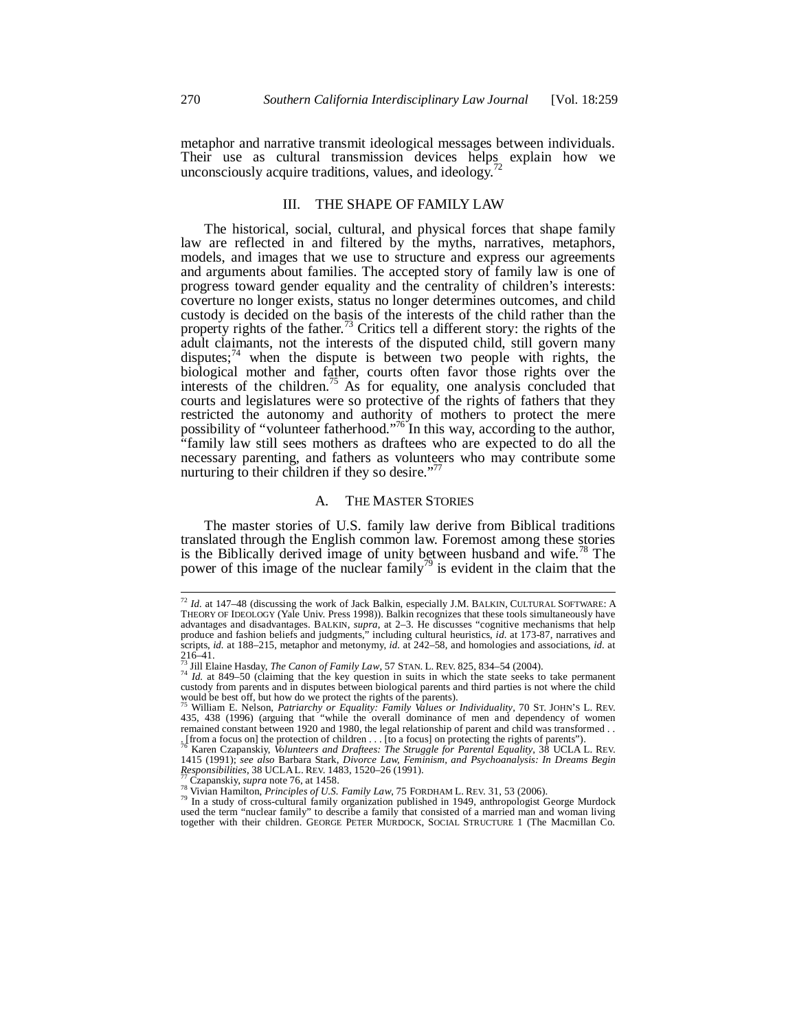metaphor and narrative transmit ideological messages between individuals. Their use as cultural transmission devices helps explain how we unconsciously acquire traditions, values, and ideology.[72]

## III. THE SHAPE OF FAMILY LAW

The historical, social, cultural, and physical forces that shape family law are reflected in and filtered by the myths, narratives, metaphors, models, and images that we use to structure and express our agreements and arguments about families. The accepted story of family law is one of progress toward gender equality and the centrality of children's interests: coverture no longer exists, status no longer determines outcomes, and child custody is decided on the basis of the interests of the child rather than the property rights of the father.[73] Critics tell a different story: the rights of the adult claimants, not the interests of the disputed child, still govern many disputes;[74] when the dispute is between two people with rights, the biological mother and father, courts often favor those rights over the interests of the children.[75] As for equality, one analysis concluded that courts and legislatures were so protective of the rights of fathers that they restricted the autonomy and authority of mothers to protect the mere possibility of "volunteer fatherhood."[76] In this way, according to the author, "family law still sees mothers as draftees who are expected to do all the necessary parenting, and fathers as volunteers who may contribute some nurturing to their children if they so desire."[77]

### A. THE MASTER STORIES

The master stories of U.S. family law derive from Biblical traditions translated through the English common law. Foremost among these stories is the Biblically derived image of unity between husband and wife.[78] The power of this image of the nuclear family[79] is evident in the claim that the

---

[72] *Id.* at 147–48 (discussing the work of Jack Balkin, especially J.M. BALKIN, CULTURAL SOFTWARE: A THEORY OF IDEOLOGY (Yale Univ. Press 1998)). Balkin recognizes that these tools simultaneously have advantages and disadvantages. BALKIN, *supra*, at 2–3. He discusses "cognitive mechanisms that help produce and fashion beliefs and judgments," including cultural heuristics, *id.* at 173-87, narratives and scripts, *id.* at 188–215, metaphor and metonymy, *id.* at 242–58, and homologies and associations, *id.* at 216–41.

[73] Jill Elaine Hasday, *The Canon of Family Law*, 57 STAN. L. REV. 825, 834–54 (2004).

[74] *Id.* at 849–50 (claiming that the key question in suits in which the state seeks to take permanent custody from parents and in disputes between biological parents and third parties is not where the child would be best off, but how do we protect the rights of the parents).

[75] William E. Nelson, *Patriarchy or Equality: Family Values or Individuality*, 70 ST. JOHN'S L. REV. 435, 438 (1996) (arguing that "while the overall dominance of men and dependency of women remained constant between 1920 and 1980, the legal relationship of parent and child was transformed . . . [from a focus on] the protection of children . . . [to a focus] on protecting the rights of parents").

[76] Karen Czapanskiy, *Volunteers and Draftees: The Struggle for Parental Equality*, 38 UCLA L. REV. 1415 (1991); *see also* Barbara Stark, *Divorce Law, Feminism, and Psychoanalysis: In Dreams Begin Responsibilities*, 38 UCLA L. REV. 1483, 1520–26 (1991).

[77] Czapanskiy, *supra* note 76, at 1458.

[78] Vivian Hamilton, *Principles of U.S. Family Law*, 75 FORDHAM L. REV. 31, 53 (2006).

[79] In a study of cross-cultural family organization published in 1949, anthropologist George Murdock used the term "nuclear family" to describe a family that consisted of a married man and woman living together with their children. GEORGE PETER MURDOCK, SOCIAL STRUCTURE 1 (The Macmillan Co.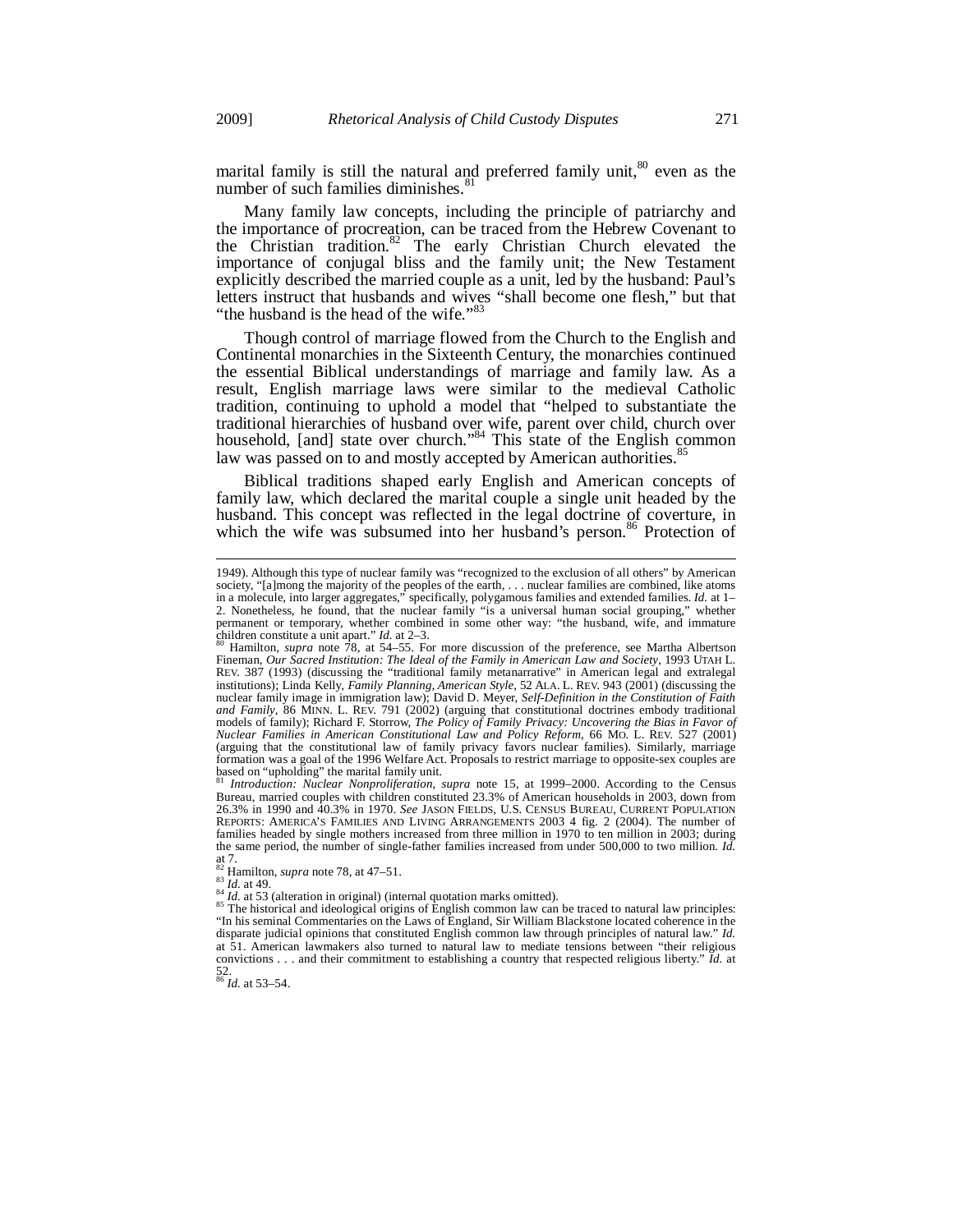marital family is still the natural and preferred family unit,[80] even as the number of such families diminishes.[81]

Many family law concepts, including the principle of patriarchy and the importance of procreation, can be traced from the Hebrew Covenant to the Christian tradition.[82] The early Christian Church elevated the importance of conjugal bliss and the family unit; the New Testament explicitly described the married couple as a unit, led by the husband: Paul's letters instruct that husbands and wives "shall become one flesh," but that "the husband is the head of the wife."[83]

Though control of marriage flowed from the Church to the English and Continental monarchies in the Sixteenth Century, the monarchies continued the essential Biblical understandings of marriage and family law. As a result, English marriage laws were similar to the medieval Catholic tradition, continuing to uphold a model that "helped to substantiate the traditional hierarchies of husband over wife, parent over child, church over household, [and] state over church."[84] This state of the English common law was passed on to and mostly accepted by American authorities.[85]

Biblical traditions shaped early English and American concepts of family law, which declared the marital couple a single unit headed by the husband. This concept was reflected in the legal doctrine of coverture, in which the wife was subsumed into her husband's person.[86] Protection of

---

1949). Although this type of nuclear family was "recognized to the exclusion of all others" by American society, "[a]mong the majority of the peoples of the earth, . . . nuclear families are combined, like atoms in a molecule, into larger aggregates," specifically, polygamous families and extended families. *Id.* at 1–2. Nonetheless, he found, that the nuclear family "is a universal human social grouping," whether permanent or temporary, whether combined in some other way: "the husband, wife, and immature children constitute a unit apart." *Id.* at 2–3.

[80] Hamilton, *supra* note 78, at 54–55. For more discussion of the preference, see Martha Albertson Fineman, *Our Sacred Institution: The Ideal of the Family in American Law and Society*, 1993 UTAH L. REV. 387 (1993) (discussing the "traditional family metanarrative" in American legal and extralegal institutions); Linda Kelly, *Family Planning, American Style*, 52 ALA. L. REV. 943 (2001) (discussing the nuclear family image in immigration law); David D. Meyer, *Self-Definition in the Constitution of Faith and Family*, 86 MINN. L. REV. 791 (2002) (arguing that constitutional doctrines embody traditional models of family); Richard F. Storrow, *The Policy of Family Privacy: Uncovering the Bias in Favor of Nuclear Families in American Constitutional Law and Policy Reform*, 66 MO. L. REV. 527 (2001) (arguing that the constitutional law of family privacy favors nuclear families). Similarly, marriage formation was a goal of the 1996 Welfare Act. Proposals to restrict marriage to opposite-sex couples are based on "upholding" the marital family unit.

[81] *Introduction: Nuclear Nonproliferation*, *supra* note 15, at 1999–2000. According to the Census Bureau, married couples with children constituted 23.3% of American households in 2003, down from 26.3% in 1990 and 40.3% in 1970. *See* JASON FIELDS, U.S. CENSUS BUREAU, CURRENT POPULATION REPORTS: AMERICA'S FAMILIES AND LIVING ARRANGEMENTS 2003 4 fig. 2 (2004). The number of families headed by single mothers increased from three million in 1970 to ten million in 2003; during the same period, the number of single-father families increased from under 500,000 to two million. *Id.* at 7.

[82] Hamilton, *supra* note 78, at 47–51.

[83] *Id.* at 49.

[84] *Id.* at 53 (alteration in original) (internal quotation marks omitted).

[85] The historical and ideological origins of English common law can be traced to natural law principles: "In his seminal Commentaries on the Laws of England, Sir William Blackstone located coherence in the disparate judicial opinions that constituted English common law through principles of natural law." *Id.* at 51. American lawmakers also turned to natural law to mediate tensions between "their religious convictions . . . and their commitment to establishing a country that respected religious liberty." *Id.* at 52.

[86] *Id.* at 53–54.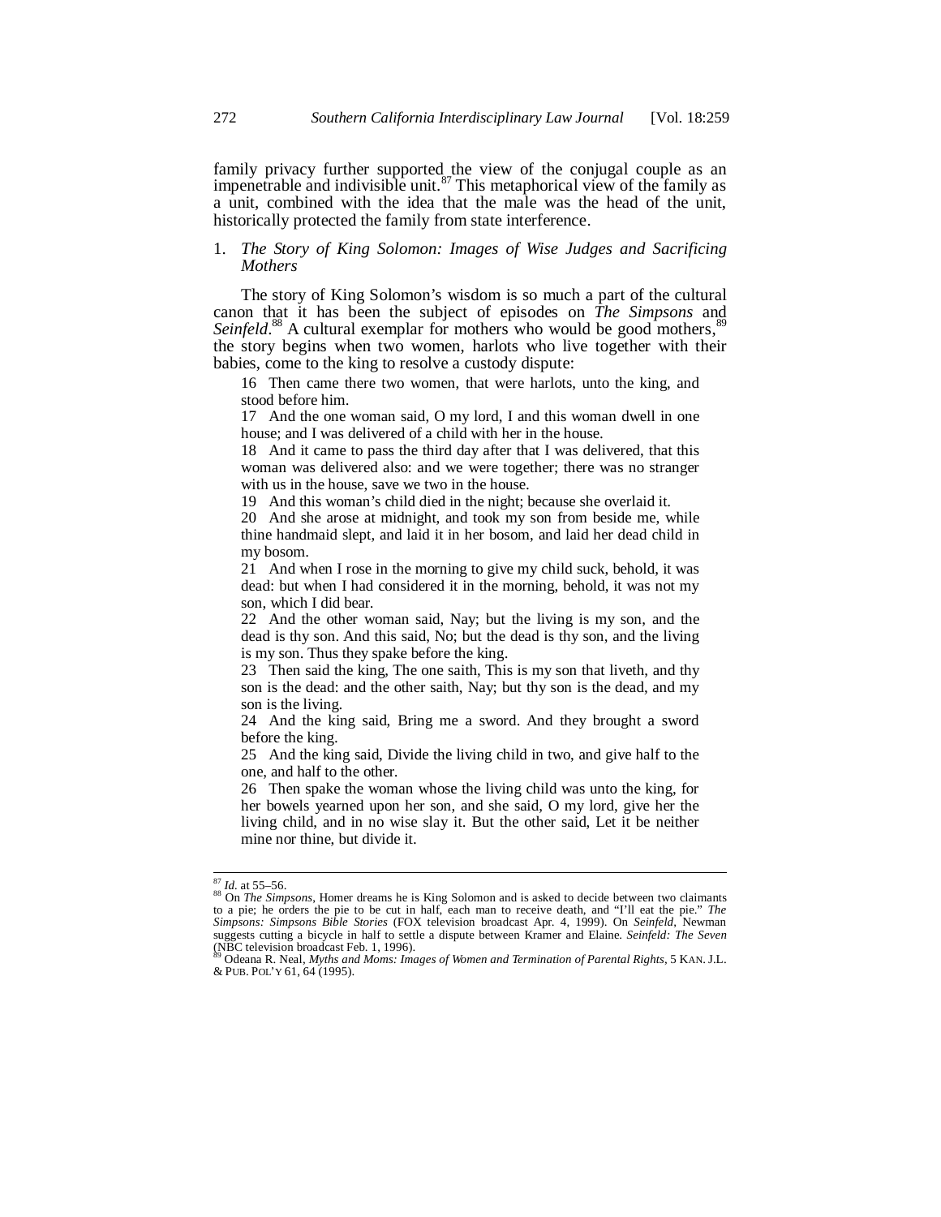family privacy further supported the view of the conjugal couple as an impenetrable and indivisible unit.[87] This metaphorical view of the family as a unit, combined with the idea that the male was the head of the unit, historically protected the family from state interference.

### 1. *The Story of King Solomon: Images of Wise Judges and Sacrificing Mothers*

The story of King Solomon's wisdom is so much a part of the cultural canon that it has been the subject of episodes on *The Simpsons* and *Seinfeld*.[88] A cultural exemplar for mothers who would be good mothers,[89] the story begins when two women, harlots who live together with their babies, come to the king to resolve a custody dispute:

> 16 Then came there two women, that were harlots, unto the king, and stood before him.
>
> 17 And the one woman said, O my lord, I and this woman dwell in one house; and I was delivered of a child with her in the house.
>
> 18 And it came to pass the third day after that I was delivered, that this woman was delivered also: and we were together; there was no stranger with us in the house, save we two in the house.
>
> 19 And this woman's child died in the night; because she overlaid it.
>
> 20 And she arose at midnight, and took my son from beside me, while thine handmaid slept, and laid it in her bosom, and laid her dead child in my bosom.
>
> 21 And when I rose in the morning to give my child suck, behold, it was dead: but when I had considered it in the morning, behold, it was not my son, which I did bear.
>
> 22 And the other woman said, Nay; but the living is my son, and the dead is thy son. And this said, No; but the dead is thy son, and the living is my son. Thus they spake before the king.
>
> 23 Then said the king, The one saith, This is my son that liveth, and thy son is the dead: and the other saith, Nay; but thy son is the dead, and my son is the living.
>
> 24 And the king said, Bring me a sword. And they brought a sword before the king.
>
> 25 And the king said, Divide the living child in two, and give half to the one, and half to the other.
>
> 26 Then spake the woman whose the living child was unto the king, for her bowels yearned upon her son, and she said, O my lord, give her the living child, and in no wise slay it. But the other said, Let it be neither mine nor thine, but divide it.

---

[87] *Id.* at 55–56.

[88] On *The Simpsons*, Homer dreams he is King Solomon and is asked to decide between two claimants to a pie; he orders the pie to be cut in half, each man to receive death, and "I'll eat the pie." *The Simpsons: Simpsons Bible Stories* (FOX television broadcast Apr. 4, 1999). On *Seinfeld*, Newman suggests cutting a bicycle in half to settle a dispute between Kramer and Elaine. *Seinfeld: The Seven* (NBC television broadcast Feb. 1, 1996).

[89] Odeana R. Neal, *Myths and Moms: Images of Women and Termination of Parental Rights*, 5 KAN. J.L. & PUB. POL'Y 61, 64 (1995).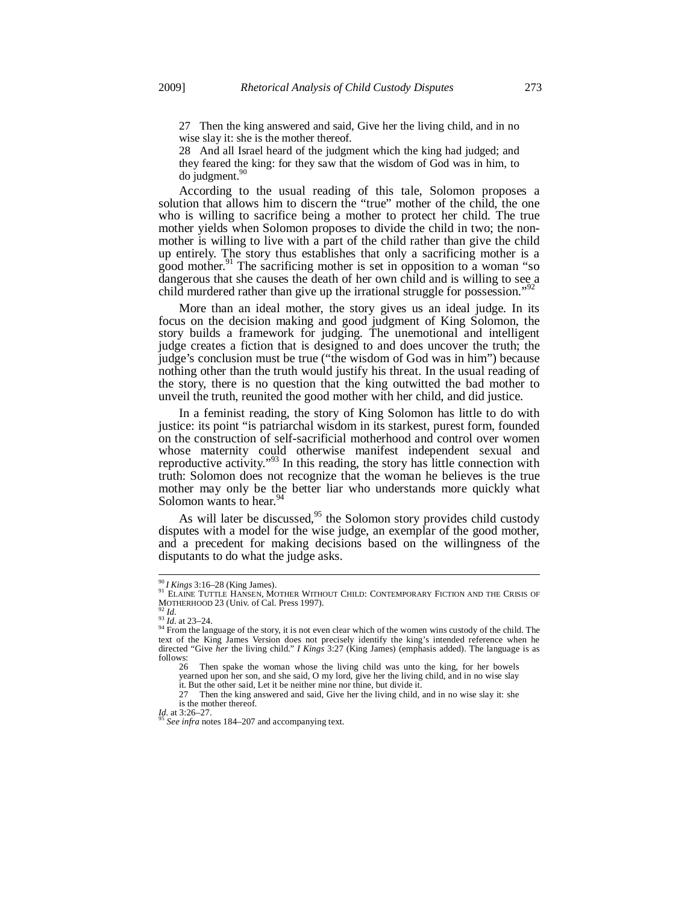> 27 Then the king answered and said, Give her the living child, and in no wise slay it: she is the mother thereof.
>
> 28 And all Israel heard of the judgment which the king had judged; and they feared the king: for they saw that the wisdom of God was in him, to do judgment.[90]

According to the usual reading of this tale, Solomon proposes a solution that allows him to discern the "true" mother of the child, the one who is willing to sacrifice being a mother to protect her child. The true mother yields when Solomon proposes to divide the child in two; the non-mother is willing to live with a part of the child rather than give the child up entirely. The story thus establishes that only a sacrificing mother is a good mother.[91] The sacrificing mother is set in opposition to a woman "so dangerous that she causes the death of her own child and is willing to see a child murdered rather than give up the irrational struggle for possession."[92]

More than an ideal mother, the story gives us an ideal judge. In its focus on the decision making and good judgment of King Solomon, the story builds a framework for judging. The unemotional and intelligent judge creates a fiction that is designed to and does uncover the truth; the judge's conclusion must be true ("the wisdom of God was in him") because nothing other than the truth would justify his threat. In the usual reading of the story, there is no question that the king outwitted the bad mother to unveil the truth, reunited the good mother with her child, and did justice.

In a feminist reading, the story of King Solomon has little to do with justice: its point "is patriarchal wisdom in its starkest, purest form, founded on the construction of self-sacrificial motherhood and control over women whose maternity could otherwise manifest independent sexual and reproductive activity."[93] In this reading, the story has little connection with truth: Solomon does not recognize that the woman he believes is the true mother may only be the better liar who understands more quickly what Solomon wants to hear.[94]

As will later be discussed,[95] the Solomon story provides child custody disputes with a model for the wise judge, an exemplar of the good mother, and a precedent for making decisions based on the willingness of the disputants to do what the judge asks.

---

[90] *I Kings* 3:16–28 (King James).

[91] ELAINE TUTTLE HANSEN, MOTHER WITHOUT CHILD: CONTEMPORARY FICTION AND THE CRISIS OF MOTHERHOOD 23 (Univ. of Cal. Press 1997).

[92] *Id.*

[93] *Id.* at 23–24.

[94] From the language of the story, it is not even clear which of the women wins custody of the child. The text of the King James Version does not precisely identify the king's intended reference when he directed "Give *her* the living child." *I Kings* 3:27 (King James) (emphasis added). The language is as follows:

> 26 Then spake the woman whose the living child was unto the king, for her bowels yearned upon her son, and she said, O my lord, give her the living child, and in no wise slay it. But the other said, Let it be neither mine nor thine, but divide it.
>
> 27 Then the king answered and said, Give her the living child, and in no wise slay it: she is the mother thereof.

*Id.* at 3:26–27.

[95] *See infra* notes 184–207 and accompanying text.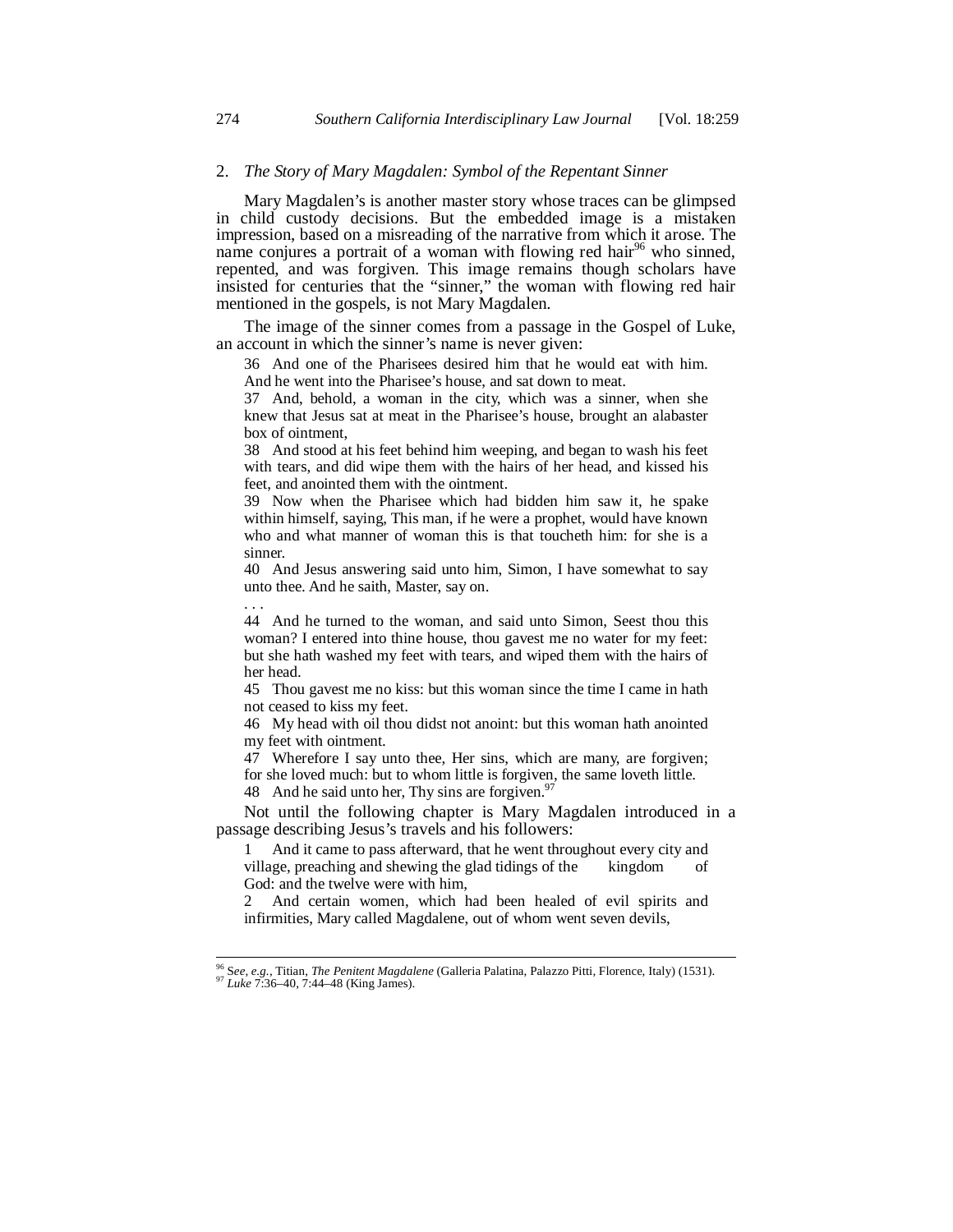### 2. *The Story of Mary Magdalen: Symbol of the Repentant Sinner*

Mary Magdalen's is another master story whose traces can be glimpsed in child custody decisions. But the embedded image is a mistaken impression, based on a misreading of the narrative from which it arose. The name conjures a portrait of a woman with flowing red hair[96] who sinned, repented, and was forgiven. This image remains though scholars have insisted for centuries that the "sinner," the woman with flowing red hair mentioned in the gospels, is not Mary Magdalen.

The image of the sinner comes from a passage in the Gospel of Luke, an account in which the sinner's name is never given:

> 36 And one of the Pharisees desired him that he would eat with him. And he went into the Pharisee's house, and sat down to meat.
>
> 37 And, behold, a woman in the city, which was a sinner, when she knew that Jesus sat at meat in the Pharisee's house, brought an alabaster box of ointment,
>
> 38 And stood at his feet behind him weeping, and began to wash his feet with tears, and did wipe them with the hairs of her head, and kissed his feet, and anointed them with the ointment.
>
> 39 Now when the Pharisee which had bidden him saw it, he spake within himself, saying, This man, if he were a prophet, would have known who and what manner of woman this is that toucheth him: for she is a sinner.
>
> 40 And Jesus answering said unto him, Simon, I have somewhat to say unto thee. And he saith, Master, say on.
>
> . . .
>
> 44 And he turned to the woman, and said unto Simon, Seest thou this woman? I entered into thine house, thou gavest me no water for my feet: but she hath washed my feet with tears, and wiped them with the hairs of her head.
>
> 45 Thou gavest me no kiss: but this woman since the time I came in hath not ceased to kiss my feet.
>
> 46 My head with oil thou didst not anoint: but this woman hath anointed my feet with ointment.
>
> 47 Wherefore I say unto thee, Her sins, which are many, are forgiven; for she loved much: but to whom little is forgiven, the same loveth little.
>
> 48 And he said unto her, Thy sins are forgiven.[97]

Not until the following chapter is Mary Magdalen introduced in a passage describing Jesus's travels and his followers:

> 1 And it came to pass afterward, that he went throughout every city and village, preaching and shewing the glad tidings of the kingdom of God: and the twelve were with him,
>
> 2 And certain women, which had been healed of evil spirits and infirmities, Mary called Magdalene, out of whom went seven devils,

---

[96] *See, e.g.*, Titian, *The Penitent Magdalene* (Galleria Palatina, Palazzo Pitti, Florence, Italy) (1531).

[97] *Luke* 7:36–40, 7:44–48 (King James).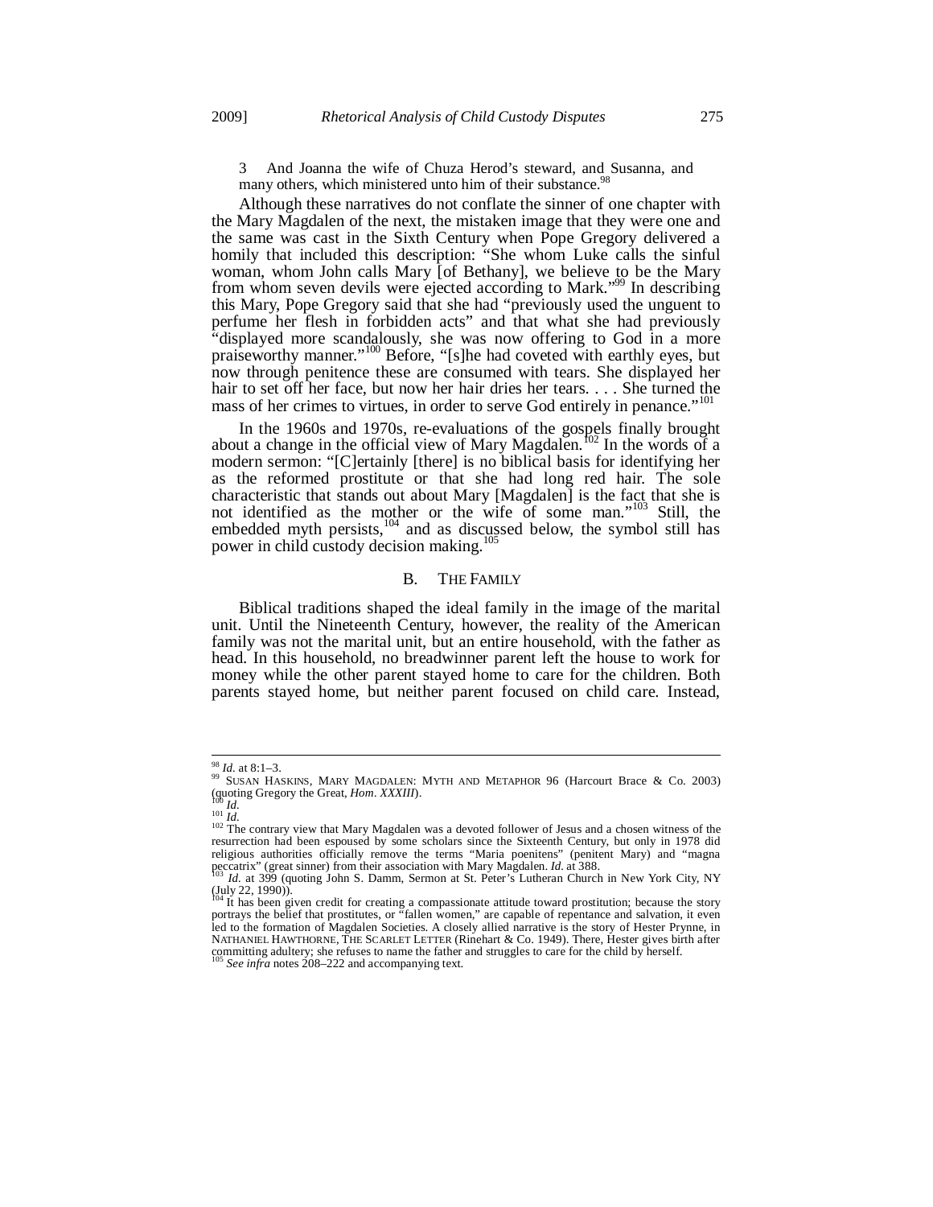3 And Joanna the wife of Chuza Herod's steward, and Susanna, and many others, which ministered unto him of their substance.[98]

Although these narratives do not conflate the sinner of one chapter with the Mary Magdalen of the next, the mistaken image that they were one and the same was cast in the Sixth Century when Pope Gregory delivered a homily that included this description: "She whom Luke calls the sinful woman, whom John calls Mary [of Bethany], we believe to be the Mary from whom seven devils were ejected according to Mark."[99] In describing this Mary, Pope Gregory said that she had "previously used the unguent to perfume her flesh in forbidden acts" and that what she had previously "displayed more scandalously, she was now offering to God in a more praiseworthy manner."[100] Before, "[s]he had coveted with earthly eyes, but now through penitence these are consumed with tears. She displayed her hair to set off her face, but now her hair dries her tears. . . . She turned the mass of her crimes to virtues, in order to serve God entirely in penance."[101]

In the 1960s and 1970s, re-evaluations of the gospels finally brought about a change in the official view of Mary Magdalen.[102] In the words of a modern sermon: "[C]ertainly [there] is no biblical basis for identifying her as the reformed prostitute or that she had long red hair. The sole characteristic that stands out about Mary [Magdalen] is the fact that she is not identified as the mother or the wife of some man."[103] Still, the embedded myth persists,[104] and as discussed below, the symbol still has power in child custody decision making.[105]

## B. THE FAMILY

Biblical traditions shaped the ideal family in the image of the marital unit. Until the Nineteenth Century, however, the reality of the American family was not the marital unit, but an entire household, with the father as head. In this household, no breadwinner parent left the house to work for money while the other parent stayed home to care for the children. Both parents stayed home, but neither parent focused on child care. Instead,

---

[98] *Id.* at 8:1–3.

[99] SUSAN HASKINS, MARY MAGDALEN: MYTH AND METAPHOR 96 (Harcourt Brace & Co. 2003) (quoting Gregory the Great, *Hom*. *XXXIII*).

[100] *Id.*

[101] *Id.*

[102] The contrary view that Mary Magdalen was a devoted follower of Jesus and a chosen witness of the resurrection had been espoused by some scholars since the Sixteenth Century, but only in 1978 did religious authorities officially remove the terms "Maria poenitens" (penitent Mary) and "magna peccatrix" (great sinner) from their association with Mary Magdalen. *Id.* at 388.

[103] *Id.* at 399 (quoting John S. Damm, Sermon at St. Peter's Lutheran Church in New York City, NY (July 22, 1990)).

[104] It has been given credit for creating a compassionate attitude toward prostitution; because the story portrays the belief that prostitutes, or "fallen women," are capable of repentance and salvation, it even led to the formation of Magdalen Societies. A closely allied narrative is the story of Hester Prynne, in NATHANIEL HAWTHORNE, THE SCARLET LETTER (Rinehart & Co. 1949). There, Hester gives birth after committing adultery; she refuses to name the father and struggles to care for the child by herself.

[105] *See infra* notes 208–222 and accompanying text.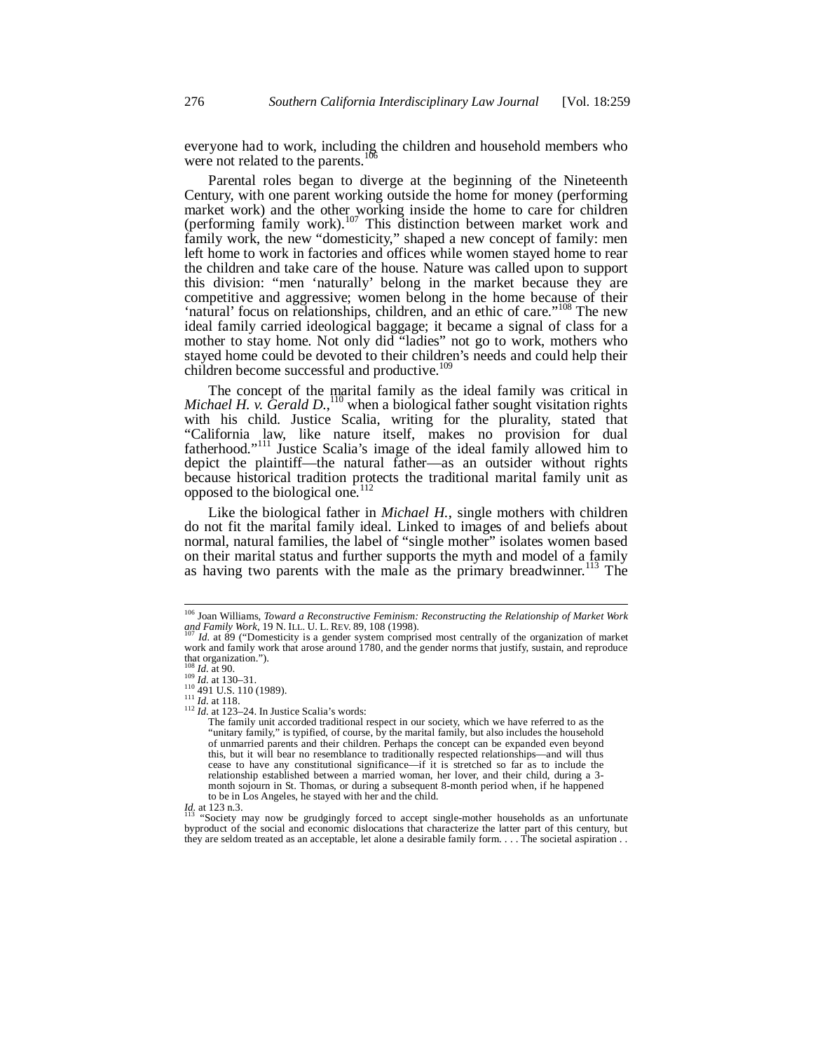everyone had to work, including the children and household members who were not related to the parents.[106]

Parental roles began to diverge at the beginning of the Nineteenth Century, with one parent working outside the home for money (performing market work) and the other working inside the home to care for children (performing family work).[107] This distinction between market work and family work, the new "domesticity," shaped a new concept of family: men left home to work in factories and offices while women stayed home to rear the children and take care of the house. Nature was called upon to support this division: "men 'naturally' belong in the market because they are competitive and aggressive; women belong in the home because of their 'natural' focus on relationships, children, and an ethic of care."[108] The new ideal family carried ideological baggage; it became a signal of class for a mother to stay home. Not only did "ladies" not go to work, mothers who stayed home could be devoted to their children's needs and could help their children become successful and productive.[109]

The concept of the marital family as the ideal family was critical in *Michael H. v. Gerald D.*,[110] when a biological father sought visitation rights with his child. Justice Scalia, writing for the plurality, stated that "California law, like nature itself, makes no provision for dual fatherhood."[111] Justice Scalia's image of the ideal family allowed him to depict the plaintiff—the natural father—as an outsider without rights because historical tradition protects the traditional marital family unit as opposed to the biological one.[112]

Like the biological father in *Michael H.*, single mothers with children do not fit the marital family ideal. Linked to images of and beliefs about normal, natural families, the label of "single mother" isolates women based on their marital status and further supports the myth and model of a family as having two parents with the male as the primary breadwinner.[113] The

---

[106] Joan Williams, *Toward a Reconstructive Feminism: Reconstructing the Relationship of Market Work and Family Work*, 19 N. ILL. U. L. REV. 89, 108 (1998).

[107] *Id.* at 89 ("Domesticity is a gender system comprised most centrally of the organization of market work and family work that arose around 1780, and the gender norms that justify, sustain, and reproduce that organization.").

[108] *Id.* at 90.

[109] *Id.* at 130–31.

[110] 491 U.S. 110 (1989).

[111] *Id.* at 118.

[112] *Id.* at 123–24. In Justice Scalia's words:

> The family unit accorded traditional respect in our society, which we have referred to as the "unitary family," is typified, of course, by the marital family, but also includes the household of unmarried parents and their children. Perhaps the concept can be expanded even beyond this, but it will bear no resemblance to traditionally respected relationships—and will thus cease to have any constitutional significance—if it is stretched so far as to include the relationship established between a married woman, her lover, and their child, during a 3-month sojourn in St. Thomas, or during a subsequent 8-month period when, if he happened to be in Los Angeles, he stayed with her and the child.

*Id.* at 123 n.3.

[113] "Society may now be grudgingly forced to accept single-mother households as an unfortunate byproduct of the social and economic dislocations that characterize the latter part of this century, but they are seldom treated as an acceptable, let alone a desirable family form. . . . The societal aspiration . .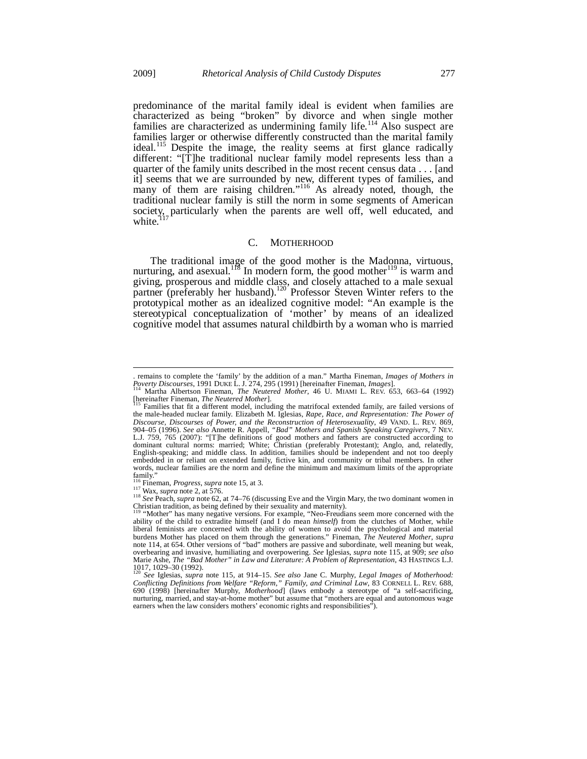predominance of the marital family ideal is evident when families are characterized as being "broken" by divorce and when single mother families are characterized as undermining family life.[114] Also suspect are families larger or otherwise differently constructed than the marital family ideal.[115] Despite the image, the reality seems at first glance radically different: "[T]he traditional nuclear family model represents less than a quarter of the family units described in the most recent census data . . . [and it] seems that we are surrounded by new, different types of families, and many of them are raising children."[116] As already noted, though, the traditional nuclear family is still the norm in some segments of American society, particularly when the parents are well off, well educated, and white.[117]

## C. MOTHERHOOD

The traditional image of the good mother is the Madonna, virtuous, nurturing, and asexual.[118] In modern form, the good mother[119] is warm and giving, prosperous and middle class, and closely attached to a male sexual partner (preferably her husband).[120] Professor Steven Winter refers to the prototypical mother as an idealized cognitive model: "An example is the stereotypical conceptualization of 'mother' by means of an idealized cognitive model that assumes natural childbirth by a woman who is married

---

. remains to complete the 'family' by the addition of a man." Martha Fineman, *Images of Mothers in Poverty Discourses*, 1991 DUKE L. J. 274, 295 (1991) [hereinafter Fineman, *Images*].

[114] Martha Albertson Fineman, *The Neutered Mother*, 46 U. MIAMI L. REV. 653, 663–64 (1992) [hereinafter Fineman, *The Neutered Mother*].

[115] Families that fit a different model, including the matrifocal extended family, are failed versions of the male-headed nuclear family. Elizabeth M. Iglesias, *Rape, Race, and Representation: The Power of Discourse, Discourses of Power, and the Reconstruction of Heterosexuality*, 49 VAND. L. REV. 869, 904–05 (1996). *See also* Annette R. Appell, *"Bad" Mothers and Spanish Speaking Caregivers*, 7 NEV. L.J. 759, 765 (2007): "[T]he definitions of good mothers and fathers are constructed according to dominant cultural norms: married; White; Christian (preferably Protestant); Anglo, and, relatedly, English-speaking; and middle class. In addition, families should be independent and not too deeply embedded in or reliant on extended family, fictive kin, and community or tribal members. In other words, nuclear families are the norm and define the minimum and maximum limits of the appropriate family."

[116] Fineman, *Progress*, *supra* note 15, at 3.

[117] Wax, *supra* note 2, at 576.

[118] *See* Peach, *supra* note 62, at 74–76 (discussing Eve and the Virgin Mary, the two dominant women in Christian tradition, as being defined by their sexuality and maternity).

[119] "Mother" has many negative versions. For example, "Neo-Freudians seem more concerned with the ability of the child to extradite himself (and I do mean *himself*) from the clutches of Mother, while liberal feminists are concerned with the ability of women to avoid the psychological and material burdens Mother has placed on them through the generations." Fineman, *The Neutered Mother*, *supra* note 114, at 654. Other versions of "bad" mothers are passive and subordinate, well meaning but weak, overbearing and invasive, humiliating and overpowering. *See* Iglesias, *supra* note 115, at 909; *see also* Marie Ashe, *The "Bad Mother" in Law and Literature: A Problem of Representation*, 43 HASTINGS L.J. 1017, 1029–30 (1992).

[120] *See* Iglesias, *supra* note 115, at 914–15. *See also* Jane C. Murphy, *Legal Images of Motherhood: Conflicting Definitions from Welfare "Reform," Family, and Criminal Law*, 83 CORNELL L. REV. 688, 690 (1998) [hereinafter Murphy, *Motherhood*] (laws embody a stereotype of "a self-sacrificing, nurturing, married, and stay-at-home mother" but assume that "mothers are equal and autonomous wage earners when the law considers mothers' economic rights and responsibilities").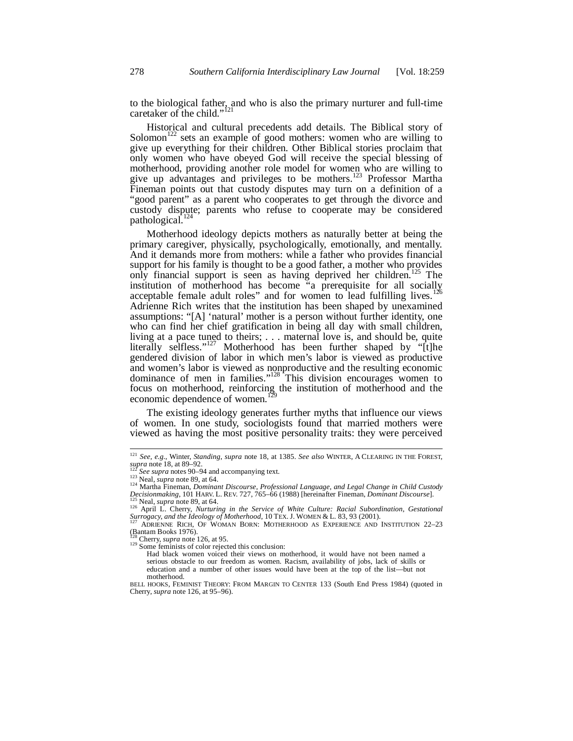to the biological father, and who is also the primary nurturer and full-time caretaker of the child."[121]

Historical and cultural precedents add details. The Biblical story of Solomon[122] sets an example of good mothers: women who are willing to give up everything for their children. Other Biblical stories proclaim that only women who have obeyed God will receive the special blessing of motherhood, providing another role model for women who are willing to give up advantages and privileges to be mothers.[123] Professor Martha Fineman points out that custody disputes may turn on a definition of a "good parent" as a parent who cooperates to get through the divorce and custody dispute; parents who refuse to cooperate may be considered pathological.[124]

Motherhood ideology depicts mothers as naturally better at being the primary caregiver, physically, psychologically, emotionally, and mentally. And it demands more from mothers: while a father who provides financial support for his family is thought to be a good father, a mother who provides only financial support is seen as having deprived her children.[125] The institution of motherhood has become "a prerequisite for all socially acceptable female adult roles" and for women to lead fulfilling lives.[126] Adrienne Rich writes that the institution has been shaped by unexamined assumptions: "[A] 'natural' mother is a person without further identity, one who can find her chief gratification in being all day with small children, living at a pace tuned to theirs; . . . maternal love is, and should be, quite literally selfless."[127] Motherhood has been further shaped by "[t]he gendered division of labor in which men's labor is viewed as productive and women's labor is viewed as nonproductive and the resulting economic dominance of men in families."[128] This division encourages women to focus on motherhood, reinforcing the institution of motherhood and the economic dependence of women.[129]

The existing ideology generates further myths that influence our views of women. In one study, sociologists found that married mothers were viewed as having the most positive personality traits: they were perceived

---

[121] *See, e.g.*, Winter, *Standing*, *supra* note 18, at 1385. *See also* WINTER, A CLEARING IN THE FOREST, *supra* note 18, at 89–92.

[122] *See supra* notes 90–94 and accompanying text.

[123] Neal, *supra* note 89, at 64.

[124] Martha Fineman, *Dominant Discourse, Professional Language, and Legal Change in Child Custody Decisionmaking*, 101 HARV. L. REV. 727, 765–66 (1988) [hereinafter Fineman, *Dominant Discourse*].

[125] Neal, *supra* note 89, at 64.

[126] April L. Cherry, *Nurturing in the Service of White Culture: Racial Subordination, Gestational Surrogacy, and the Ideology of Motherhood*, 10 TEX. J. WOMEN & L. 83, 93 (2001).

[127] ADRIENNE RICH, OF WOMAN BORN: MOTHERHOOD AS EXPERIENCE AND INSTITUTION 22–23 (Bantam Books 1976).

[128] Cherry, *supra* note 126, at 95.

[129] Some feminists of color rejected this conclusion:

> Had black women voiced their views on motherhood, it would have not been named a serious obstacle to our freedom as women. Racism, availability of jobs, lack of skills or education and a number of other issues would have been at the top of the list—but not motherhood.

BELL HOOKS, FEMINIST THEORY: FROM MARGIN TO CENTER 133 (South End Press 1984) (quoted in Cherry, *supra* note 126, at 95–96).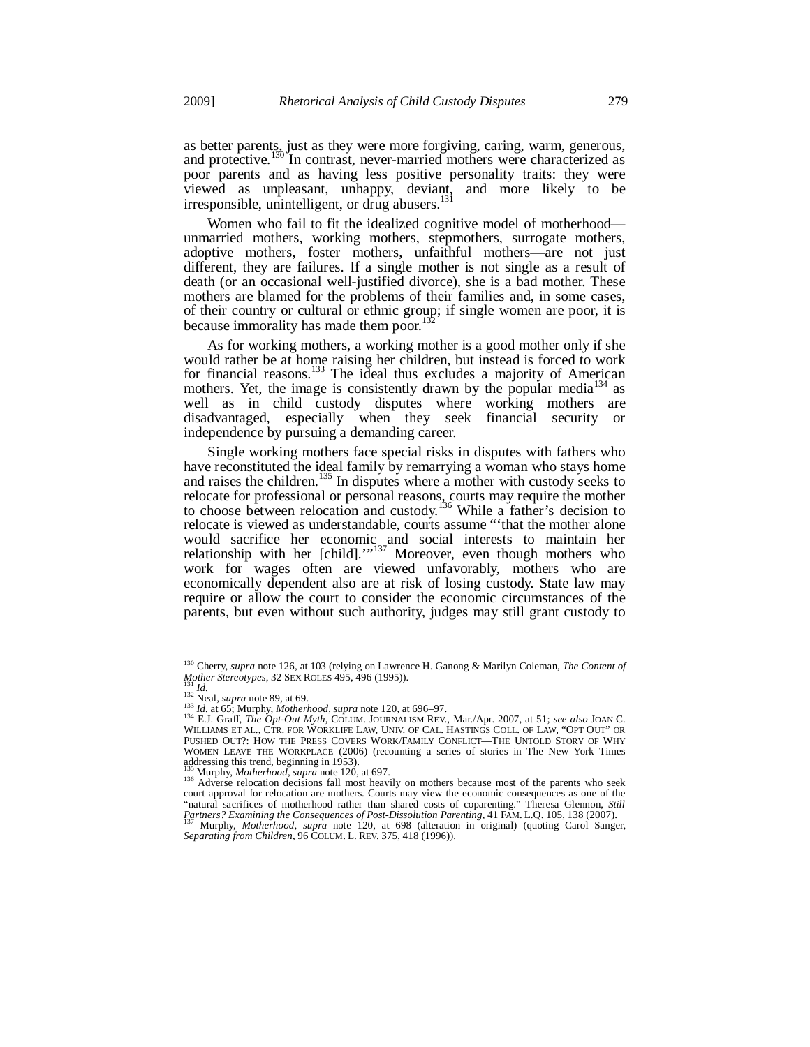as better parents, just as they were more forgiving, caring, warm, generous, and protective.[130] In contrast, never-married mothers were characterized as poor parents and as having less positive personality traits: they were viewed as unpleasant, unhappy, deviant, and more likely to be irresponsible, unintelligent, or drug abusers.[131]

Women who fail to fit the idealized cognitive model of motherhood—unmarried mothers, working mothers, stepmothers, surrogate mothers, adoptive mothers, foster mothers, unfaithful mothers—are not just different, they are failures. If a single mother is not single as a result of death (or an occasional well-justified divorce), she is a bad mother. These mothers are blamed for the problems of their families and, in some cases, of their country or cultural or ethnic group; if single women are poor, it is because immorality has made them poor.[132]

As for working mothers, a working mother is a good mother only if she would rather be at home raising her children, but instead is forced to work for financial reasons.[133] The ideal thus excludes a majority of American mothers. Yet, the image is consistently drawn by the popular media[134] as well as in child custody disputes where working mothers are disadvantaged, especially when they seek financial security or independence by pursuing a demanding career.

Single working mothers face special risks in disputes with fathers who have reconstituted the ideal family by remarrying a woman who stays home and raises the children.[135] In disputes where a mother with custody seeks to relocate for professional or personal reasons, courts may require the mother to choose between relocation and custody.[136] While a father's decision to relocate is viewed as understandable, courts assume "'that the mother alone would sacrifice her economic and social interests to maintain her relationship with her [child].'"[137] Moreover, even though mothers who work for wages often are viewed unfavorably, mothers who are economically dependent also are at risk of losing custody. State law may require or allow the court to consider the economic circumstances of the parents, but even without such authority, judges may still grant custody to

---

[130] Cherry, *supra* note 126, at 103 (relying on Lawrence H. Ganong & Marilyn Coleman, *The Content of Mother Stereotypes*, 32 SEX ROLES 495, 496 (1995)).

[131] *Id.*

[132] Neal, *supra* note 89, at 69.

[133] *Id.* at 65; Murphy, *Motherhood*, *supra* note 120, at 696–97.

[134] E.J. Graff, *The Opt-Out Myth*, COLUM. JOURNALISM REV., Mar./Apr. 2007, at 51; *see also* JOAN C. WILLIAMS ET AL., CTR. FOR WORKLIFE LAW, UNIV. OF CAL. HASTINGS COLL. OF LAW, "OPT OUT" OR PUSHED OUT?: HOW THE PRESS COVERS WORK/FAMILY CONFLICT—THE UNTOLD STORY OF WHY WOMEN LEAVE THE WORKPLACE (2006) (recounting a series of stories in The New York Times addressing this trend, beginning in 1953).

[135] Murphy, *Motherhood*, *supra* note 120, at 697.

[136] Adverse relocation decisions fall most heavily on mothers because most of the parents who seek court approval for relocation are mothers. Courts may view the economic consequences as one of the "natural sacrifices of motherhood rather than shared costs of coparenting." Theresa Glennon, *Still Partners? Examining the Consequences of Post-Dissolution Parenting*, 41 FAM. L.Q. 105, 138 (2007).

[137] Murphy, *Motherhood*, *supra* note 120, at 698 (alteration in original) (quoting Carol Sanger, *Separating from Children*, 96 COLUM. L. REV. 375, 418 (1996)).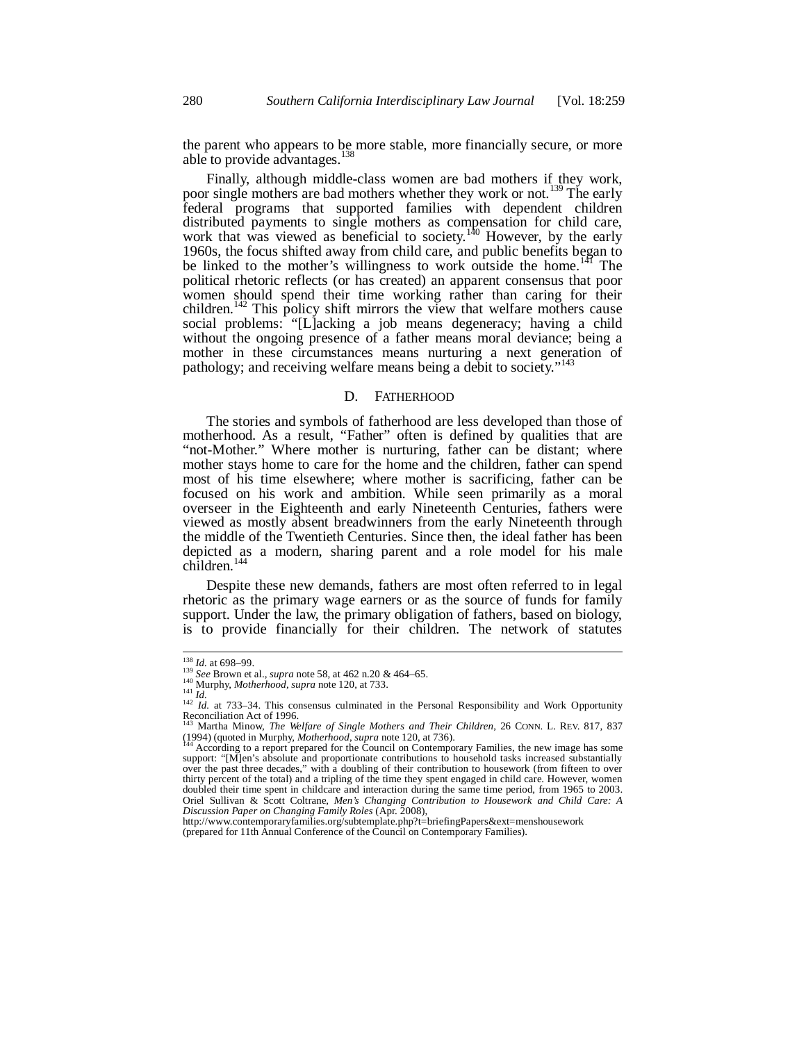the parent who appears to be more stable, more financially secure, or more able to provide advantages.[138]

Finally, although middle-class women are bad mothers if they work, poor single mothers are bad mothers whether they work or not.[139] The early federal programs that supported families with dependent children distributed payments to single mothers as compensation for child care, work that was viewed as beneficial to society.[140] However, by the early 1960s, the focus shifted away from child care, and public benefits began to be linked to the mother's willingness to work outside the home.[141] The political rhetoric reflects (or has created) an apparent consensus that poor women should spend their time working rather than caring for their children.[142] This policy shift mirrors the view that welfare mothers cause social problems: "[L]acking a job means degeneracy; having a child without the ongoing presence of a father means moral deviance; being a mother in these circumstances means nurturing a next generation of pathology; and receiving welfare means being a debit to society."[143]

## D. FATHERHOOD

The stories and symbols of fatherhood are less developed than those of motherhood. As a result, "Father" often is defined by qualities that are "not-Mother." Where mother is nurturing, father can be distant; where mother stays home to care for the home and the children, father can spend most of his time elsewhere; where mother is sacrificing, father can be focused on his work and ambition. While seen primarily as a moral overseer in the Eighteenth and early Nineteenth Centuries, fathers were viewed as mostly absent breadwinners from the early Nineteenth through the middle of the Twentieth Centuries. Since then, the ideal father has been depicted as a modern, sharing parent and a role model for his male children.[144]

Despite these new demands, fathers are most often referred to in legal rhetoric as the primary wage earners or as the source of funds for family support. Under the law, the primary obligation of fathers, based on biology, is to provide financially for their children. The network of statutes

---

[138] *Id.* at 698–99.

[139] *See* Brown et al., *supra* note 58, at 462 n.20 & 464–65.

[140] Murphy, *Motherhood*, *supra* note 120, at 733.

[141] *Id.*

[142] *Id.* at 733–34. This consensus culminated in the Personal Responsibility and Work Opportunity Reconciliation Act of 1996.

[143] Martha Minow, *The Welfare of Single Mothers and Their Children*, 26 CONN. L. REV. 817, 837 (1994) (quoted in Murphy, *Motherhood*, *supra* note 120, at 736).

[144] According to a report prepared for the Council on Contemporary Families, the new image has some support: "[M]en's absolute and proportionate contributions to household tasks increased substantially over the past three decades," with a doubling of their contribution to housework (from fifteen to over thirty percent of the total) and a tripling of the time they spent engaged in child care. However, women doubled their time spent in childcare and interaction during the same time period, from 1965 to 2003. Oriel Sullivan & Scott Coltrane, *Men's Changing Contribution to Housework and Child Care: A Discussion Paper on Changing Family Roles* (Apr. 2008), http://www.contemporaryfamilies.org/subtemplate.php?t=briefingPapers&ext=menshousework (prepared for 11th Annual Conference of the Council on Contemporary Families).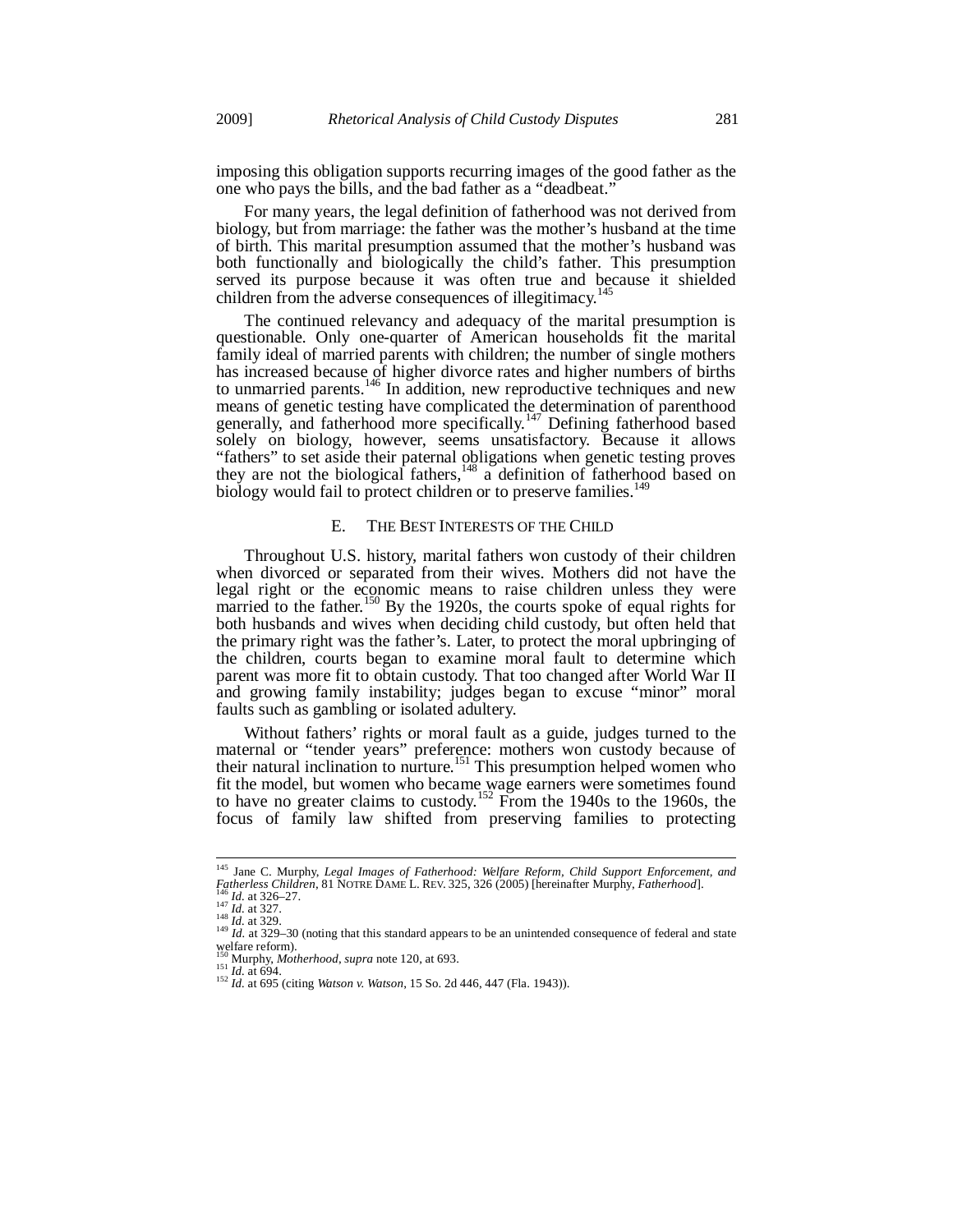imposing this obligation supports recurring images of the good father as the one who pays the bills, and the bad father as a "deadbeat."

For many years, the legal definition of fatherhood was not derived from biology, but from marriage: the father was the mother's husband at the time of birth. This marital presumption assumed that the mother's husband was both functionally and biologically the child's father. This presumption served its purpose because it was often true and because it shielded children from the adverse consequences of illegitimacy.[145]

The continued relevancy and adequacy of the marital presumption is questionable. Only one-quarter of American households fit the marital family ideal of married parents with children; the number of single mothers has increased because of higher divorce rates and higher numbers of births to unmarried parents.[146] In addition, new reproductive techniques and new means of genetic testing have complicated the determination of parenthood generally, and fatherhood more specifically.[147] Defining fatherhood based solely on biology, however, seems unsatisfactory. Because it allows "fathers" to set aside their paternal obligations when genetic testing proves they are not the biological fathers,[148] a definition of fatherhood based on biology would fail to protect children or to preserve families.[149]

### E. The Best Interests of the Child

Throughout U.S. history, marital fathers won custody of their children when divorced or separated from their wives. Mothers did not have the legal right or the economic means to raise children unless they were married to the father.[150] By the 1920s, the courts spoke of equal rights for both husbands and wives when deciding child custody, but often held that the primary right was the father's. Later, to protect the moral upbringing of the children, courts began to examine moral fault to determine which parent was more fit to obtain custody. That too changed after World War II and growing family instability; judges began to excuse "minor" moral faults such as gambling or isolated adultery.

Without fathers' rights or moral fault as a guide, judges turned to the maternal or "tender years" preference: mothers won custody because of their natural inclination to nurture.[151] This presumption helped women who fit the model, but women who became wage earners were sometimes found to have no greater claims to custody.[152] From the 1940s to the 1960s, the focus of family law shifted from preserving families to protecting

---

[145] Jane C. Murphy, *Legal Images of Fatherhood: Welfare Reform, Child Support Enforcement, and Fatherless Children*, 81 NOTRE DAME L. REV. 325, 326 (2005) [hereinafter Murphy, *Fatherhood*].
[146] *Id.* at 326–27.
[147] *Id.* at 327.
[148] *Id.* at 329.
[149] *Id.* at 329–30 (noting that this standard appears to be an unintended consequence of federal and state welfare reform).
[150] Murphy, *Motherhood*, *supra* note 120, at 693.
[151] *Id.* at 694.
[152] *Id.* at 695 (citing *Watson v. Watson*, 15 So. 2d 446, 447 (Fla. 1943)).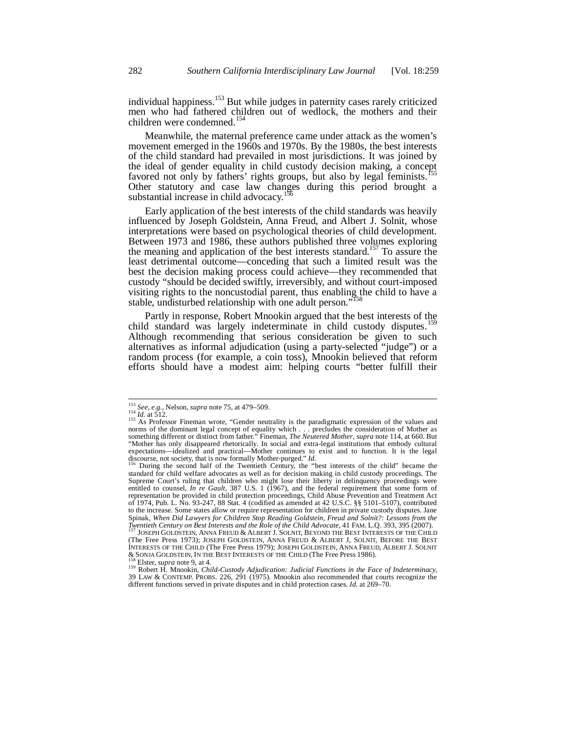individual happiness.[153] But while judges in paternity cases rarely criticized men who had fathered children out of wedlock, the mothers and their children were condemned.[154]

Meanwhile, the maternal preference came under attack as the women's movement emerged in the 1960s and 1970s. By the 1980s, the best interests of the child standard had prevailed in most jurisdictions. It was joined by the ideal of gender equality in child custody decision making, a concept favored not only by fathers' rights groups, but also by legal feminists.[155] Other statutory and case law changes during this period brought a substantial increase in child advocacy.[156]

Early application of the best interests of the child standards was heavily influenced by Joseph Goldstein, Anna Freud, and Albert J. Solnit, whose interpretations were based on psychological theories of child development. Between 1973 and 1986, these authors published three volumes exploring the meaning and application of the best interests standard.[157] To assure the least detrimental outcome—conceding that such a limited result was the best the decision making process could achieve—they recommended that custody "should be decided swiftly, irreversibly, and without court-imposed visiting rights to the noncustodial parent, thus enabling the child to have a stable, undisturbed relationship with one adult person."[158]

Partly in response, Robert Mnookin argued that the best interests of the child standard was largely indeterminate in child custody disputes.[159] Although recommending that serious consideration be given to such alternatives as informal adjudication (using a party-selected "judge") or a random process (for example, a coin toss), Mnookin believed that reform efforts should have a modest aim: helping courts "better fulfill their

---

[153] *See, e.g.*, Nelson, *supra* note 75, at 479–509.

[154] *Id.* at 512.

[155] As Professor Fineman wrote, "Gender neutrality is the paradigmatic expression of the values and norms of the dominant legal concept of equality which . . . precludes the consideration of Mother as something different or distinct from father." Fineman, *The Neutered Mother*, *supra* note 114, at 660. But "Mother has only disappeared rhetorically. In social and extra-legal institutions that embody cultural expectations—idealized and practical—Mother continues to exist and to function. It is the legal discourse, not society, that is now formally Mother-purged." *Id.*

[156] During the second half of the Twentieth Century, the "best interests of the child" became the standard for child welfare advocates as well as for decision making in child custody proceedings. The Supreme Court's ruling that children who might lose their liberty in delinquency proceedings were entitled to counsel, *In re Gault*, 387 U.S. 1 (1967), and the federal requirement that some form of representation be provided in child protection proceedings, Child Abuse Prevention and Treatment Act of 1974, Pub. L. No. 93-247, 88 Stat. 4 (codified as amended at 42 U.S.C. §§ 5101–5107), contributed to the increase. Some states allow or require representation for children in private custody disputes. Jane Spinak, *When Did Lawyers for Children Stop Reading Goldstein, Freud and Solnit?: Lessons from the Twentieth Century on Best Interests and the Role of the Child Advocate*, 41 FAM. L.Q. 393, 395 (2007).

[157] JOSEPH GOLDSTEIN, ANNA FREUD & ALBERT J. SOLNIT, BEYOND THE BEST INTERESTS OF THE CHILD (The Free Press 1973); JOSEPH GOLDSTEIN, ANNA FREUD & ALBERT J. SOLNIT, BEFORE THE BEST INTERESTS OF THE CHILD (The Free Press 1979); JOSEPH GOLDSTEIN, ANNA FREUD, ALBERT J. SOLNIT & SONJA GOLDSTEIN, IN THE BEST INTERESTS OF THE CHILD (The Free Press 1986).

[158] Elster, *supra* note 9, at 4.

[159] Robert H. Mnookin, *Child-Custody Adjudication: Judicial Functions in the Face of Indeterminacy*, 39 LAW & CONTEMP. PROBS. 226, 291 (1975). Mnookin also recommended that courts recognize the different functions served in private disputes and in child protection cases. *Id.* at 269–70.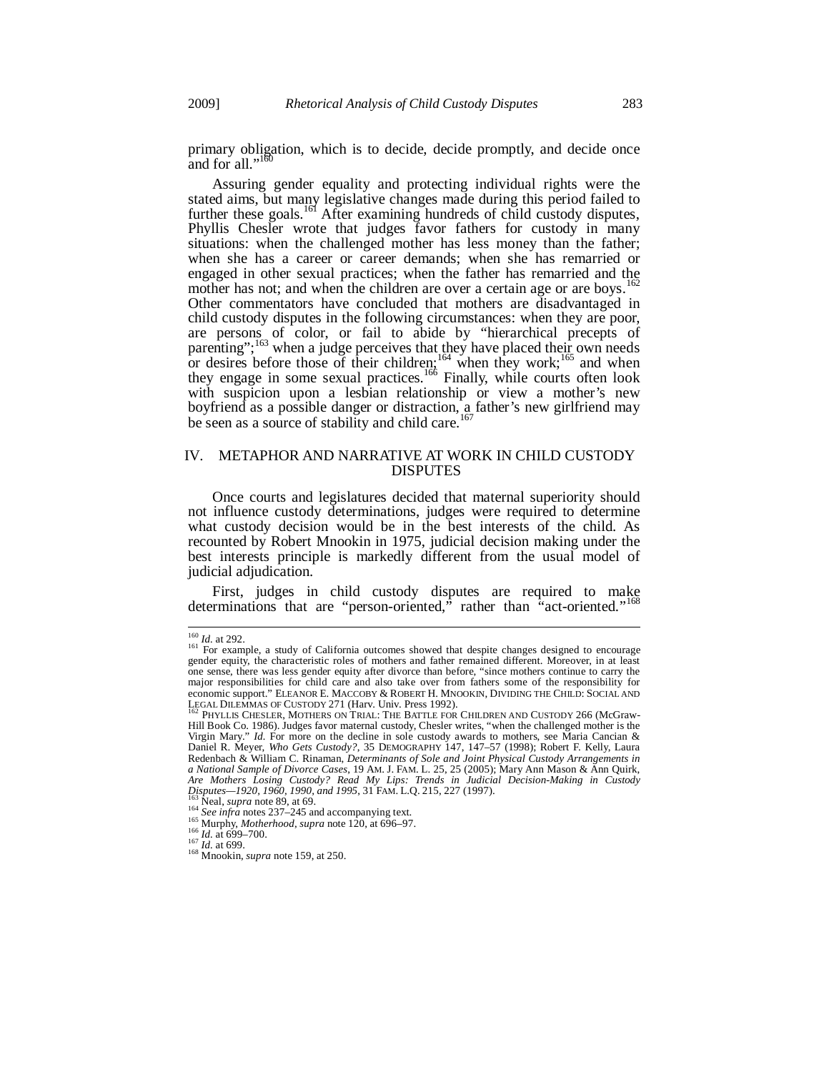primary obligation, which is to decide, decide promptly, and decide once and for all."[160]

Assuring gender equality and protecting individual rights were the stated aims, but many legislative changes made during this period failed to further these goals.[161] After examining hundreds of child custody disputes, Phyllis Chesler wrote that judges favor fathers for custody in many situations: when the challenged mother has less money than the father; when she has a career or career demands; when she has remarried or engaged in other sexual practices; when the father has remarried and the mother has not; and when the children are over a certain age or are boys.[162] Other commentators have concluded that mothers are disadvantaged in child custody disputes in the following circumstances: when they are poor, are persons of color, or fail to abide by "hierarchical precepts of parenting";[163] when a judge perceives that they have placed their own needs or desires before those of their children;[164] when they work;[165] and when they engage in some sexual practices.[166] Finally, while courts often look with suspicion upon a lesbian relationship or view a mother's new boyfriend as a possible danger or distraction, a father's new girlfriend may be seen as a source of stability and child care.[167]

## IV. METAPHOR AND NARRATIVE AT WORK IN CHILD CUSTODY DISPUTES

Once courts and legislatures decided that maternal superiority should not influence custody determinations, judges were required to determine what custody decision would be in the best interests of the child. As recounted by Robert Mnookin in 1975, judicial decision making under the best interests principle is markedly different from the usual model of judicial adjudication.

First, judges in child custody disputes are required to make determinations that are "person-oriented," rather than "act-oriented."[168]

---

[160] *Id.* at 292.

[161] For example, a study of California outcomes showed that despite changes designed to encourage gender equity, the characteristic roles of mothers and father remained different. Moreover, in at least one sense, there was less gender equity after divorce than before, "since mothers continue to carry the major responsibilities for child care and also take over from fathers some of the responsibility for economic support." ELEANOR E. MACCOBY & ROBERT H. MNOOKIN, DIVIDING THE CHILD: SOCIAL AND LEGAL DILEMMAS OF CUSTODY 271 (Harv. Univ. Press 1992).

[162] PHYLLIS CHESLER, MOTHERS ON TRIAL: THE BATTLE FOR CHILDREN AND CUSTODY 266 (McGraw-Hill Book Co. 1986). Judges favor maternal custody, Chesler writes, "when the challenged mother is the Virgin Mary." *Id.* For more on the decline in sole custody awards to mothers, see Maria Cancian & Daniel R. Meyer, *Who Gets Custody?*, 35 DEMOGRAPHY 147, 147–57 (1998); Robert F. Kelly, Laura Redenbach & William C. Rinaman, *Determinants of Sole and Joint Physical Custody Arrangements in a National Sample of Divorce Cases*, 19 AM. J. FAM. L. 25, 25 (2005); Mary Ann Mason & Ann Quirk, *Are Mothers Losing Custody? Read My Lips: Trends in Judicial Decision-Making in Custody Disputes—1920, 1960, 1990, and 1995*, 31 FAM. L.Q. 215, 227 (1997).

[163] Neal, *supra* note 89, at 69.

[164] *See infra* notes 237–245 and accompanying text.

[165] Murphy, *Motherhood*, *supra* note 120, at 696–97.

[166] *Id.* at 699–700.

[167] *Id.* at 699.

[168] Mnookin, *supra* note 159, at 250.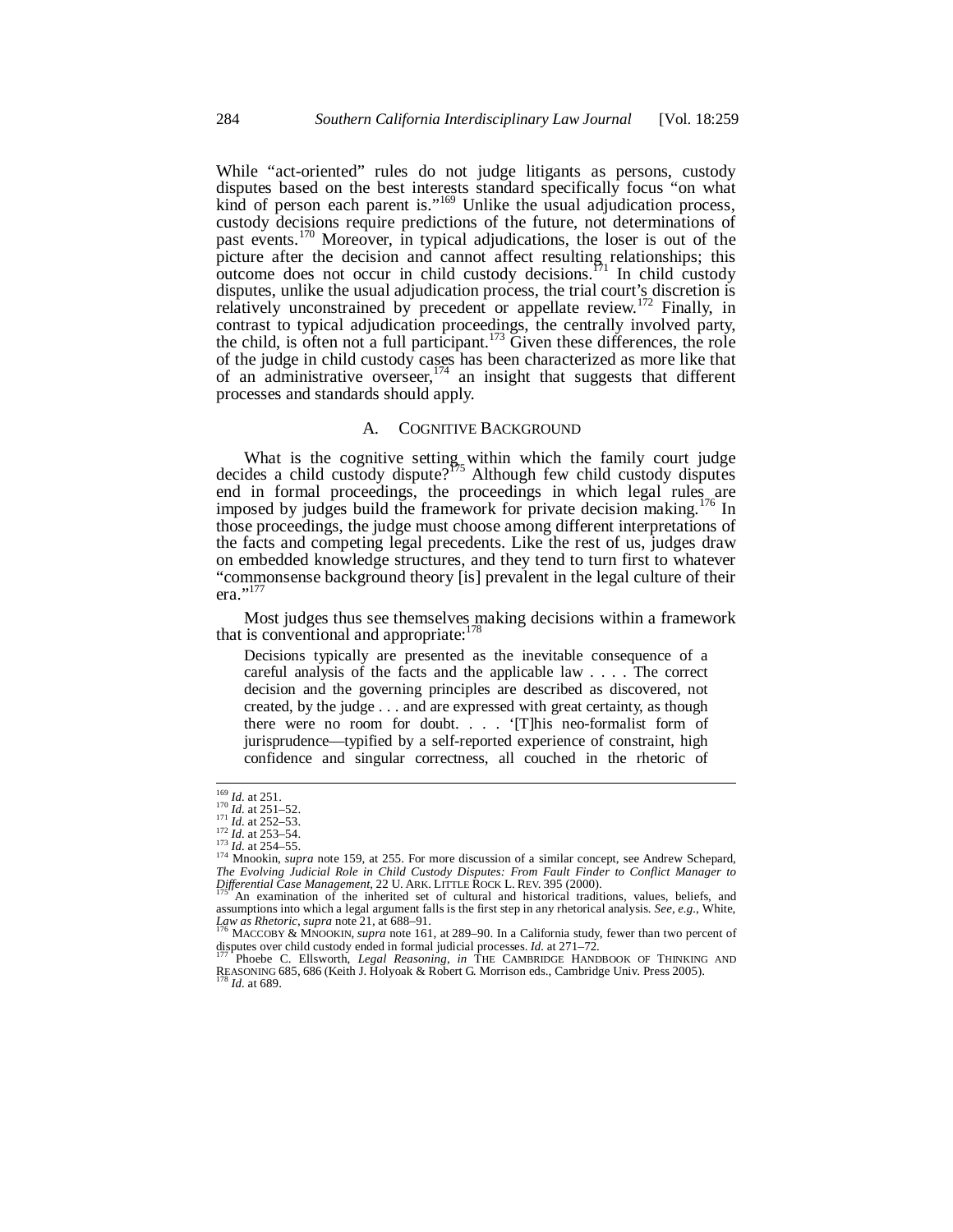While "act-oriented" rules do not judge litigants as persons, custody disputes based on the best interests standard specifically focus "on what kind of person each parent is."[169] Unlike the usual adjudication process, custody decisions require predictions of the future, not determinations of past events.[170] Moreover, in typical adjudications, the loser is out of the picture after the decision and cannot affect resulting relationships; this outcome does not occur in child custody decisions.[171] In child custody disputes, unlike the usual adjudication process, the trial court's discretion is relatively unconstrained by precedent or appellate review.[172] Finally, in contrast to typical adjudication proceedings, the centrally involved party, the child, is often not a full participant.[173] Given these differences, the role of the judge in child custody cases has been characterized as more like that of an administrative overseer,[174] an insight that suggests that different processes and standards should apply.

## A. COGNITIVE BACKGROUND

What is the cognitive setting within which the family court judge decides a child custody dispute?[175] Although few child custody disputes end in formal proceedings, the proceedings in which legal rules are imposed by judges build the framework for private decision making.[176] In those proceedings, the judge must choose among different interpretations of the facts and competing legal precedents. Like the rest of us, judges draw on embedded knowledge structures, and they tend to turn first to whatever "commonsense background theory [is] prevalent in the legal culture of their era."[177]

Most judges thus see themselves making decisions within a framework that is conventional and appropriate:[178]

> Decisions typically are presented as the inevitable consequence of a careful analysis of the facts and the applicable law . . . . The correct decision and the governing principles are described as discovered, not created, by the judge . . . and are expressed with great certainty, as though there were no room for doubt. . . . '[T]his neo-formalist form of jurisprudence—typified by a self-reported experience of constraint, high confidence and singular correctness, all couched in the rhetoric of

---

[169] *Id.* at 251.

[170] *Id.* at 251–52.

[171] *Id.* at 252–53.

[172] *Id.* at 253–54.

[173] *Id.* at 254–55.

[174] Mnookin, *supra* note 159, at 255. For more discussion of a similar concept, see Andrew Schepard, *The Evolving Judicial Role in Child Custody Disputes: From Fault Finder to Conflict Manager to Differential Case Management*, 22 U. ARK. LITTLE ROCK L. REV. 395 (2000).

[175] An examination of the inherited set of cultural and historical traditions, values, beliefs, and assumptions into which a legal argument falls is the first step in any rhetorical analysis. *See, e.g.*, White, *Law as Rhetoric*, *supra* note 21, at 688–91.

[176] MACCOBY & MNOOKIN, *supra* note 161, at 289–90. In a California study, fewer than two percent of disputes over child custody ended in formal judicial processes. *Id.* at 271–72.

[177] Phoebe C. Ellsworth, *Legal Reasoning*, *in* THE CAMBRIDGE HANDBOOK OF THINKING AND REASONING 685, 686 (Keith J. Holyoak & Robert G. Morrison eds., Cambridge Univ. Press 2005).

[178] *Id.* at 689.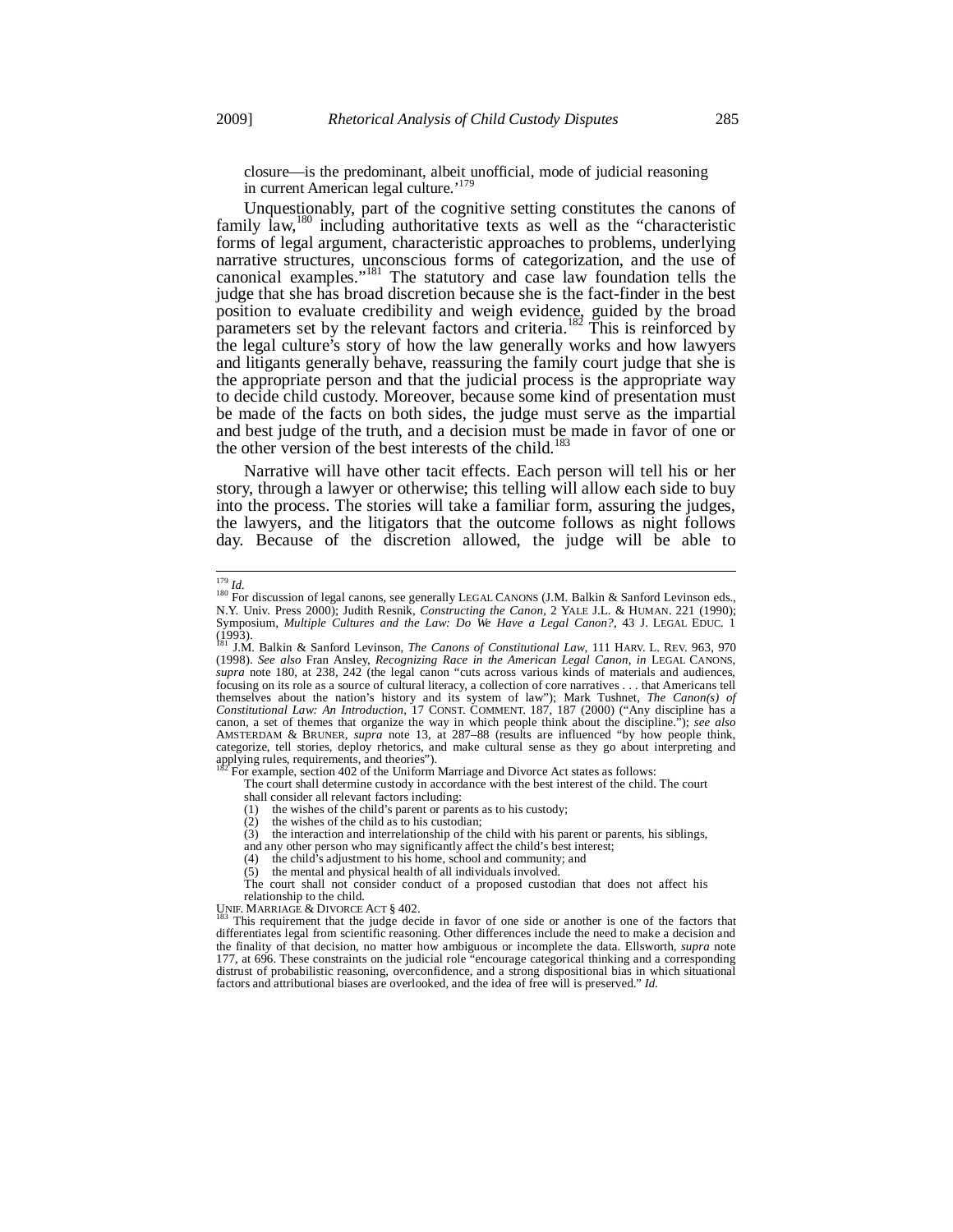closure—is the predominant, albeit unofficial, mode of judicial reasoning in current American legal culture.'[179]

Unquestionably, part of the cognitive setting constitutes the canons of family law,[180] including authoritative texts as well as the "characteristic forms of legal argument, characteristic approaches to problems, underlying narrative structures, unconscious forms of categorization, and the use of canonical examples."[181] The statutory and case law foundation tells the judge that she has broad discretion because she is the fact-finder in the best position to evaluate credibility and weigh evidence, guided by the broad parameters set by the relevant factors and criteria.[182] This is reinforced by the legal culture's story of how the law generally works and how lawyers and litigants generally behave, reassuring the family court judge that she is the appropriate person and that the judicial process is the appropriate way to decide child custody. Moreover, because some kind of presentation must be made of the facts on both sides, the judge must serve as the impartial and best judge of the truth, and a decision must be made in favor of one or the other version of the best interests of the child.[183]

Narrative will have other tacit effects. Each person will tell his or her story, through a lawyer or otherwise; this telling will allow each side to buy into the process. The stories will take a familiar form, assuring the judges, the lawyers, and the litigators that the outcome follows as night follows day. Because of the discretion allowed, the judge will be able to

---

[179] *Id.*

[180] For discussion of legal canons, see generally LEGAL CANONS (J.M. Balkin & Sanford Levinson eds., N.Y. Univ. Press 2000); Judith Resnik, *Constructing the Canon*, 2 YALE J.L. & HUMAN. 221 (1990); Symposium, *Multiple Cultures and the Law: Do We Have a Legal Canon?*, 43 J. LEGAL EDUC. 1 (1993).

[181] J.M. Balkin & Sanford Levinson, *The Canons of Constitutional Law*, 111 HARV. L. REV. 963, 970 (1998). *See also* Fran Ansley, *Recognizing Race in the American Legal Canon*, *in* LEGAL CANONS, *supra* note 180, at 238, 242 (the legal canon "cuts across various kinds of materials and audiences, focusing on its role as a source of cultural literacy, a collection of core narratives . . . that Americans tell themselves about the nation's history and its system of law"); Mark Tushnet, *The Canon(s) of Constitutional Law: An Introduction*, 17 CONST. COMMENT. 187, 187 (2000) ("Any discipline has a canon, a set of themes that organize the way in which people think about the discipline."); *see also* AMSTERDAM & BRUNER, *supra* note 13, at 287–88 (results are influenced "by how people think, categorize, tell stories, deploy rhetorics, and make cultural sense as they go about interpreting and applying rules, requirements, and theories").

[182] For example, section 402 of the Uniform Marriage and Divorce Act states as follows:

> The court shall determine custody in accordance with the best interest of the child. The court shall consider all relevant factors including:
>
> (1) the wishes of the child's parent or parents as to his custody;
> (2) the wishes of the child as to his custodian;
> (3) the interaction and interrelationship of the child with his parent or parents, his siblings, and any other person who may significantly affect the child's best interest;
> (4) the child's adjustment to his home, school and community; and
> (5) the mental and physical health of all individuals involved.
>
> The court shall not consider conduct of a proposed custodian that does not affect his relationship to the child.

UNIF. MARRIAGE & DIVORCE ACT § 402.

[183] This requirement that the judge decide in favor of one side or another is one of the factors that differentiates legal from scientific reasoning. Other differences include the need to make a decision and the finality of that decision, no matter how ambiguous or incomplete the data. Ellsworth, *supra* note 177, at 696. These constraints on the judicial role "encourage categorical thinking and a corresponding distrust of probabilistic reasoning, overconfidence, and a strong dispositional bias in which situational factors and attributional biases are overlooked, and the idea of free will is preserved." *Id.*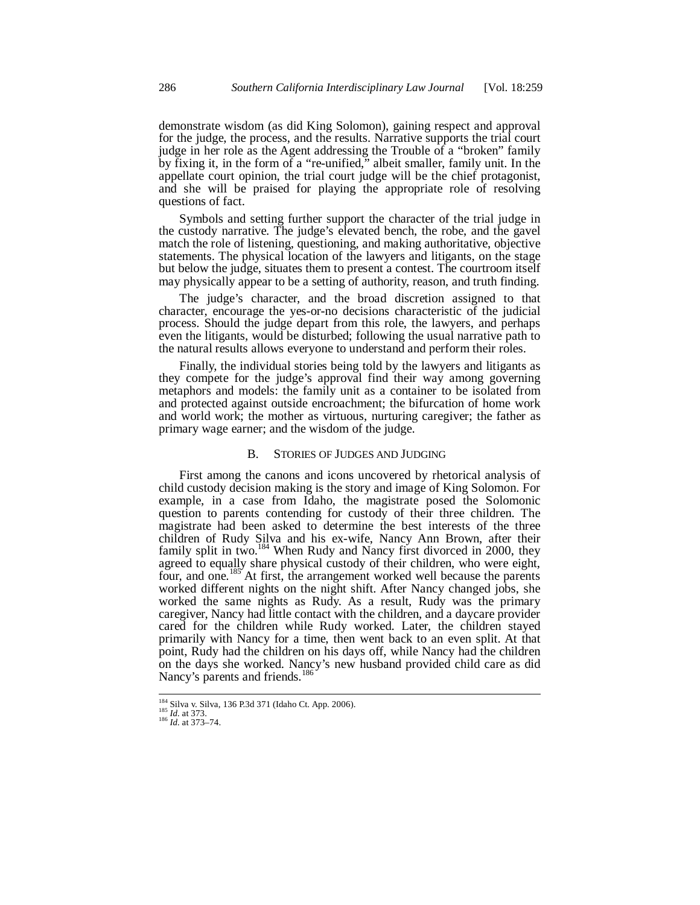demonstrate wisdom (as did King Solomon), gaining respect and approval for the judge, the process, and the results. Narrative supports the trial court judge in her role as the Agent addressing the Trouble of a "broken" family by fixing it, in the form of a "re-unified," albeit smaller, family unit. In the appellate court opinion, the trial court judge will be the chief protagonist, and she will be praised for playing the appropriate role of resolving questions of fact.

Symbols and setting further support the character of the trial judge in the custody narrative. The judge's elevated bench, the robe, and the gavel match the role of listening, questioning, and making authoritative, objective statements. The physical location of the lawyers and litigants, on the stage but below the judge, situates them to present a contest. The courtroom itself may physically appear to be a setting of authority, reason, and truth finding.

The judge's character, and the broad discretion assigned to that character, encourage the yes-or-no decisions characteristic of the judicial process. Should the judge depart from this role, the lawyers, and perhaps even the litigants, would be disturbed; following the usual narrative path to the natural results allows everyone to understand and perform their roles.

Finally, the individual stories being told by the lawyers and litigants as they compete for the judge's approval find their way among governing metaphors and models: the family unit as a container to be isolated from and protected against outside encroachment; the bifurcation of home work and world work; the mother as virtuous, nurturing caregiver; the father as primary wage earner; and the wisdom of the judge.

## B. Stories of Judges and Judging

First among the canons and icons uncovered by rhetorical analysis of child custody decision making is the story and image of King Solomon. For example, in a case from Idaho, the magistrate posed the Solomonic question to parents contending for custody of their three children. The magistrate had been asked to determine the best interests of the three children of Rudy Silva and his ex-wife, Nancy Ann Brown, after their family split in two.[184] When Rudy and Nancy first divorced in 2000, they agreed to equally share physical custody of their children, who were eight, four, and one.[185] At first, the arrangement worked well because the parents worked different nights on the night shift. After Nancy changed jobs, she worked the same nights as Rudy. As a result, Rudy was the primary caregiver, Nancy had little contact with the children, and a daycare provider cared for the children while Rudy worked. Later, the children stayed primarily with Nancy for a time, then went back to an even split. At that point, Rudy had the children on his days off, while Nancy had the children on the days she worked. Nancy's new husband provided child care as did Nancy's parents and friends.[186]

---

[184] Silva v. Silva, 136 P.3d 371 (Idaho Ct. App. 2006).
[185] *Id.* at 373.
[186] *Id.* at 373–74.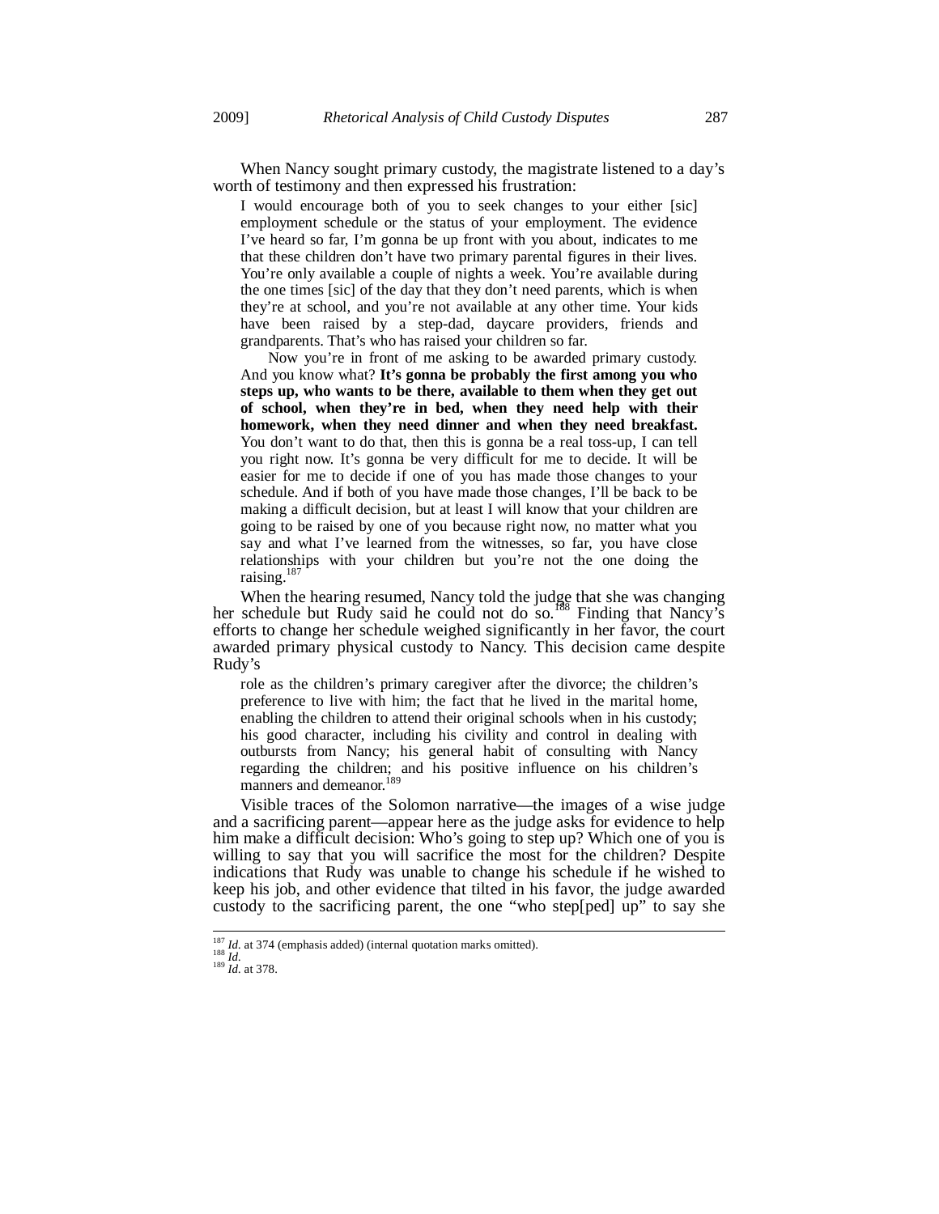When Nancy sought primary custody, the magistrate listened to a day's worth of testimony and then expressed his frustration:

> I would encourage both of you to seek changes to your either [sic] employment schedule or the status of your employment. The evidence I've heard so far, I'm gonna be up front with you about, indicates to me that these children don't have two primary parental figures in their lives. You're only available a couple of nights a week. You're available during the one times [sic] of the day that they don't need parents, which is when they're at school, and you're not available at any other time. Your kids have been raised by a step-dad, daycare providers, friends and grandparents. That's who has raised your children so far.
>
> Now you're in front of me asking to be awarded primary custody. And you know what? **It's gonna be probably the first among you who steps up, who wants to be there, available to them when they get out of school, when they're in bed, when they need help with their homework, when they need dinner and when they need breakfast.** You don't want to do that, then this is gonna be a real toss-up, I can tell you right now. It's gonna be very difficult for me to decide. It will be easier for me to decide if one of you has made those changes to your schedule. And if both of you have made those changes, I'll be back to be making a difficult decision, but at least I will know that your children are going to be raised by one of you because right now, no matter what you say and what I've learned from the witnesses, so far, you have close relationships with your children but you're not the one doing the raising.[187]

When the hearing resumed, Nancy told the judge that she was changing her schedule but Rudy said he could not do so.[188] Finding that Nancy's efforts to change her schedule weighed significantly in her favor, the court awarded primary physical custody to Nancy. This decision came despite Rudy's

> role as the children's primary caregiver after the divorce; the children's preference to live with him; the fact that he lived in the marital home, enabling the children to attend their original schools when in his custody; his good character, including his civility and control in dealing with outbursts from Nancy; his general habit of consulting with Nancy regarding the children; and his positive influence on his children's manners and demeanor.[189]

Visible traces of the Solomon narrative—the images of a wise judge and a sacrificing parent—appear here as the judge asks for evidence to help him make a difficult decision: Who's going to step up? Which one of you is willing to say that you will sacrifice the most for the children? Despite indications that Rudy was unable to change his schedule if he wished to keep his job, and other evidence that tilted in his favor, the judge awarded custody to the sacrificing parent, the one "who step[ped] up" to say she

---

[187] *Id.* at 374 (emphasis added) (internal quotation marks omitted).

[188] *Id.*

[189] *Id.* at 378.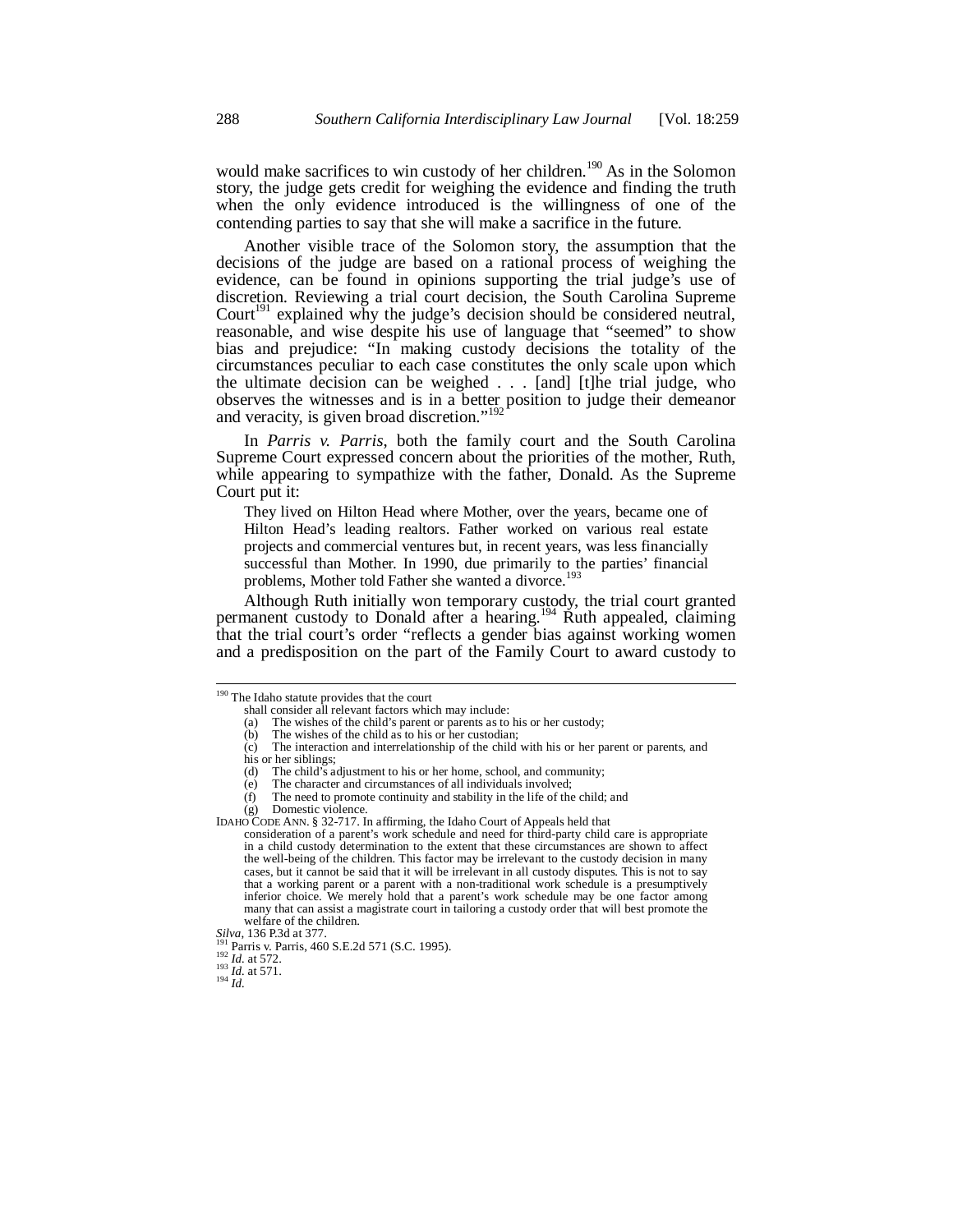would make sacrifices to win custody of her children.[190] As in the Solomon story, the judge gets credit for weighing the evidence and finding the truth when the only evidence introduced is the willingness of one of the contending parties to say that she will make a sacrifice in the future.

Another visible trace of the Solomon story, the assumption that the decisions of the judge are based on a rational process of weighing the evidence, can be found in opinions supporting the trial judge's use of discretion. Reviewing a trial court decision, the South Carolina Supreme Court[191] explained why the judge's decision should be considered neutral, reasonable, and wise despite his use of language that "seemed" to show bias and prejudice: "In making custody decisions the totality of the circumstances peculiar to each case constitutes the only scale upon which the ultimate decision can be weighed . . . [and] [t]he trial judge, who observes the witnesses and is in a better position to judge their demeanor and veracity, is given broad discretion."[192]

In *Parris v. Parris*, both the family court and the South Carolina Supreme Court expressed concern about the priorities of the mother, Ruth, while appearing to sympathize with the father, Donald. As the Supreme Court put it:

> They lived on Hilton Head where Mother, over the years, became one of Hilton Head's leading realtors. Father worked on various real estate projects and commercial ventures but, in recent years, was less financially successful than Mother. In 1990, due primarily to the parties' financial problems, Mother told Father she wanted a divorce.[193]

Although Ruth initially won temporary custody, the trial court granted permanent custody to Donald after a hearing.[194] Ruth appealed, claiming that the trial court's order "reflects a gender bias against working women and a predisposition on the part of the Family Court to award custody to

---

[190] The Idaho statute provides that the court

> shall consider all relevant factors which may include:
> (a) The wishes of the child's parent or parents as to his or her custody;
> (b) The wishes of the child as to his or her custodian;
> (c) The interaction and interrelationship of the child with his or her parent or parents, and his or her siblings;
> (d) The child's adjustment to his or her home, school, and community;
> (e) The character and circumstances of all individuals involved;
> (f) The need to promote continuity and stability in the life of the child; and
> (g) Domestic violence.

IDAHO CODE ANN. § 32-717. In affirming, the Idaho Court of Appeals held that

> consideration of a parent's work schedule and need for third-party child care is appropriate in a child custody determination to the extent that these circumstances are shown to affect the well-being of the children. This factor may be irrelevant to the custody decision in many cases, but it cannot be said that it will be irrelevant in all custody disputes. This is not to say that a working parent or a parent with a non-traditional work schedule is a presumptively inferior choice. We merely hold that a parent's work schedule may be one factor among many that can assist a magistrate court in tailoring a custody order that will best promote the welfare of the children.

*Silva*, 136 P.3d at 377.

[191] Parris v. Parris, 460 S.E.2d 571 (S.C. 1995).

[192] *Id.* at 572.

[193] *Id.* at 571.

[194] *Id.*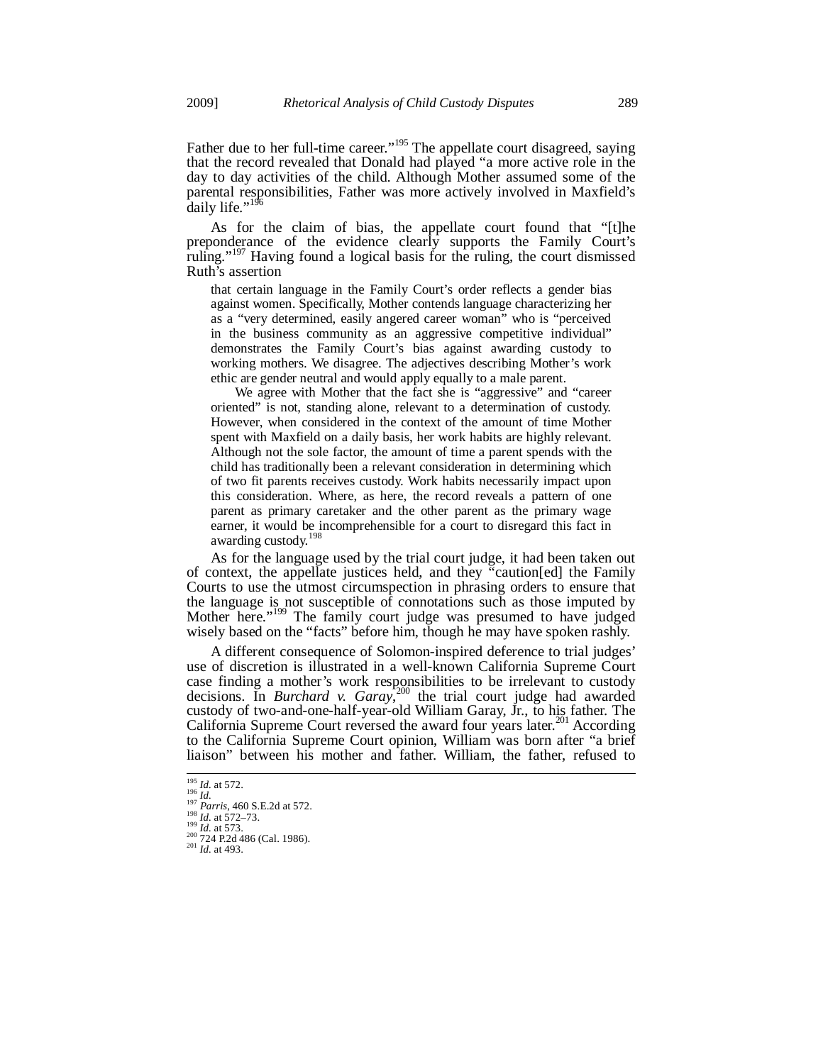Father due to her full-time career."[195] The appellate court disagreed, saying that the record revealed that Donald had played "a more active role in the day to day activities of the child. Although Mother assumed some of the parental responsibilities, Father was more actively involved in Maxfield's daily life."[196]

As for the claim of bias, the appellate court found that "[t]he preponderance of the evidence clearly supports the Family Court's ruling."[197] Having found a logical basis for the ruling, the court dismissed Ruth's assertion

> that certain language in the Family Court's order reflects a gender bias against women. Specifically, Mother contends language characterizing her as a "very determined, easily angered career woman" who is "perceived in the business community as an aggressive competitive individual" demonstrates the Family Court's bias against awarding custody to working mothers. We disagree. The adjectives describing Mother's work ethic are gender neutral and would apply equally to a male parent.
>
> We agree with Mother that the fact she is "aggressive" and "career oriented" is not, standing alone, relevant to a determination of custody. However, when considered in the context of the amount of time Mother spent with Maxfield on a daily basis, her work habits are highly relevant. Although not the sole factor, the amount of time a parent spends with the child has traditionally been a relevant consideration in determining which of two fit parents receives custody. Work habits necessarily impact upon this consideration. Where, as here, the record reveals a pattern of one parent as primary caretaker and the other parent as the primary wage earner, it would be incomprehensible for a court to disregard this fact in awarding custody.[198]

As for the language used by the trial court judge, it had been taken out of context, the appellate justices held, and they "caution[ed] the Family Courts to use the utmost circumspection in phrasing orders to ensure that the language is not susceptible of connotations such as those imputed by Mother here."[199] The family court judge was presumed to have judged wisely based on the "facts" before him, though he may have spoken rashly.

A different consequence of Solomon-inspired deference to trial judges' use of discretion is illustrated in a well-known California Supreme Court case finding a mother's work responsibilities to be irrelevant to custody decisions. In *Burchard v. Garay*,[200] the trial court judge had awarded custody of two-and-one-half-year-old William Garay, Jr., to his father. The California Supreme Court reversed the award four years later.[201] According to the California Supreme Court opinion, William was born after "a brief liaison" between his mother and father. William, the father, refused to

---

[195] *Id.* at 572.
[196] *Id.*
[197] *Parris*, 460 S.E.2d at 572.
[198] *Id.* at 572–73.
[199] *Id.* at 573.
[200] 724 P.2d 486 (Cal. 1986).
[201] *Id.* at 493.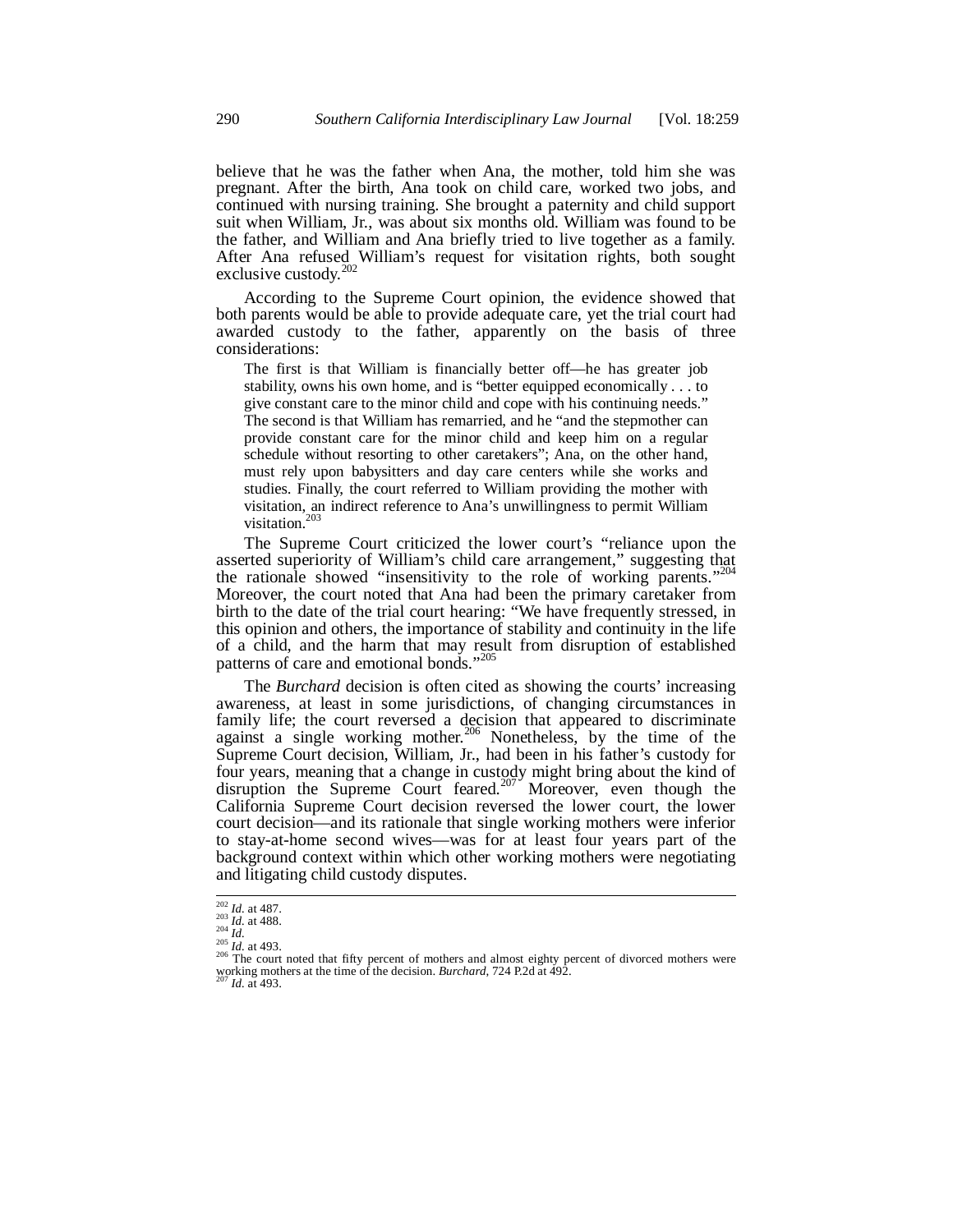believe that he was the father when Ana, the mother, told him she was pregnant. After the birth, Ana took on child care, worked two jobs, and continued with nursing training. She brought a paternity and child support suit when William, Jr., was about six months old. William was found to be the father, and William and Ana briefly tried to live together as a family. After Ana refused William's request for visitation rights, both sought exclusive custody.[202]

According to the Supreme Court opinion, the evidence showed that both parents would be able to provide adequate care, yet the trial court had awarded custody to the father, apparently on the basis of three considerations:

> The first is that William is financially better off—he has greater job stability, owns his own home, and is "better equipped economically . . . to give constant care to the minor child and cope with his continuing needs." The second is that William has remarried, and he "and the stepmother can provide constant care for the minor child and keep him on a regular schedule without resorting to other caretakers"; Ana, on the other hand, must rely upon babysitters and day care centers while she works and studies. Finally, the court referred to William providing the mother with visitation, an indirect reference to Ana's unwillingness to permit William visitation.[203]

The Supreme Court criticized the lower court's "reliance upon the asserted superiority of William's child care arrangement," suggesting that the rationale showed "insensitivity to the role of working parents."[204] Moreover, the court noted that Ana had been the primary caretaker from birth to the date of the trial court hearing: "We have frequently stressed, in this opinion and others, the importance of stability and continuity in the life of a child, and the harm that may result from disruption of established patterns of care and emotional bonds."[205]

The *Burchard* decision is often cited as showing the courts' increasing awareness, at least in some jurisdictions, of changing circumstances in family life; the court reversed a decision that appeared to discriminate against a single working mother.[206] Nonetheless, by the time of the Supreme Court decision, William, Jr., had been in his father's custody for four years, meaning that a change in custody might bring about the kind of disruption the Supreme Court feared.[207] Moreover, even though the California Supreme Court decision reversed the lower court, the lower court decision—and its rationale that single working mothers were inferior to stay-at-home second wives—was for at least four years part of the background context within which other working mothers were negotiating and litigating child custody disputes.

---

[202] *Id.* at 487.
[203] *Id.* at 488.
[204] *Id.*
[205] *Id.* at 493.
[206] The court noted that fifty percent of mothers and almost eighty percent of divorced mothers were working mothers at the time of the decision. *Burchard*, 724 P.2d at 492.
[207] *Id.* at 493.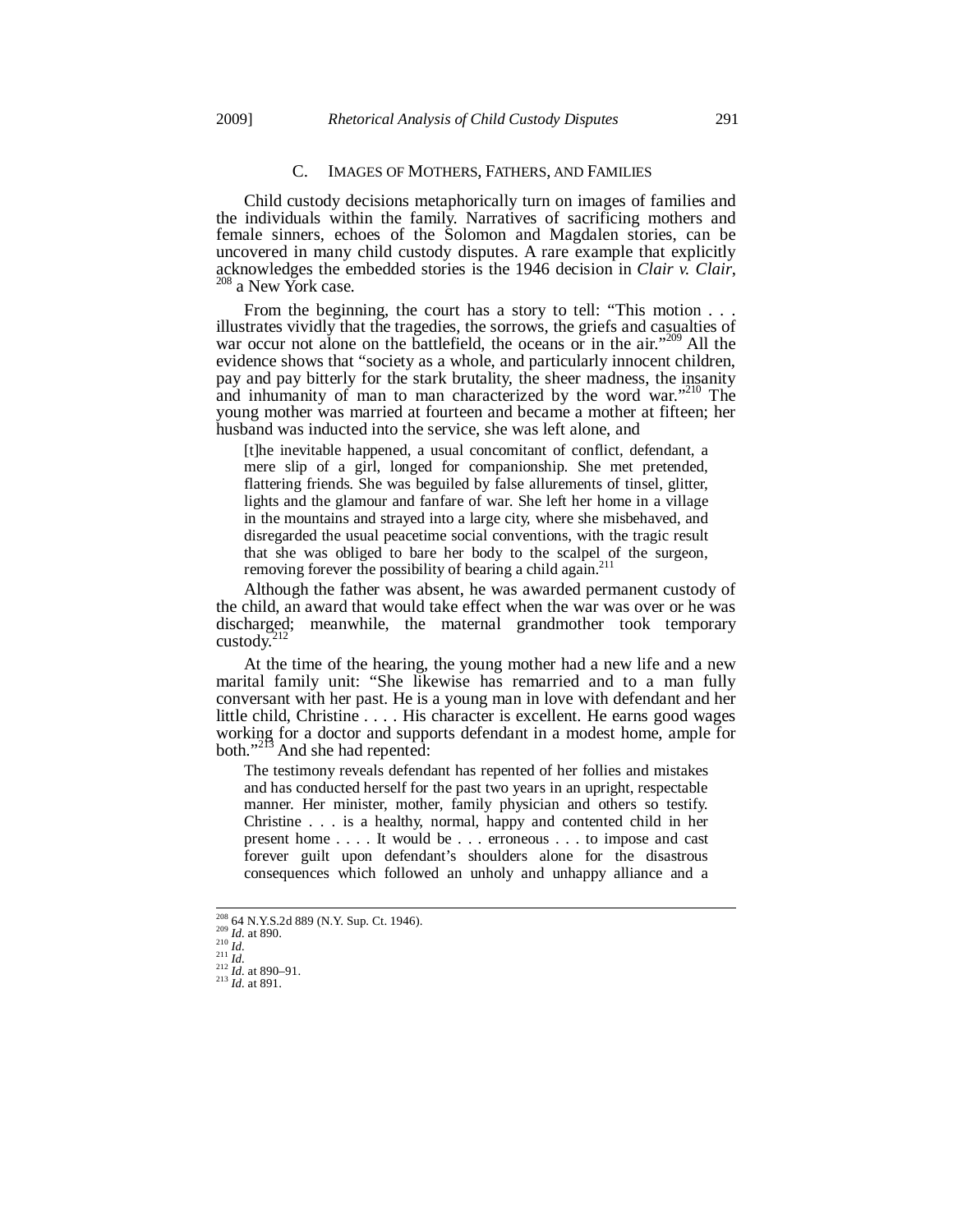### C. Images of Mothers, Fathers, and Families

Child custody decisions metaphorically turn on images of families and the individuals within the family. Narratives of sacrificing mothers and female sinners, echoes of the Solomon and Magdalen stories, can be uncovered in many child custody disputes. A rare example that explicitly acknowledges the embedded stories is the 1946 decision in *Clair v. Clair*,[208] a New York case.

From the beginning, the court has a story to tell: "This motion . . . illustrates vividly that the tragedies, the sorrows, the griefs and casualties of war occur not alone on the battlefield, the oceans or in the air."[209] All the evidence shows that "society as a whole, and particularly innocent children, pay and pay bitterly for the stark brutality, the sheer madness, the insanity and inhumanity of man to man characterized by the word war."[210] The young mother was married at fourteen and became a mother at fifteen; her husband was inducted into the service, she was left alone, and

> [t]he inevitable happened, a usual concomitant of conflict, defendant, a mere slip of a girl, longed for companionship. She met pretended, flattering friends. She was beguiled by false allurements of tinsel, glitter, lights and the glamour and fanfare of war. She left her home in a village in the mountains and strayed into a large city, where she misbehaved, and disregarded the usual peacetime social conventions, with the tragic result that she was obliged to bare her body to the scalpel of the surgeon, removing forever the possibility of bearing a child again.[211]

Although the father was absent, he was awarded permanent custody of the child, an award that would take effect when the war was over or he was discharged; meanwhile, the maternal grandmother took temporary custody.[212]

At the time of the hearing, the young mother had a new life and a new marital family unit: "She likewise has remarried and to a man fully conversant with her past. He is a young man in love with defendant and her little child, Christine . . . . His character is excellent. He earns good wages working for a doctor and supports defendant in a modest home, ample for both."[213] And she had repented:

> The testimony reveals defendant has repented of her follies and mistakes and has conducted herself for the past two years in an upright, respectable manner. Her minister, mother, family physician and others so testify. Christine . . . is a healthy, normal, happy and contented child in her present home . . . . It would be . . . erroneous . . . to impose and cast forever guilt upon defendant's shoulders alone for the disastrous consequences which followed an unholy and unhappy alliance and a

---

[208] 64 N.Y.S.2d 889 (N.Y. Sup. Ct. 1946).
[209] *Id.* at 890.
[210] *Id.*
[211] *Id.*
[212] *Id.* at 890–91.
[213] *Id.* at 891.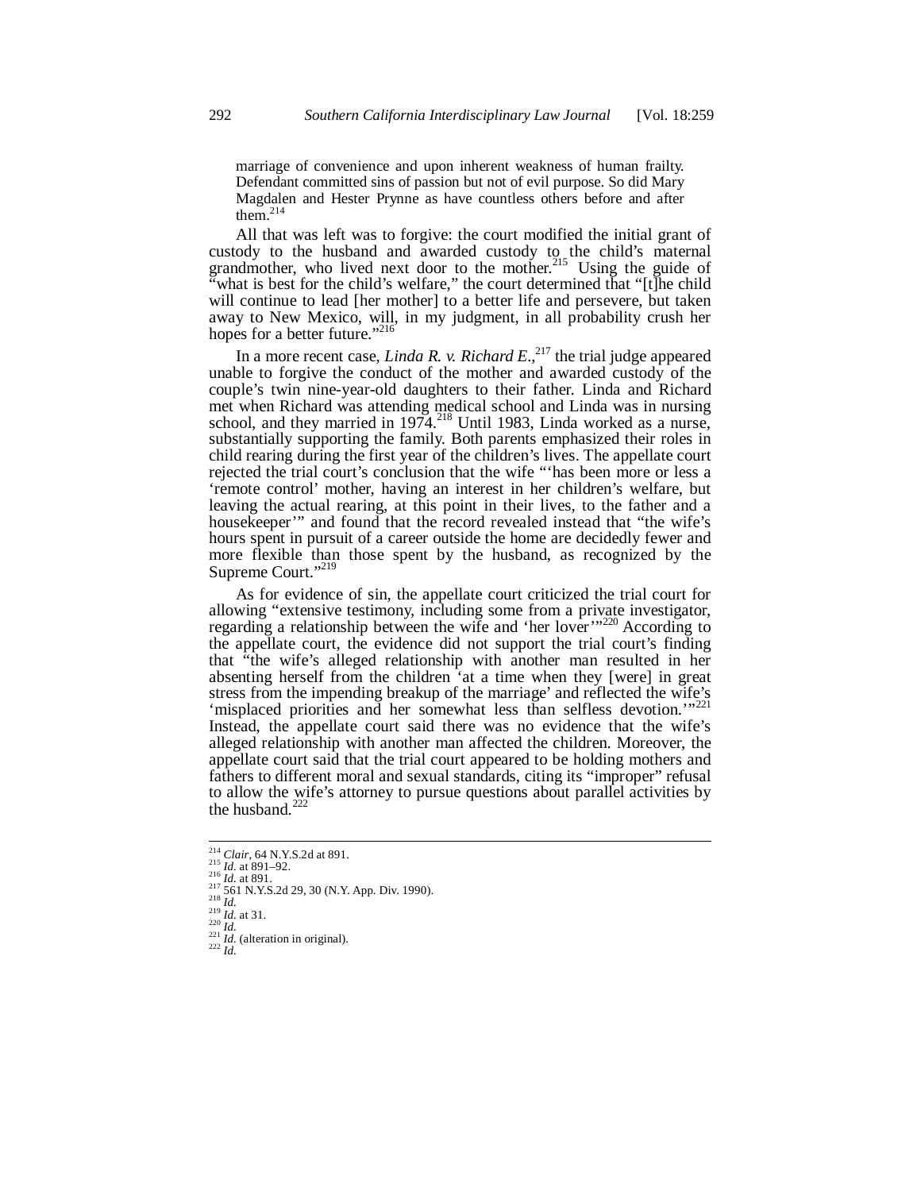> marriage of convenience and upon inherent weakness of human frailty. Defendant committed sins of passion but not of evil purpose. So did Mary Magdalen and Hester Prynne as have countless others before and after them.[214]

All that was left was to forgive: the court modified the initial grant of custody to the husband and awarded custody to the child's maternal grandmother, who lived next door to the mother.[215] Using the guide of "what is best for the child's welfare," the court determined that "[t]he child will continue to lead [her mother] to a better life and persevere, but taken away to New Mexico, will, in my judgment, in all probability crush her hopes for a better future."[216]

In a more recent case, *Linda R. v. Richard E.*,[217] the trial judge appeared unable to forgive the conduct of the mother and awarded custody of the couple's twin nine-year-old daughters to their father. Linda and Richard met when Richard was attending medical school and Linda was in nursing school, and they married in 1974.[218] Until 1983, Linda worked as a nurse, substantially supporting the family. Both parents emphasized their roles in child rearing during the first year of the children's lives. The appellate court rejected the trial court's conclusion that the wife "'has been more or less a 'remote control' mother, having an interest in her children's welfare, but leaving the actual rearing, at this point in their lives, to the father and a housekeeper'" and found that the record revealed instead that "the wife's hours spent in pursuit of a career outside the home are decidedly fewer and more flexible than those spent by the husband, as recognized by the Supreme Court."[219]

As for evidence of sin, the appellate court criticized the trial court for allowing "extensive testimony, including some from a private investigator, regarding a relationship between the wife and 'her lover'"[220] According to the appellate court, the evidence did not support the trial court's finding that "the wife's alleged relationship with another man resulted in her absenting herself from the children 'at a time when they [were] in great stress from the impending breakup of the marriage' and reflected the wife's 'misplaced priorities and her somewhat less than selfless devotion.'"[221] Instead, the appellate court said there was no evidence that the wife's alleged relationship with another man affected the children. Moreover, the appellate court said that the trial court appeared to be holding mothers and fathers to different moral and sexual standards, citing its "improper" refusal to allow the wife's attorney to pursue questions about parallel activities by the husband.[222]

---

[214] *Clair*, 64 N.Y.S.2d at 891.
[215] *Id.* at 891–92.
[216] *Id.* at 891.
[217] 561 N.Y.S.2d 29, 30 (N.Y. App. Div. 1990).
[218] *Id.*
[219] *Id.* at 31.
[220] *Id.*
[221] *Id.* (alteration in original).
[222] *Id.*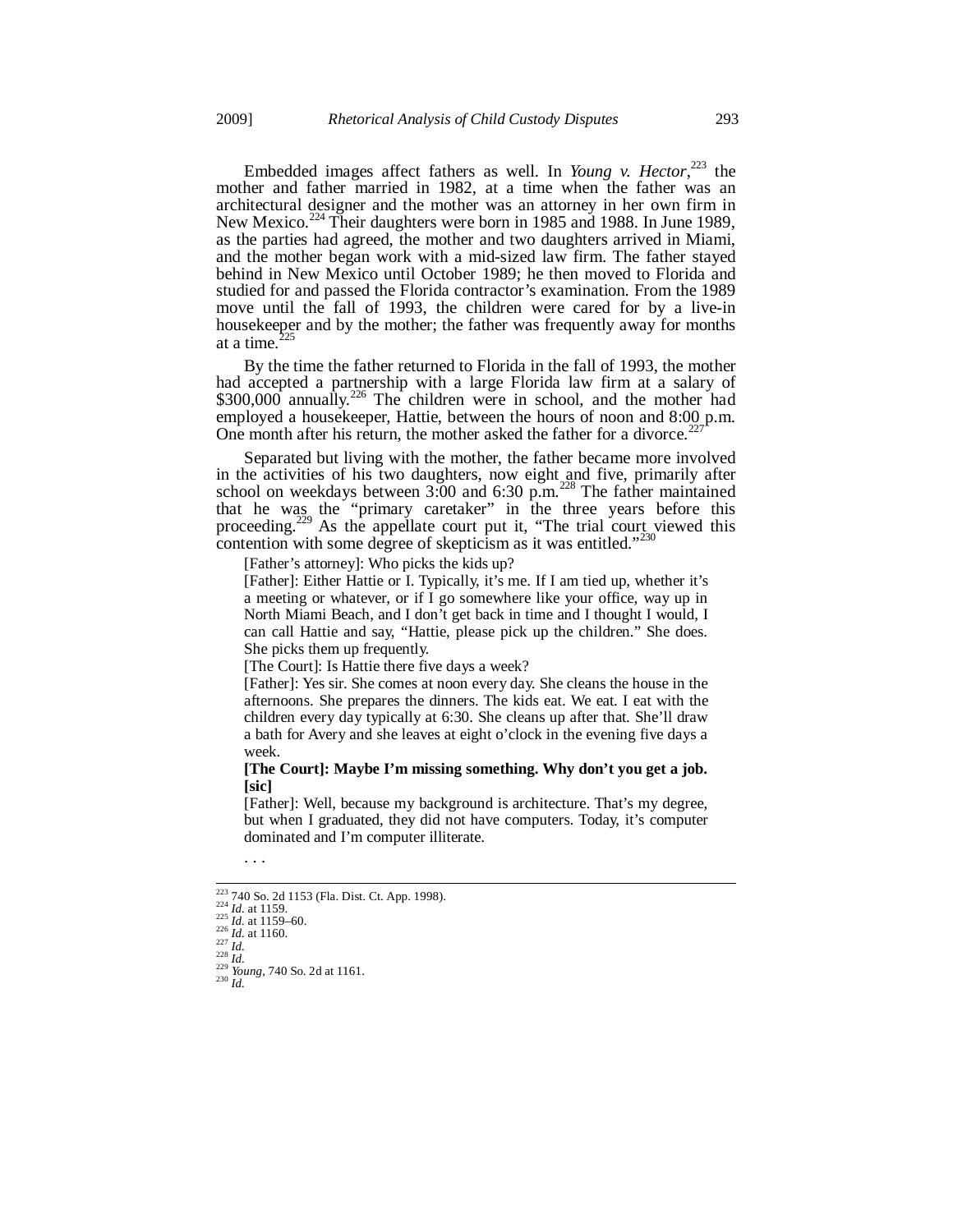Embedded images affect fathers as well. In *Young v. Hector*,[223] the mother and father married in 1982, at a time when the father was an architectural designer and the mother was an attorney in her own firm in New Mexico.[224] Their daughters were born in 1985 and 1988. In June 1989, as the parties had agreed, the mother and two daughters arrived in Miami, and the mother began work with a mid-sized law firm. The father stayed behind in New Mexico until October 1989; he then moved to Florida and studied for and passed the Florida contractor's examination. From the 1989 move until the fall of 1993, the children were cared for by a live-in housekeeper and by the mother; the father was frequently away for months at a time.[225]

By the time the father returned to Florida in the fall of 1993, the mother had accepted a partnership with a large Florida law firm at a salary of $300,000 annually.[226] The children were in school, and the mother had employed a housekeeper, Hattie, between the hours of noon and 8:00 p.m. One month after his return, the mother asked the father for a divorce.[227]

Separated but living with the mother, the father became more involved in the activities of his two daughters, now eight and five, primarily after school on weekdays between 3:00 and 6:30 p.m.[228] The father maintained that he was the "primary caretaker" in the three years before this proceeding.[229] As the appellate court put it, "The trial court viewed this contention with some degree of skepticism as it was entitled."[230]

> [Father's attorney]: Who picks the kids up?
>
> [Father]: Either Hattie or I. Typically, it's me. If I am tied up, whether it's a meeting or whatever, or if I go somewhere like your office, way up in North Miami Beach, and I don't get back in time and I thought I would, I can call Hattie and say, "Hattie, please pick up the children." She does. She picks them up frequently.
>
> [The Court]: Is Hattie there five days a week?
>
> [Father]: Yes sir. She comes at noon every day. She cleans the house in the afternoons. She prepares the dinners. The kids eat. We eat. I eat with the children every day typically at 6:30. She cleans up after that. She'll draw a bath for Avery and she leaves at eight o'clock in the evening five days a week.
>
> **[The Court]: Maybe I'm missing something. Why don't you get a job. [sic]**
>
> [Father]: Well, because my background is architecture. That's my degree, but when I graduated, they did not have computers. Today, it's computer dominated and I'm computer illiterate.
>
> . . .

---

[223] 740 So. 2d 1153 (Fla. Dist. Ct. App. 1998).
[224] *Id.* at 1159.
[225] *Id.* at 1159–60.
[226] *Id.* at 1160.
[227] *Id.*
[228] *Id.*
[229] *Young*, 740 So. 2d at 1161.
[230] *Id.*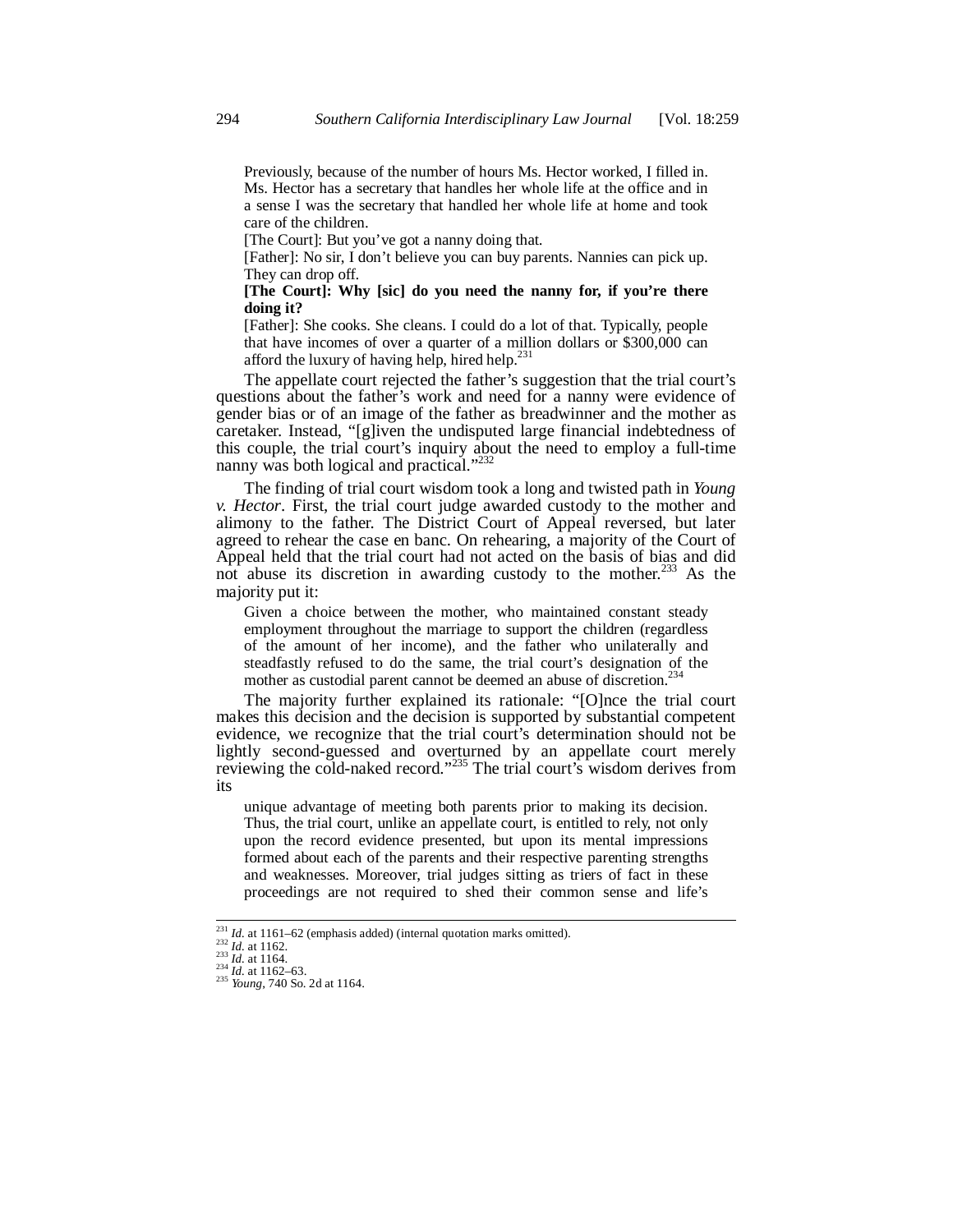> Previously, because of the number of hours Ms. Hector worked, I filled in. Ms. Hector has a secretary that handles her whole life at the office and in a sense I was the secretary that handled her whole life at home and took care of the children.
>
> [The Court]: But you've got a nanny doing that.
>
> [Father]: No sir, I don't believe you can buy parents. Nannies can pick up. They can drop off.
>
> **[The Court]: Why [sic] do you need the nanny for, if you're there doing it?**
>
> [Father]: She cooks. She cleans. I could do a lot of that. Typically, people that have incomes of over a quarter of a million dollars or $300,000 can afford the luxury of having help, hired help.[231]

The appellate court rejected the father's suggestion that the trial court's questions about the father's work and need for a nanny were evidence of gender bias or of an image of the father as breadwinner and the mother as caretaker. Instead, "[g]iven the undisputed large financial indebtedness of this couple, the trial court's inquiry about the need to employ a full-time nanny was both logical and practical."[232]

The finding of trial court wisdom took a long and twisted path in *Young v. Hector*. First, the trial court judge awarded custody to the mother and alimony to the father. The District Court of Appeal reversed, but later agreed to rehear the case en banc. On rehearing, a majority of the Court of Appeal held that the trial court had not acted on the basis of bias and did not abuse its discretion in awarding custody to the mother.[233] As the majority put it:

> Given a choice between the mother, who maintained constant steady employment throughout the marriage to support the children (regardless of the amount of her income), and the father who unilaterally and steadfastly refused to do the same, the trial court's designation of the mother as custodial parent cannot be deemed an abuse of discretion.[234]

The majority further explained its rationale: "[O]nce the trial court makes this decision and the decision is supported by substantial competent evidence, we recognize that the trial court's determination should not be lightly second-guessed and overturned by an appellate court merely reviewing the cold-naked record."[235] The trial court's wisdom derives from its

> unique advantage of meeting both parents prior to making its decision. Thus, the trial court, unlike an appellate court, is entitled to rely, not only upon the record evidence presented, but upon its mental impressions formed about each of the parents and their respective parenting strengths and weaknesses. Moreover, trial judges sitting as triers of fact in these proceedings are not required to shed their common sense and life's

---

[231] *Id.* at 1161–62 (emphasis added) (internal quotation marks omitted).
[232] *Id.* at 1162.
[233] *Id.* at 1164.
[234] *Id.* at 1162–63.
[235] *Young*, 740 So. 2d at 1164.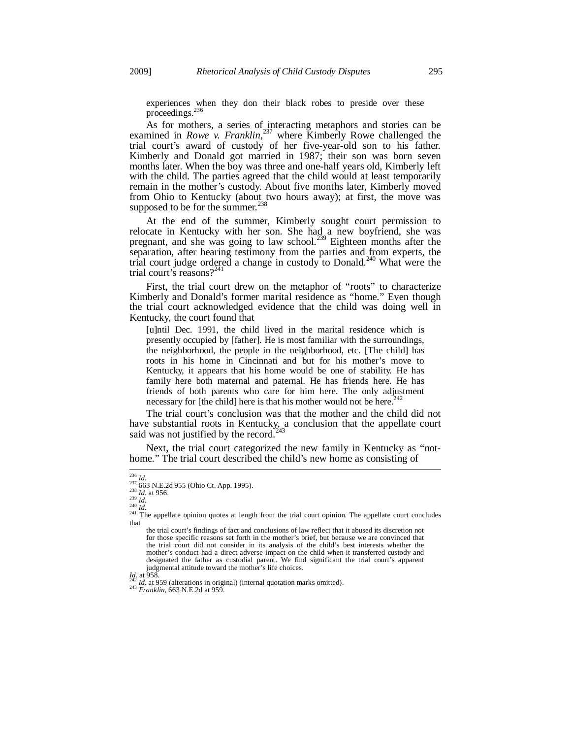experiences when they don their black robes to preside over these proceedings.[236]

As for mothers, a series of interacting metaphors and stories can be examined in *Rowe v. Franklin*,[237] where Kimberly Rowe challenged the trial court's award of custody of her five-year-old son to his father. Kimberly and Donald got married in 1987; their son was born seven months later. When the boy was three and one-half years old, Kimberly left with the child. The parties agreed that the child would at least temporarily remain in the mother's custody. About five months later, Kimberly moved from Ohio to Kentucky (about two hours away); at first, the move was supposed to be for the summer.[238]

At the end of the summer, Kimberly sought court permission to relocate in Kentucky with her son. She had a new boyfriend, she was pregnant, and she was going to law school.[239] Eighteen months after the separation, after hearing testimony from the parties and from experts, the trial court judge ordered a change in custody to Donald.[240] What were the trial court's reasons?[241]

First, the trial court drew on the metaphor of "roots" to characterize Kimberly and Donald's former marital residence as "home." Even though the trial court acknowledged evidence that the child was doing well in Kentucky, the court found that

> [u]ntil Dec. 1991, the child lived in the marital residence which is presently occupied by [father]. He is most familiar with the surroundings, the neighborhood, the people in the neighborhood, etc. [The child] has roots in his home in Cincinnati and but for his mother's move to Kentucky, it appears that his home would be one of stability. He has family here both maternal and paternal. He has friends here. He has friends of both parents who care for him here. The only adjustment necessary for [the child] here is that his mother would not be here.[242]

The trial court's conclusion was that the mother and the child did not have substantial roots in Kentucky, a conclusion that the appellate court said was not justified by the record.[243]

Next, the trial court categorized the new family in Kentucky as "not-home." The trial court described the child's new home as consisting of

---

[236] *Id.*
[237] 663 N.E.2d 955 (Ohio Ct. App. 1995).
[238] *Id.* at 956.
[239] *Id.*
[240] *Id.*
[241] The appellate opinion quotes at length from the trial court opinion. The appellate court concludes that

> the trial court's findings of fact and conclusions of law reflect that it abused its discretion not for those specific reasons set forth in the mother's brief, but because we are convinced that the trial court did not consider in its analysis of the child's best interests whether the mother's conduct had a direct adverse impact on the child when it transferred custody and designated the father as custodial parent. We find significant the trial court's apparent judgmental attitude toward the mother's life choices.

*Id.* at 958.
[242] *Id.* at 959 (alterations in original) (internal quotation marks omitted).
[243] *Franklin*, 663 N.E.2d at 959.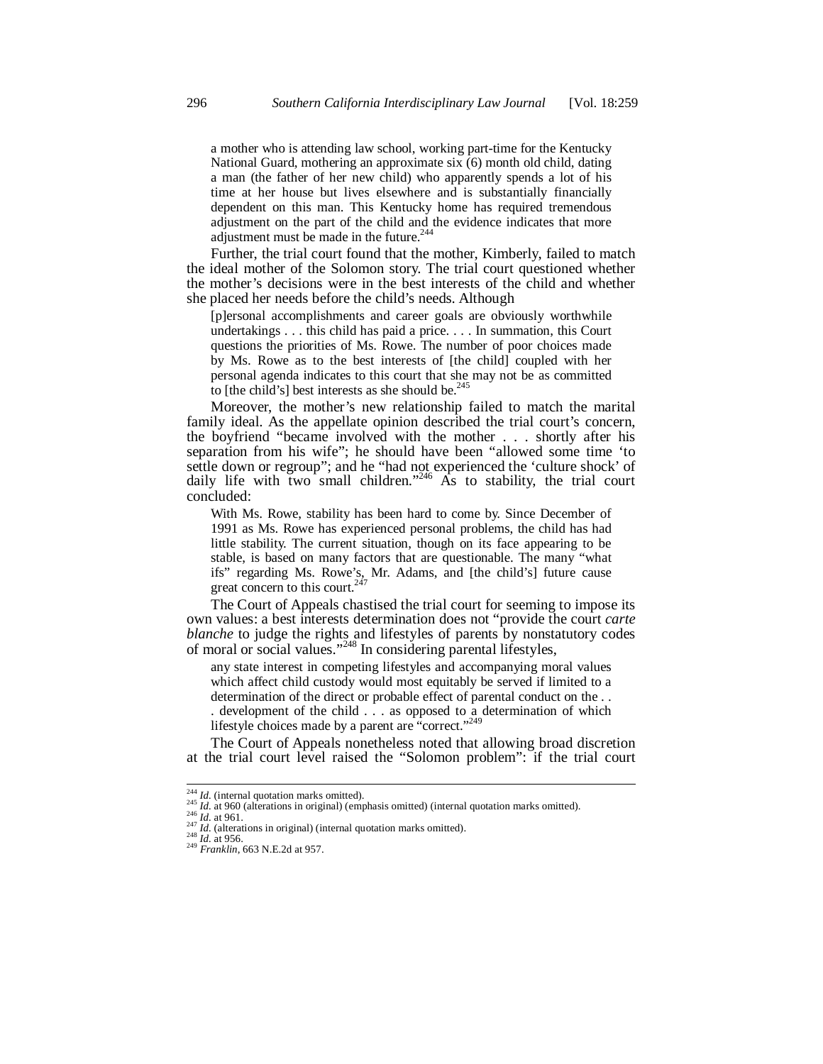> a mother who is attending law school, working part-time for the Kentucky National Guard, mothering an approximate six (6) month old child, dating a man (the father of her new child) who apparently spends a lot of his time at her house but lives elsewhere and is substantially financially dependent on this man. This Kentucky home has required tremendous adjustment on the part of the child and the evidence indicates that more adjustment must be made in the future.[244]

Further, the trial court found that the mother, Kimberly, failed to match the ideal mother of the Solomon story. The trial court questioned whether the mother's decisions were in the best interests of the child and whether she placed her needs before the child's needs. Although

> [p]ersonal accomplishments and career goals are obviously worthwhile undertakings . . . this child has paid a price. . . . In summation, this Court questions the priorities of Ms. Rowe. The number of poor choices made by Ms. Rowe as to the best interests of [the child] coupled with her personal agenda indicates to this court that she may not be as committed to [the child's] best interests as she should be.[245]

Moreover, the mother's new relationship failed to match the marital family ideal. As the appellate opinion described the trial court's concern, the boyfriend "became involved with the mother . . . shortly after his separation from his wife"; he should have been "allowed some time 'to settle down or regroup"; and he "had not experienced the 'culture shock' of daily life with two small children."[246] As to stability, the trial court concluded:

> With Ms. Rowe, stability has been hard to come by. Since December of 1991 as Ms. Rowe has experienced personal problems, the child has had little stability. The current situation, though on its face appearing to be stable, is based on many factors that are questionable. The many "what ifs" regarding Ms. Rowe's, Mr. Adams, and [the child's] future cause great concern to this court.[247]

The Court of Appeals chastised the trial court for seeming to impose its own values: a best interests determination does not "provide the court *carte blanche* to judge the rights and lifestyles of parents by nonstatutory codes of moral or social values."[248] In considering parental lifestyles,

> any state interest in competing lifestyles and accompanying moral values which affect child custody would most equitably be served if limited to a determination of the direct or probable effect of parental conduct on the . . . development of the child . . . as opposed to a determination of which lifestyle choices made by a parent are "correct."[249]

The Court of Appeals nonetheless noted that allowing broad discretion at the trial court level raised the "Solomon problem": if the trial court

---

[244] *Id.* (internal quotation marks omitted).
[245] *Id.* at 960 (alterations in original) (emphasis omitted) (internal quotation marks omitted).
[246] *Id.* at 961.
[247] *Id.* (alterations in original) (internal quotation marks omitted).
[248] *Id.* at 956.
[249] *Franklin*, 663 N.E.2d at 957.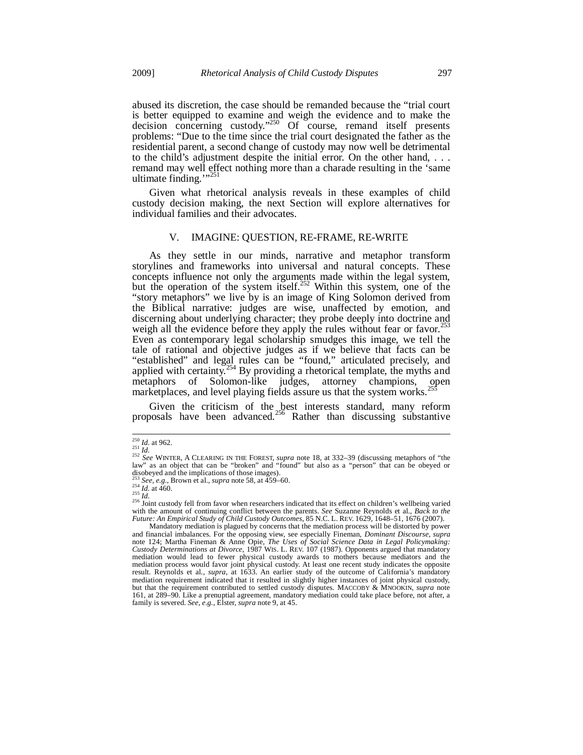abused its discretion, the case should be remanded because the "trial court is better equipped to examine and weigh the evidence and to make the decision concerning custody."[250] Of course, remand itself presents problems: "Due to the time since the trial court designated the father as the residential parent, a second change of custody may now well be detrimental to the child's adjustment despite the initial error. On the other hand, . . . remand may well effect nothing more than a charade resulting in the 'same ultimate finding.'"[251]

Given what rhetorical analysis reveals in these examples of child custody decision making, the next Section will explore alternatives for individual families and their advocates.

## V. IMAGINE: QUESTION, RE-FRAME, RE-WRITE

As they settle in our minds, narrative and metaphor transform storylines and frameworks into universal and natural concepts. These concepts influence not only the arguments made within the legal system, but the operation of the system itself.[252] Within this system, one of the "story metaphors" we live by is an image of King Solomon derived from the Biblical narrative: judges are wise, unaffected by emotion, and discerning about underlying character; they probe deeply into doctrine and weigh all the evidence before they apply the rules without fear or favor.[253] Even as contemporary legal scholarship smudges this image, we tell the tale of rational and objective judges as if we believe that facts can be "established" and legal rules can be "found," articulated precisely, and applied with certainty.[254] By providing a rhetorical template, the myths and metaphors of Solomon-like judges, attorney champions, open marketplaces, and level playing fields assure us that the system works.[255]

Given the criticism of the best interests standard, many reform proposals have been advanced.[256] Rather than discussing substantive

---

[250] *Id.* at 962.
[251] *Id.*
[252] *See* WINTER, A CLEARING IN THE FOREST, *supra* note 18, at 332–39 (discussing metaphors of "the law" as an object that can be "broken" and "found" but also as a "person" that can be obeyed or disobeyed and the implications of those images).
[253] *See, e.g.*, Brown et al., *supra* note 58, at 459–60.
[254] *Id.* at 460.
[255] *Id.*
[256] Joint custody fell from favor when researchers indicated that its effect on children's wellbeing varied with the amount of continuing conflict between the parents. *See* Suzanne Reynolds et al., *Back to the Future: An Empirical Study of Child Custody Outcomes*, 85 N.C. L. REV. 1629, 1648–51, 1676 (2007).

Mandatory mediation is plagued by concerns that the mediation process will be distorted by power and financial imbalances. For the opposing view, see especially Fineman, *Dominant Discourse*, *supra* note 124; Martha Fineman & Anne Opie, *The Uses of Social Science Data in Legal Policymaking: Custody Determinations at Divorce*, 1987 WIS. L. REV. 107 (1987). Opponents argued that mandatory mediation would lead to fewer physical custody awards to mothers because mediators and the mediation process would favor joint physical custody. At least one recent study indicates the opposite result. Reynolds et al., *supra*, at 1633. An earlier study of the outcome of California's mandatory mediation requirement indicated that it resulted in slightly higher instances of joint physical custody, but that the requirement contributed to settled custody disputes. MACCOBY & MNOOKIN, *supra* note 161, at 289–90. Like a prenuptial agreement, mandatory mediation could take place before, not after, a family is severed. *See, e.g.*, Elster, *supra* note 9, at 45.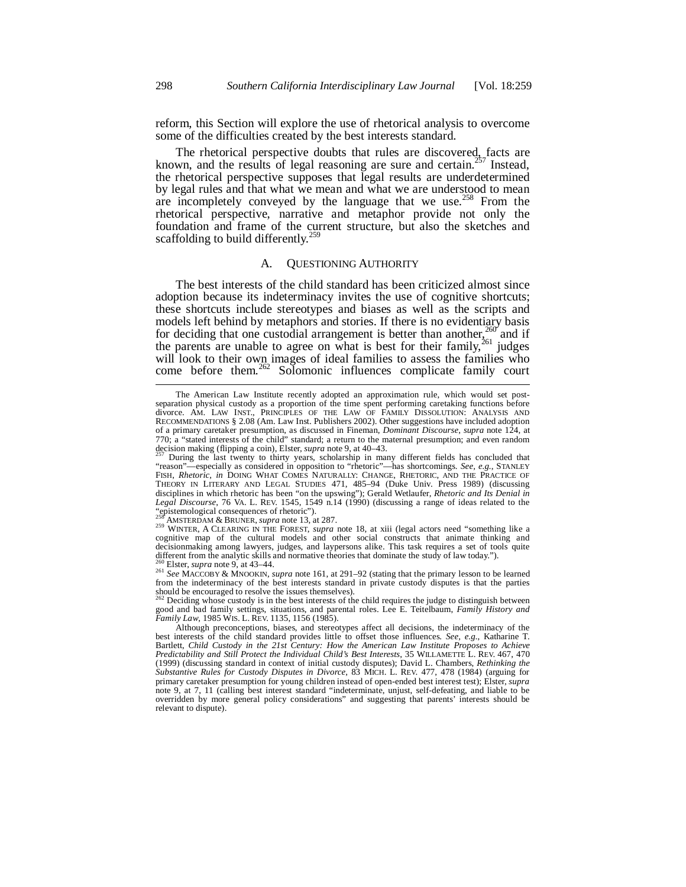reform, this Section will explore the use of rhetorical analysis to overcome some of the difficulties created by the best interests standard.

The rhetorical perspective doubts that rules are discovered, facts are known, and the results of legal reasoning are sure and certain.[257] Instead, the rhetorical perspective supposes that legal results are underdetermined by legal rules and that what we mean and what we are understood to mean are incompletely conveyed by the language that we use.[258] From the rhetorical perspective, narrative and metaphor provide not only the foundation and frame of the current structure, but also the sketches and scaffolding to build differently.[259]

## A. QUESTIONING AUTHORITY

The best interests of the child standard has been criticized almost since adoption because its indeterminacy invites the use of cognitive shortcuts; these shortcuts include stereotypes and biases as well as the scripts and models left behind by metaphors and stories. If there is no evidentiary basis for deciding that one custodial arrangement is better than another,[260] and if the parents are unable to agree on what is best for their family,[261] judges will look to their own images of ideal families to assess the families who come before them.[262] Solomonic influences complicate family court

---

The American Law Institute recently adopted an approximation rule, which would set post-separation physical custody as a proportion of the time spent performing caretaking functions before divorce. AM. LAW INST., PRINCIPLES OF THE LAW OF FAMILY DISSOLUTION: ANALYSIS AND RECOMMENDATIONS § 2.08 (Am. Law Inst. Publishers 2002). Other suggestions have included adoption of a primary caretaker presumption, as discussed in Fineman, *Dominant Discourse*, *supra* note 124, at 770; a "stated interests of the child" standard; a return to the maternal presumption; and even random decision making (flipping a coin), Elster, *supra* note 9, at 40–43.

[257] During the last twenty to thirty years, scholarship in many different fields has concluded that "reason"—especially as considered in opposition to "rhetoric"—has shortcomings. *See, e.g.*, STANLEY FISH, *Rhetoric*, *in* DOING WHAT COMES NATURALLY: CHANGE, RHETORIC, AND THE PRACTICE OF THEORY IN LITERARY AND LEGAL STUDIES 471, 485–94 (Duke Univ. Press 1989) (discussing disciplines in which rhetoric has been "on the upswing"); Gerald Wetlaufer, *Rhetoric and Its Denial in Legal Discourse*, 76 VA. L. REV. 1545, 1549 n.14 (1990) (discussing a range of ideas related to the "epistemological consequences of rhetoric").

[258] AMSTERDAM & BRUNER, *supra* note 13, at 287.

[259] WINTER, A CLEARING IN THE FOREST, *supra* note 18, at xiii (legal actors need "something like a cognitive map of the cultural models and other social constructs that animate thinking and decisionmaking among lawyers, judges, and laypersons alike. This task requires a set of tools quite different from the analytic skills and normative theories that dominate the study of law today.").

[260] Elster, *supra* note 9, at 43–44.

[261] *See* MACCOBY & MNOOKIN, *supra* note 161, at 291–92 (stating that the primary lesson to be learned from the indeterminacy of the best interests standard in private custody disputes is that the parties should be encouraged to resolve the issues themselves).

[262] Deciding whose custody is in the best interests of the child requires the judge to distinguish between good and bad family settings, situations, and parental roles. Lee E. Teitelbaum, *Family History and Family Law*, 1985 WIS. L. REV. 1135, 1156 (1985).

Although preconceptions, biases, and stereotypes affect all decisions, the indeterminacy of the best interests of the child standard provides little to offset those influences. *See, e.g.*, Katharine T. Bartlett, *Child Custody in the 21st Century: How the American Law Institute Proposes to Achieve Predictability and Still Protect the Individual Child's Best Interests*, 35 WILLAMETTE L. REV. 467, 470 (1999) (discussing standard in context of initial custody disputes); David L. Chambers, *Rethinking the Substantive Rules for Custody Disputes in Divorce*, 83 MICH. L. REV. 477, 478 (1984) (arguing for primary caretaker presumption for young children instead of open-ended best interest test); Elster, *supra* note 9, at 7, 11 (calling best interest standard "indeterminate, unjust, self-defeating, and liable to be overridden by more general policy considerations" and suggesting that parents' interests should be relevant to dispute).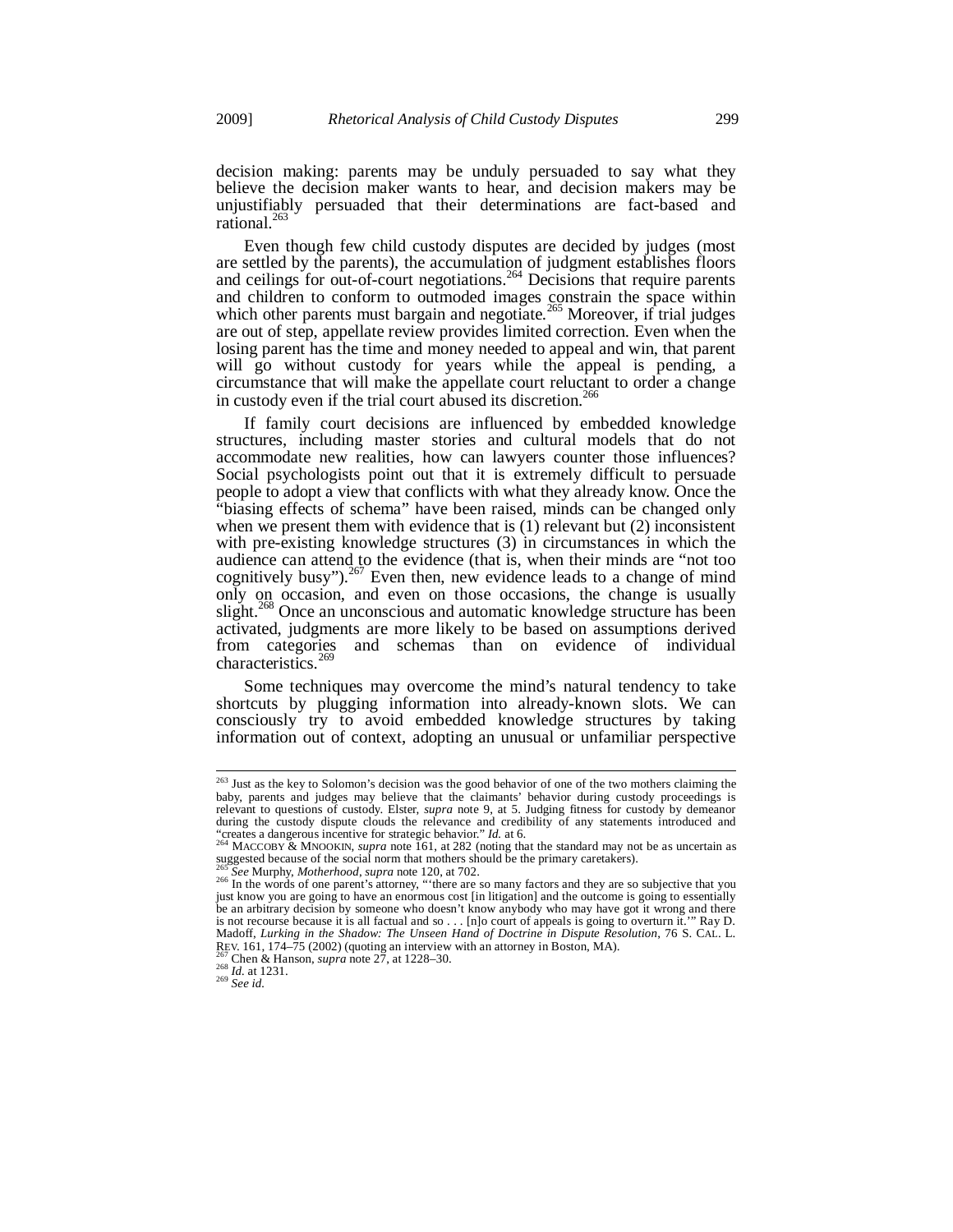decision making: parents may be unduly persuaded to say what they believe the decision maker wants to hear, and decision makers may be unjustifiably persuaded that their determinations are fact-based and rational.[263]

Even though few child custody disputes are decided by judges (most are settled by the parents), the accumulation of judgment establishes floors and ceilings for out-of-court negotiations.[264] Decisions that require parents and children to conform to outmoded images constrain the space within which other parents must bargain and negotiate.[265] Moreover, if trial judges are out of step, appellate review provides limited correction. Even when the losing parent has the time and money needed to appeal and win, that parent will go without custody for years while the appeal is pending, a circumstance that will make the appellate court reluctant to order a change in custody even if the trial court abused its discretion.[266]

If family court decisions are influenced by embedded knowledge structures, including master stories and cultural models that do not accommodate new realities, how can lawyers counter those influences? Social psychologists point out that it is extremely difficult to persuade people to adopt a view that conflicts with what they already know. Once the "biasing effects of schema" have been raised, minds can be changed only when we present them with evidence that is (1) relevant but (2) inconsistent with pre-existing knowledge structures (3) in circumstances in which the audience can attend to the evidence (that is, when their minds are "not too cognitively busy").[267] Even then, new evidence leads to a change of mind only on occasion, and even on those occasions, the change is usually slight.[268] Once an unconscious and automatic knowledge structure has been activated, judgments are more likely to be based on assumptions derived from categories and schemas than on evidence of individual characteristics.[269]

Some techniques may overcome the mind's natural tendency to take shortcuts by plugging information into already-known slots. We can consciously try to avoid embedded knowledge structures by taking information out of context, adopting an unusual or unfamiliar perspective

---

[263] Just as the key to Solomon's decision was the good behavior of one of the two mothers claiming the baby, parents and judges may believe that the claimants' behavior during custody proceedings is relevant to questions of custody. Elster, *supra* note 9, at 5. Judging fitness for custody by demeanor during the custody dispute clouds the relevance and credibility of any statements introduced and "creates a dangerous incentive for strategic behavior." *Id.* at 6.

[264] MACCOBY & MNOOKIN, *supra* note 161, at 282 (noting that the standard may not be as uncertain as suggested because of the social norm that mothers should be the primary caretakers).

[265] *See* Murphy, *Motherhood*, *supra* note 120, at 702.

[266] In the words of one parent's attorney, "'there are so many factors and they are so subjective that you just know you are going to have an enormous cost [in litigation] and the outcome is going to essentially be an arbitrary decision by someone who doesn't know anybody who may have got it wrong and there is not recourse because it is all factual and so . . . [n]o court of appeals is going to overturn it.'" Ray D. Madoff, *Lurking in the Shadow: The Unseen Hand of Doctrine in Dispute Resolution*, 76 S. CAL. L. REV. 161, 174–75 (2002) (quoting an interview with an attorney in Boston, MA).

[267] Chen & Hanson, *supra* note 27, at 1228–30.

[268] *Id.* at 1231.

[269] *See id.*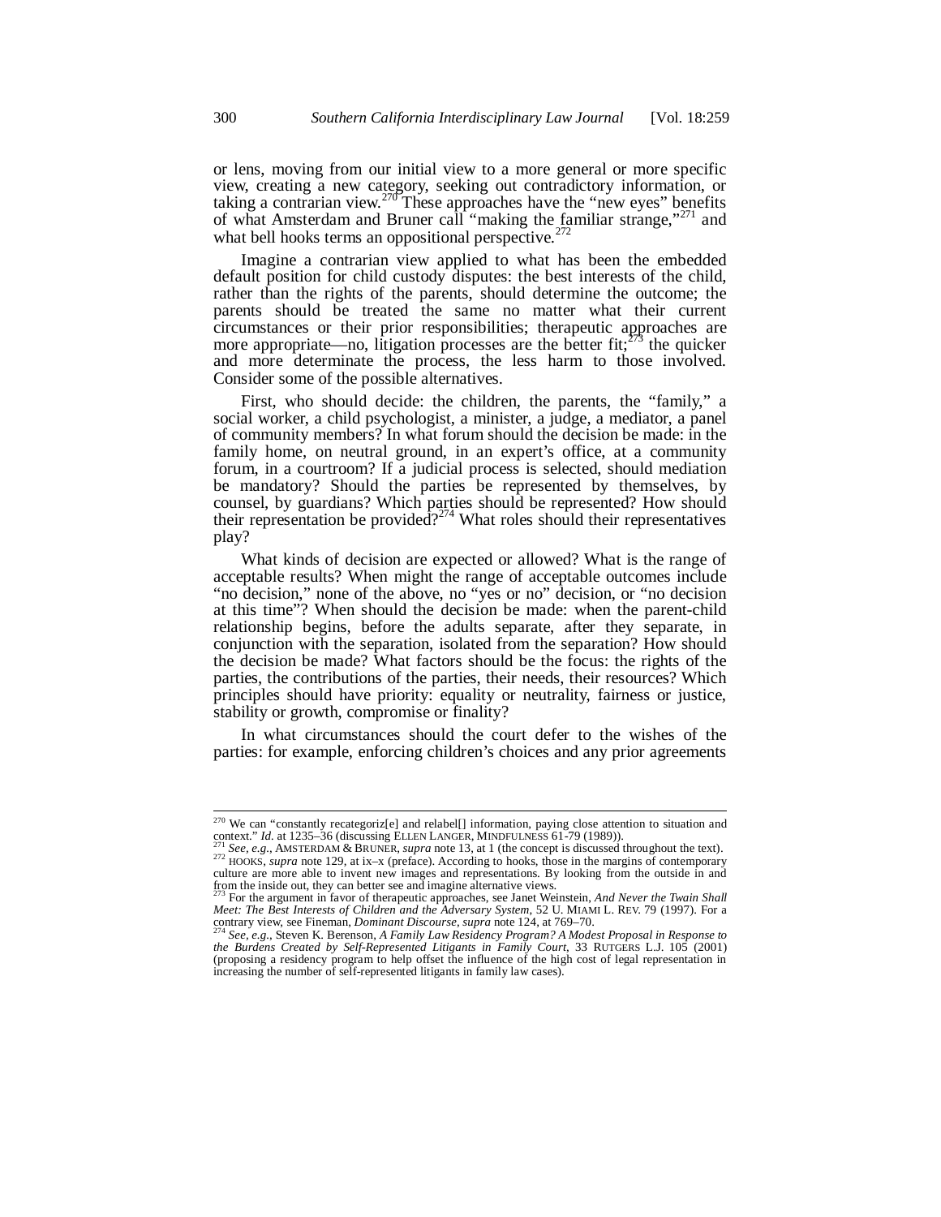or lens, moving from our initial view to a more general or more specific view, creating a new category, seeking out contradictory information, or taking a contrarian view.[270] These approaches have the "new eyes" benefits of what Amsterdam and Bruner call "making the familiar strange,"[271] and what bell hooks terms an oppositional perspective.[272]

Imagine a contrarian view applied to what has been the embedded default position for child custody disputes: the best interests of the child, rather than the rights of the parents, should determine the outcome; the parents should be treated the same no matter what their current circumstances or their prior responsibilities; therapeutic approaches are more appropriate—no, litigation processes are the better fit;[273] the quicker and more determinate the process, the less harm to those involved. Consider some of the possible alternatives.

First, who should decide: the children, the parents, the "family," a social worker, a child psychologist, a minister, a judge, a mediator, a panel of community members? In what forum should the decision be made: in the family home, on neutral ground, in an expert's office, at a community forum, in a courtroom? If a judicial process is selected, should mediation be mandatory? Should the parties be represented by themselves, by counsel, by guardians? Which parties should be represented? How should their representation be provided?[274] What roles should their representatives play?

What kinds of decision are expected or allowed? What is the range of acceptable results? When might the range of acceptable outcomes include "no decision," none of the above, no "yes or no" decision, or "no decision at this time"? When should the decision be made: when the parent-child relationship begins, before the adults separate, after they separate, in conjunction with the separation, isolated from the separation? How should the decision be made? What factors should be the focus: the rights of the parties, the contributions of the parties, their needs, their resources? Which principles should have priority: equality or neutrality, fairness or justice, stability or growth, compromise or finality?

In what circumstances should the court defer to the wishes of the parties: for example, enforcing children's choices and any prior agreements

---

[270] We can "constantly recategoriz[e] and relabel[] information, paying close attention to situation and context." *Id.* at 1235–36 (discussing ELLEN LANGER, MINDFULNESS 61-79 (1989)).

[271] *See, e.g.*, AMSTERDAM & BRUNER, *supra* note 13, at 1 (the concept is discussed throughout the text).

[272] HOOKS, *supra* note 129, at ix–x (preface). According to hooks, those in the margins of contemporary culture are more able to invent new images and representations. By looking from the outside in and from the inside out, they can better see and imagine alternative views.

[273] For the argument in favor of therapeutic approaches, see Janet Weinstein, *And Never the Twain Shall Meet: The Best Interests of Children and the Adversary System*, 52 U. MIAMI L. REV. 79 (1997). For a contrary view, see Fineman, *Dominant Discourse*, *supra* note 124, at 769–70.

[274] *See, e.g.*, Steven K. Berenson, *A Family Law Residency Program? A Modest Proposal in Response to the Burdens Created by Self-Represented Litigants in Family Court*, 33 RUTGERS L.J. 105 (2001) (proposing a residency program to help offset the influence of the high cost of legal representation in increasing the number of self-represented litigants in family law cases).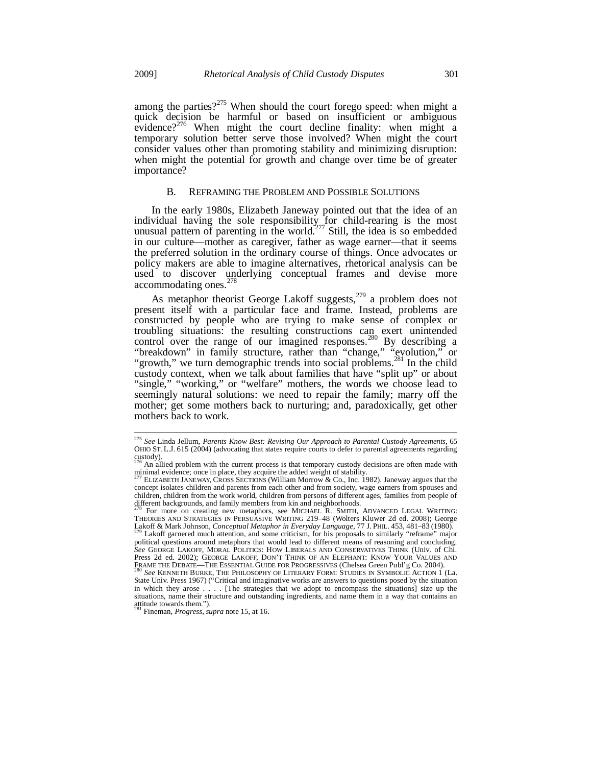among the parties?[275] When should the court forego speed: when might a quick decision be harmful or based on insufficient or ambiguous evidence?[276] When might the court decline finality: when might a temporary solution better serve those involved? When might the court consider values other than promoting stability and minimizing disruption: when might the potential for growth and change over time be of greater importance?

### B. REFRAMING THE PROBLEM AND POSSIBLE SOLUTIONS

In the early 1980s, Elizabeth Janeway pointed out that the idea of an individual having the sole responsibility for child-rearing is the most unusual pattern of parenting in the world.[277] Still, the idea is so embedded in our culture—mother as caregiver, father as wage earner—that it seems the preferred solution in the ordinary course of things. Once advocates or policy makers are able to imagine alternatives, rhetorical analysis can be used to discover underlying conceptual frames and devise more accommodating ones.[278]

As metaphor theorist George Lakoff suggests,[279] a problem does not present itself with a particular face and frame. Instead, problems are constructed by people who are trying to make sense of complex or troubling situations: the resulting constructions can exert unintended control over the range of our imagined responses.[280] By describing a "breakdown" in family structure, rather than "change," "evolution," or "growth," we turn demographic trends into social problems.[281] In the child custody context, when we talk about families that have "split up" or about "single," "working," or "welfare" mothers, the words we choose lead to seemingly natural solutions: we need to repair the family; marry off the mother; get some mothers back to nurturing; and, paradoxically, get other mothers back to work.

---

[275] *See* Linda Jellum, *Parents Know Best: Revising Our Approach to Parental Custody Agreements*, 65 OHIO ST. L.J. 615 (2004) (advocating that states require courts to defer to parental agreements regarding custody).

[276] An allied problem with the current process is that temporary custody decisions are often made with minimal evidence; once in place, they acquire the added weight of stability.

[277] ELIZABETH JANEWAY, CROSS SECTIONS (William Morrow & Co., Inc. 1982). Janeway argues that the concept isolates children and parents from each other and from society, wage earners from spouses and children, children from the work world, children from persons of different ages, families from people of different backgrounds, and family members from kin and neighborhoods.

[278] For more on creating new metaphors, see MICHAEL R. SMITH, ADVANCED LEGAL WRITING: THEORIES AND STRATEGIES IN PERSUASIVE WRITING 219–48 (Wolters Kluwer 2d ed. 2008); George Lakoff & Mark Johnson, *Conceptual Metaphor in Everyday Language*, 77 J. PHIL. 453, 481–83 (1980).

[279] Lakoff garnered much attention, and some criticism, for his proposals to similarly "reframe" major political questions around metaphors that would lead to different means of reasoning and concluding. *See* GEORGE LAKOFF, MORAL POLITICS: HOW LIBERALS AND CONSERVATIVES THINK (Univ. of Chi. Press 2d ed. 2002); GEORGE LAKOFF, DON'T THINK OF AN ELEPHANT: KNOW YOUR VALUES AND FRAME THE DEBATE—THE ESSENTIAL GUIDE FOR PROGRESSIVES (Chelsea Green Publ'g Co. 2004).

[280] *See* KENNETH BURKE, THE PHILOSOPHY OF LITERARY FORM: STUDIES IN SYMBOLIC ACTION 1 (La. State Univ. Press 1967) ("Critical and imaginative works are answers to questions posed by the situation in which they arose . . . . [The strategies that we adopt to encompass the situations] size up the situations, name their structure and outstanding ingredients, and name them in a way that contains an attitude towards them.").

[281] Fineman, *Progress*, *supra* note 15, at 16.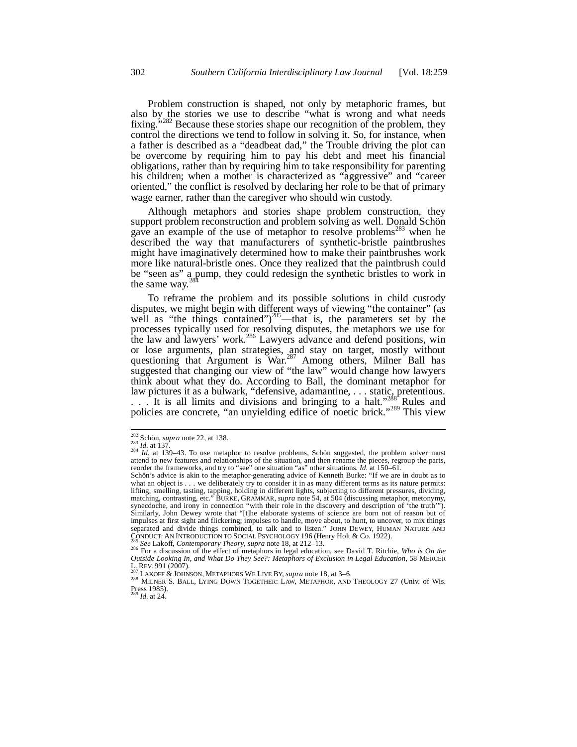Problem construction is shaped, not only by metaphoric frames, but also by the stories we use to describe "what is wrong and what needs fixing."[282] Because these stories shape our recognition of the problem, they control the directions we tend to follow in solving it. So, for instance, when a father is described as a "deadbeat dad," the Trouble driving the plot can be overcome by requiring him to pay his debt and meet his financial obligations, rather than by requiring him to take responsibility for parenting his children; when a mother is characterized as "aggressive" and "career oriented," the conflict is resolved by declaring her role to be that of primary wage earner, rather than the caregiver who should win custody.

Although metaphors and stories shape problem construction, they support problem reconstruction and problem solving as well. Donald Schön gave an example of the use of metaphor to resolve problems[283] when he described the way that manufacturers of synthetic-bristle paintbrushes might have imaginatively determined how to make their paintbrushes work more like natural-bristle ones. Once they realized that the paintbrush could be "seen as" a pump, they could redesign the synthetic bristles to work in the same way.[284]

To reframe the problem and its possible solutions in child custody disputes, we might begin with different ways of viewing "the container" (as well as "the things contained")[285]—that is, the parameters set by the processes typically used for resolving disputes, the metaphors we use for the law and lawyers' work.[286] Lawyers advance and defend positions, win or lose arguments, plan strategies, and stay on target, mostly without questioning that Argument is War.[287] Among others, Milner Ball has suggested that changing our view of "the law" would change how lawyers think about what they do. According to Ball, the dominant metaphor for law pictures it as a bulwark, "defensive, adamantine, . . . static, pretentious. . . . It is all limits and divisions and bringing to a halt."[288] Rules and policies are concrete, "an unyielding edifice of noetic brick."[289] This view

---

[282] Schön, *supra* note 22, at 138.

[283] *Id.* at 137.

[284] *Id.* at 139–43. To use metaphor to resolve problems, Schön suggested, the problem solver must attend to new features and relationships of the situation, and then rename the pieces, regroup the parts, reorder the frameworks, and try to "see" one situation "as" other situations. *Id.* at 150–61.

Schön's advice is akin to the metaphor-generating advice of Kenneth Burke: "If we are in doubt as to what an object is . . . we deliberately try to consider it in as many different terms as its nature permits: lifting, smelling, tasting, tapping, holding in different lights, subjecting to different pressures, dividing, matching, contrasting, etc." BURKE, GRAMMAR, *supra* note 54, at 504 (discussing metaphor, metonymy, synecdoche, and irony in connection "with their role in the discovery and description of 'the truth'"). Similarly, John Dewey wrote that "[t]he elaborate systems of science are born not of reason but of impulses at first sight and flickering; impulses to handle, move about, to hunt, to uncover, to mix things separated and divide things combined, to talk and to listen." JOHN DEWEY, HUMAN NATURE AND CONDUCT: AN INTRODUCTION TO SOCIAL PSYCHOLOGY 196 (Henry Holt & Co. 1922).

[285] *See* Lakoff, *Contemporary Theory*, *supra* note 18, at 212–13.

[286] For a discussion of the effect of metaphors in legal education, see David T. Ritchie, *Who is On the Outside Looking In, and What Do They See?: Metaphors of Exclusion in Legal Education*, 58 MERCER L. REV. 991 (2007).

[287] LAKOFF & JOHNSON, METAPHORS WE LIVE BY, *supra* note 18, at 3–6.

[288] MILNER S. BALL, LYING DOWN TOGETHER: LAW, METAPHOR, AND THEOLOGY 27 (Univ. of Wis. Press 1985).

[289] *Id.* at 24.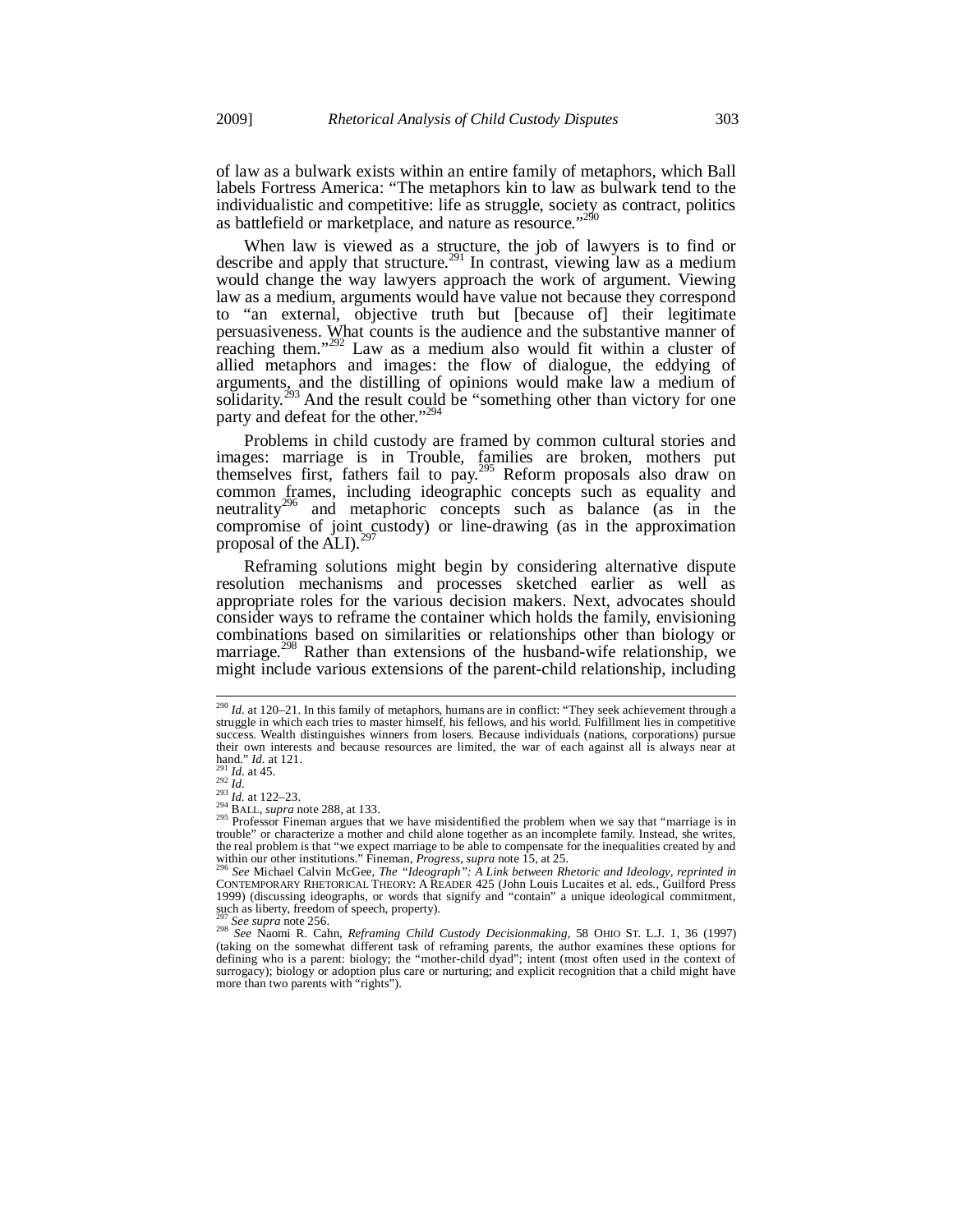of law as a bulwark exists within an entire family of metaphors, which Ball labels Fortress America: "The metaphors kin to law as bulwark tend to the individualistic and competitive: life as struggle, society as contract, politics as battlefield or marketplace, and nature as resource."[290]

When law is viewed as a structure, the job of lawyers is to find or describe and apply that structure.[291] In contrast, viewing law as a medium would change the way lawyers approach the work of argument. Viewing law as a medium, arguments would have value not because they correspond to "an external, objective truth but [because of] their legitimate persuasiveness. What counts is the audience and the substantive manner of reaching them."[292] Law as a medium also would fit within a cluster of allied metaphors and images: the flow of dialogue, the eddying of arguments, and the distilling of opinions would make law a medium of solidarity.[293] And the result could be "something other than victory for one party and defeat for the other."[294]

Problems in child custody are framed by common cultural stories and images: marriage is in Trouble, families are broken, mothers put themselves first, fathers fail to pay.[295] Reform proposals also draw on common frames, including ideographic concepts such as equality and neutrality[296] and metaphoric concepts such as balance (as in the compromise of joint custody) or line-drawing (as in the approximation proposal of the ALI).[297]

Reframing solutions might begin by considering alternative dispute resolution mechanisms and processes sketched earlier as well as appropriate roles for the various decision makers. Next, advocates should consider ways to reframe the container which holds the family, envisioning combinations based on similarities or relationships other than biology or marriage.[298] Rather than extensions of the husband-wife relationship, we might include various extensions of the parent-child relationship, including

---

[290] *Id.* at 120–21. In this family of metaphors, humans are in conflict: "They seek achievement through a struggle in which each tries to master himself, his fellows, and his world. Fulfillment lies in competitive success. Wealth distinguishes winners from losers. Because individuals (nations, corporations) pursue their own interests and because resources are limited, the war of each against all is always near at hand." *Id.* at 121.

[291] *Id.* at 45.

[292] *Id.*

[293] *Id.* at 122–23.

[294] BALL, *supra* note 288, at 133.

[295] Professor Fineman argues that we have misidentified the problem when we say that "marriage is in trouble" or characterize a mother and child alone together as an incomplete family. Instead, she writes, the real problem is that "we expect marriage to be able to compensate for the inequalities created by and within our other institutions." Fineman, *Progress*, *supra* note 15, at 25.

[296] *See* Michael Calvin McGee, *The "Ideograph": A Link between Rhetoric and Ideology*, *reprinted in* CONTEMPORARY RHETORICAL THEORY: A READER 425 (John Louis Lucaites et al. eds., Guilford Press 1999) (discussing ideographs, or words that signify and "contain" a unique ideological commitment, such as liberty, freedom of speech, property).

[297] *See supra* note 256.

[298] *See* Naomi R. Cahn, *Reframing Child Custody Decisionmaking*, 58 OHIO ST. L.J. 1, 36 (1997) (taking on the somewhat different task of reframing parents, the author examines these options for defining who is a parent: biology; the "mother-child dyad"; intent (most often used in the context of surrogacy); biology or adoption plus care or nurturing; and explicit recognition that a child might have more than two parents with "rights").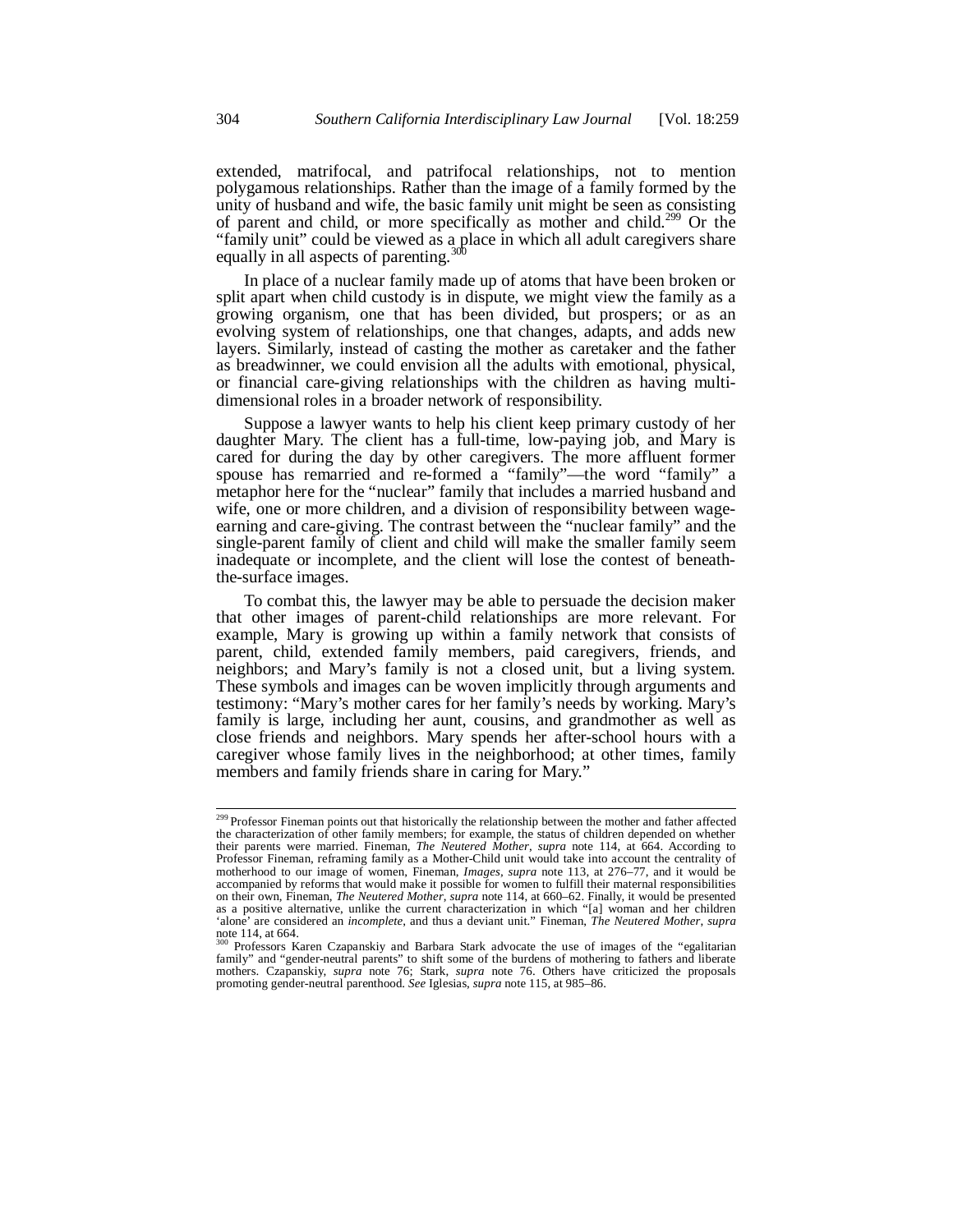extended, matrifocal, and patrifocal relationships, not to mention polygamous relationships. Rather than the image of a family formed by the unity of husband and wife, the basic family unit might be seen as consisting of parent and child, or more specifically as mother and child.[299] Or the "family unit" could be viewed as a place in which all adult caregivers share equally in all aspects of parenting.[300]

In place of a nuclear family made up of atoms that have been broken or split apart when child custody is in dispute, we might view the family as a growing organism, one that has been divided, but prospers; or as an evolving system of relationships, one that changes, adapts, and adds new layers. Similarly, instead of casting the mother as caretaker and the father as breadwinner, we could envision all the adults with emotional, physical, or financial care-giving relationships with the children as having multi-dimensional roles in a broader network of responsibility.

Suppose a lawyer wants to help his client keep primary custody of her daughter Mary. The client has a full-time, low-paying job, and Mary is cared for during the day by other caregivers. The more affluent former spouse has remarried and re-formed a "family"—the word "family" a metaphor here for the "nuclear" family that includes a married husband and wife, one or more children, and a division of responsibility between wage-earning and care-giving. The contrast between the "nuclear family" and the single-parent family of client and child will make the smaller family seem inadequate or incomplete, and the client will lose the contest of beneath-the-surface images.

To combat this, the lawyer may be able to persuade the decision maker that other images of parent-child relationships are more relevant. For example, Mary is growing up within a family network that consists of parent, child, extended family members, paid caregivers, friends, and neighbors; and Mary's family is not a closed unit, but a living system. These symbols and images can be woven implicitly through arguments and testimony: "Mary's mother cares for her family's needs by working. Mary's family is large, including her aunt, cousins, and grandmother as well as close friends and neighbors. Mary spends her after-school hours with a caregiver whose family lives in the neighborhood; at other times, family members and family friends share in caring for Mary."

---

[299] Professor Fineman points out that historically the relationship between the mother and father affected the characterization of other family members; for example, the status of children depended on whether their parents were married. Fineman, *The Neutered Mother*, *supra* note 114, at 664. According to Professor Fineman, reframing family as a Mother-Child unit would take into account the centrality of motherhood to our image of women, Fineman, *Images*, *supra* note 113, at 276–77, and it would be accompanied by reforms that would make it possible for women to fulfill their maternal responsibilities on their own, Fineman, *The Neutered Mother*, *supra* note 114, at 660–62. Finally, it would be presented as a positive alternative, unlike the current characterization in which "[a] woman and her children 'alone' are considered an *incomplete*, and thus a deviant unit." Fineman, *The Neutered Mother*, *supra* note 114, at 664.

[300] Professors Karen Czapanskiy and Barbara Stark advocate the use of images of the "egalitarian family" and "gender-neutral parents" to shift some of the burdens of mothering to fathers and liberate mothers. Czapanskiy, *supra* note 76; Stark, *supra* note 76. Others have criticized the proposals promoting gender-neutral parenthood. *See* Iglesias, *supra* note 115, at 985–86.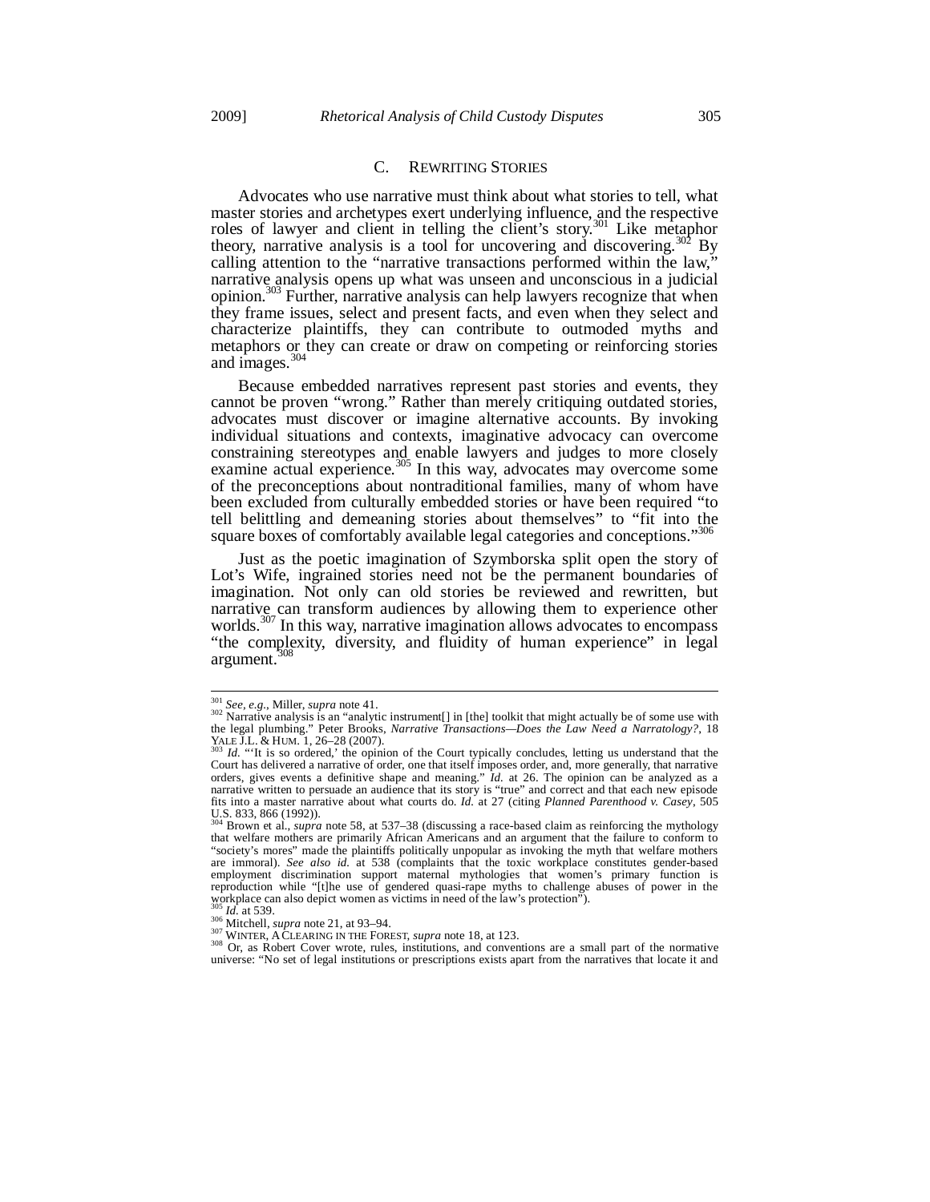### C. REWRITING STORIES

Advocates who use narrative must think about what stories to tell, what master stories and archetypes exert underlying influence, and the respective roles of lawyer and client in telling the client's story.[301] Like metaphor theory, narrative analysis is a tool for uncovering and discovering.[302] By calling attention to the "narrative transactions performed within the law," narrative analysis opens up what was unseen and unconscious in a judicial opinion.[303] Further, narrative analysis can help lawyers recognize that when they frame issues, select and present facts, and even when they select and characterize plaintiffs, they can contribute to outmoded myths and metaphors or they can create or draw on competing or reinforcing stories and images.[304]

Because embedded narratives represent past stories and events, they cannot be proven "wrong." Rather than merely critiquing outdated stories, advocates must discover or imagine alternative accounts. By invoking individual situations and contexts, imaginative advocacy can overcome constraining stereotypes and enable lawyers and judges to more closely examine actual experience.[305] In this way, advocates may overcome some of the preconceptions about nontraditional families, many of whom have been excluded from culturally embedded stories or have been required "to tell belittling and demeaning stories about themselves" to "fit into the square boxes of comfortably available legal categories and conceptions."[306]

Just as the poetic imagination of Szymborska split open the story of Lot's Wife, ingrained stories need not be the permanent boundaries of imagination. Not only can old stories be reviewed and rewritten, but narrative can transform audiences by allowing them to experience other worlds.[307] In this way, narrative imagination allows advocates to encompass "the complexity, diversity, and fluidity of human experience" in legal argument.[308]

---

[301] *See, e.g.*, Miller, *supra* note 41.

[302] Narrative analysis is an "analytic instrument[] in [the] toolkit that might actually be of some use with the legal plumbing." Peter Brooks, *Narrative Transactions—Does the Law Need a Narratology?*, 18 YALE J.L. & HUM. 1, 26–28 (2007).

[303] *Id.* "'It is so ordered,' the opinion of the Court typically concludes, letting us understand that the Court has delivered a narrative of order, one that itself imposes order, and, more generally, that narrative orders, gives events a definitive shape and meaning." *Id.* at 26. The opinion can be analyzed as a narrative written to persuade an audience that its story is "true" and correct and that each new episode fits into a master narrative about what courts do. *Id.* at 27 (citing *Planned Parenthood v. Casey*, 505 U.S. 833, 866 (1992)).

[304] Brown et al., *supra* note 58, at 537–38 (discussing a race-based claim as reinforcing the mythology that welfare mothers are primarily African Americans and an argument that the failure to conform to "society's mores" made the plaintiffs politically unpopular as invoking the myth that welfare mothers are immoral). *See also id.* at 538 (complaints that the toxic workplace constitutes gender-based employment discrimination support maternal mythologies that women's primary function is reproduction while "[t]he use of gendered quasi-rape myths to challenge abuses of power in the workplace can also depict women as victims in need of the law's protection").

[305] *Id.* at 539.

[306] Mitchell, *supra* note 21, at 93–94.

[307] WINTER, A CLEARING IN THE FOREST, *supra* note 18, at 123.

[308] Or, as Robert Cover wrote, rules, institutions, and conventions are a small part of the normative universe: "No set of legal institutions or prescriptions exists apart from the narratives that locate it and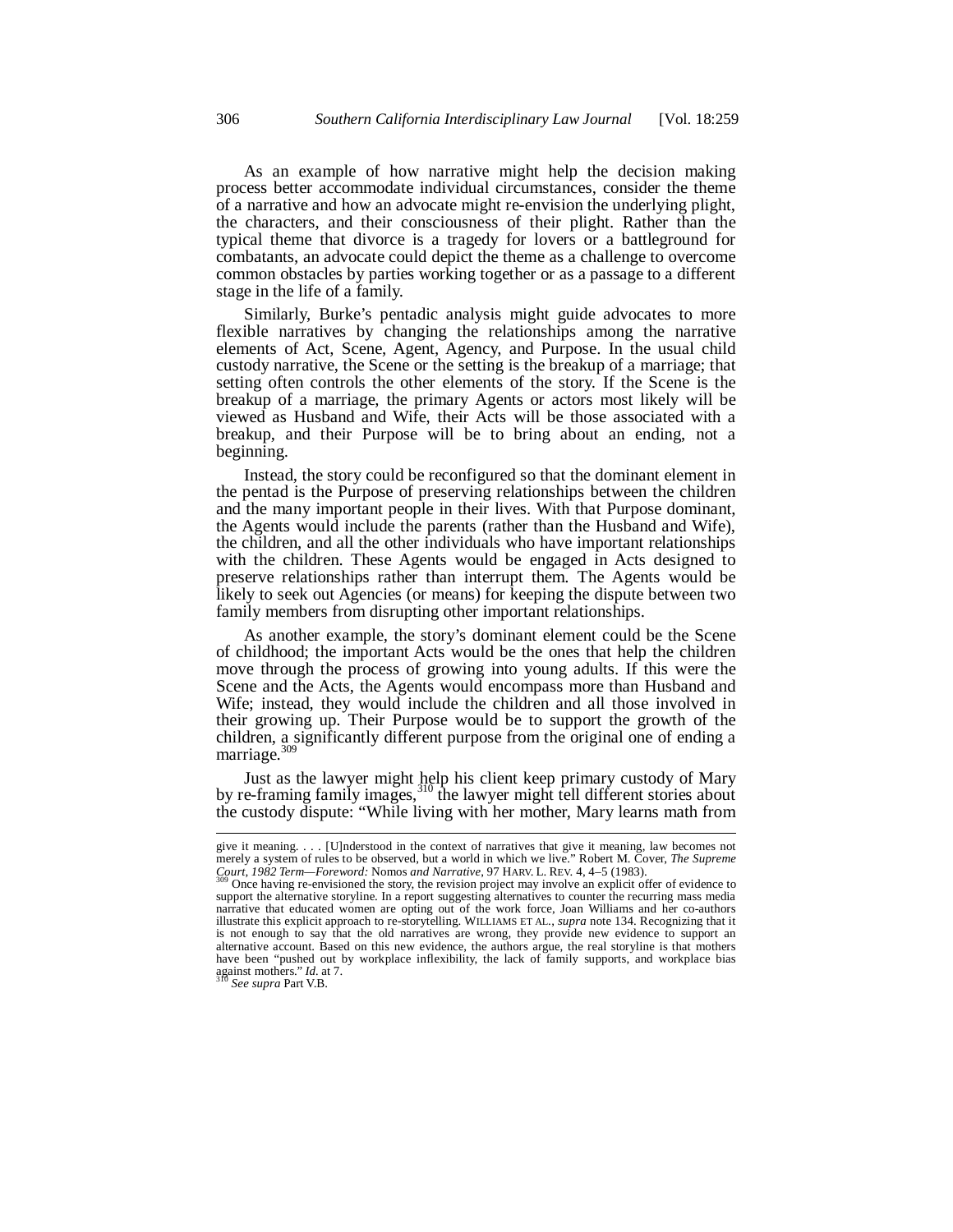As an example of how narrative might help the decision making process better accommodate individual circumstances, consider the theme of a narrative and how an advocate might re-envision the underlying plight, the characters, and their consciousness of their plight. Rather than the typical theme that divorce is a tragedy for lovers or a battleground for combatants, an advocate could depict the theme as a challenge to overcome common obstacles by parties working together or as a passage to a different stage in the life of a family.

Similarly, Burke's pentadic analysis might guide advocates to more flexible narratives by changing the relationships among the narrative elements of Act, Scene, Agent, Agency, and Purpose. In the usual child custody narrative, the Scene or the setting is the breakup of a marriage; that setting often controls the other elements of the story. If the Scene is the breakup of a marriage, the primary Agents or actors most likely will be viewed as Husband and Wife, their Acts will be those associated with a breakup, and their Purpose will be to bring about an ending, not a beginning.

Instead, the story could be reconfigured so that the dominant element in the pentad is the Purpose of preserving relationships between the children and the many important people in their lives. With that Purpose dominant, the Agents would include the parents (rather than the Husband and Wife), the children, and all the other individuals who have important relationships with the children. These Agents would be engaged in Acts designed to preserve relationships rather than interrupt them. The Agents would be likely to seek out Agencies (or means) for keeping the dispute between two family members from disrupting other important relationships.

As another example, the story's dominant element could be the Scene of childhood; the important Acts would be the ones that help the children move through the process of growing into young adults. If this were the Scene and the Acts, the Agents would encompass more than Husband and Wife; instead, they would include the children and all those involved in their growing up. Their Purpose would be to support the growth of the children, a significantly different purpose from the original one of ending a marriage.[309]

Just as the lawyer might help his client keep primary custody of Mary by re-framing family images,[310] the lawyer might tell different stories about the custody dispute: "While living with her mother, Mary learns math from

---

give it meaning. . . . [U]nderstood in the context of narratives that give it meaning, law becomes not merely a system of rules to be observed, but a world in which we live." Robert M. Cover, *The Supreme Court, 1982 Term—Foreword:* Nomos *and Narrative*, 97 HARV. L. REV. 4, 4–5 (1983).

[309] Once having re-envisioned the story, the revision project may involve an explicit offer of evidence to support the alternative storyline. In a report suggesting alternatives to counter the recurring mass media narrative that educated women are opting out of the work force, Joan Williams and her co-authors illustrate this explicit approach to re-storytelling. WILLIAMS ET AL., *supra* note 134. Recognizing that it is not enough to say that the old narratives are wrong, they provide new evidence to support an alternative account. Based on this new evidence, the authors argue, the real storyline is that mothers have been "pushed out by workplace inflexibility, the lack of family supports, and workplace bias against mothers." *Id.* at 7.

[310] *See supra* Part V.B.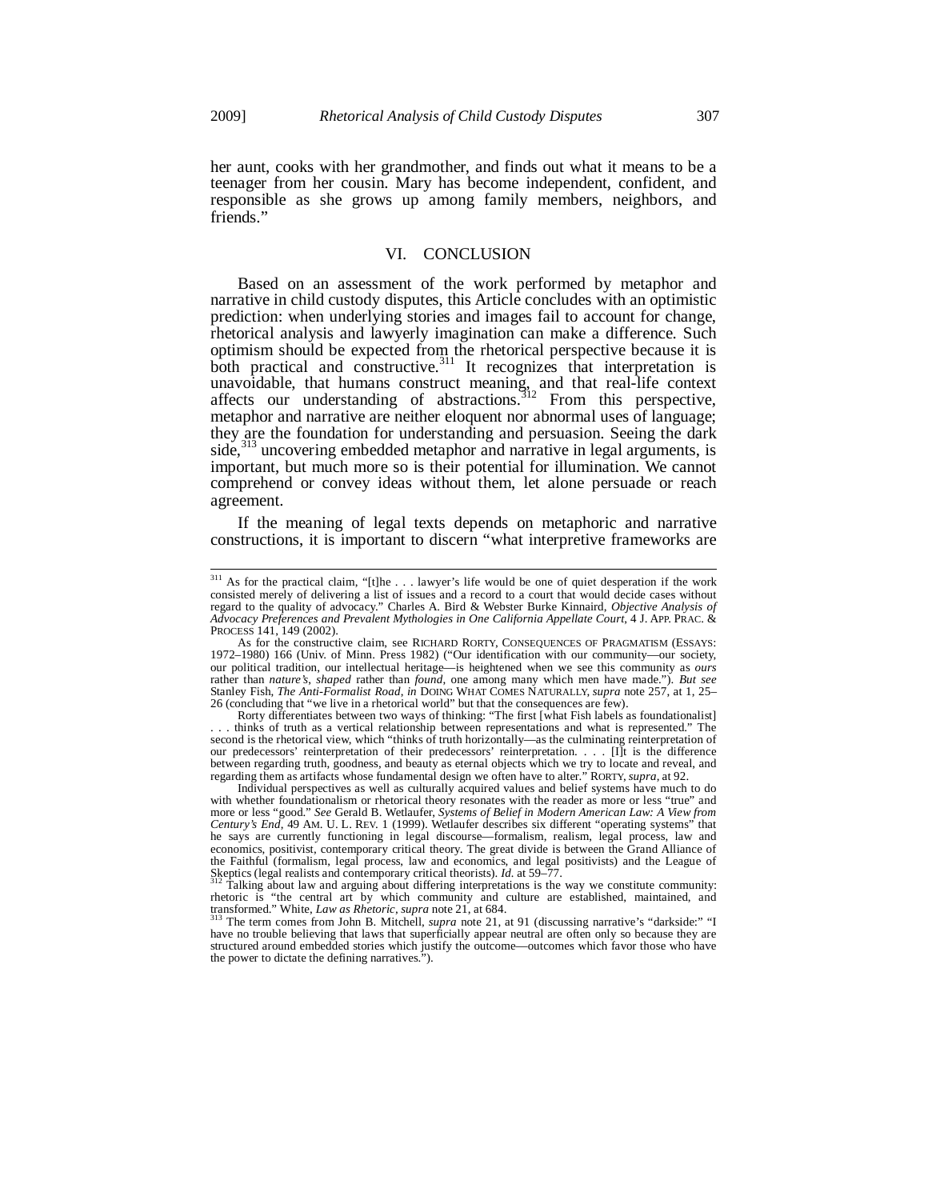her aunt, cooks with her grandmother, and finds out what it means to be a teenager from her cousin. Mary has become independent, confident, and responsible as she grows up among family members, neighbors, and friends."

## VI. CONCLUSION

Based on an assessment of the work performed by metaphor and narrative in child custody disputes, this Article concludes with an optimistic prediction: when underlying stories and images fail to account for change, rhetorical analysis and lawyerly imagination can make a difference. Such optimism should be expected from the rhetorical perspective because it is both practical and constructive.[311] It recognizes that interpretation is unavoidable, that humans construct meaning, and that real-life context affects our understanding of abstractions.[312] From this perspective, metaphor and narrative are neither eloquent nor abnormal uses of language; they are the foundation for understanding and persuasion. Seeing the dark side,[313] uncovering embedded metaphor and narrative in legal arguments, is important, but much more so is their potential for illumination. We cannot comprehend or convey ideas without them, let alone persuade or reach agreement.

If the meaning of legal texts depends on metaphoric and narrative constructions, it is important to discern "what interpretive frameworks are

---

[311] As for the practical claim, "[t]he . . . lawyer's life would be one of quiet desperation if the work consisted merely of delivering a list of issues and a record to a court that would decide cases without regard to the quality of advocacy." Charles A. Bird & Webster Burke Kinnaird, *Objective Analysis of Advocacy Preferences and Prevalent Mythologies in One California Appellate Court*, 4 J. APP. PRAC. & PROCESS 141, 149 (2002).

As for the constructive claim, see RICHARD RORTY, CONSEQUENCES OF PRAGMATISM (ESSAYS: 1972–1980) 166 (Univ. of Minn. Press 1982) ("Our identification with our community—our society, our political tradition, our intellectual heritage—is heightened when we see this community as *ours* rather than *nature's*, *shaped* rather than *found*, one among many which men have made."). *But see* Stanley Fish, *The Anti-Formalist Road*, *in* DOING WHAT COMES NATURALLY, *supra* note 257, at 1, 25–26 (concluding that "we live in a rhetorical world" but that the consequences are few).

Rorty differentiates between two ways of thinking: "The first [what Fish labels as foundationalist] . . . thinks of truth as a vertical relationship between representations and what is represented." The second is the rhetorical view, which "thinks of truth horizontally—as the culminating reinterpretation of our predecessors' reinterpretation of their predecessors' reinterpretation. . . . [I]t is the difference between regarding truth, goodness, and beauty as eternal objects which we try to locate and reveal, and regarding them as artifacts whose fundamental design we often have to alter." RORTY, *supra*, at 92.

Individual perspectives as well as culturally acquired values and belief systems have much to do with whether foundationalism or rhetorical theory resonates with the reader as more or less "true" and more or less "good." *See* Gerald B. Wetlaufer, *Systems of Belief in Modern American Law: A View from Century's End*, 49 AM. U. L. REV. 1 (1999). Wetlaufer describes six different "operating systems" that he says are currently functioning in legal discourse—formalism, realism, legal process, law and economics, positivist, contemporary critical theory. The great divide is between the Grand Alliance of the Faithful (formalism, legal process, law and economics, and legal positivists) and the League of Skeptics (legal realists and contemporary critical theorists). *Id.* at 59–77.

[312] Talking about law and arguing about differing interpretations is the way we constitute community: rhetoric is "the central art by which community and culture are established, maintained, and transformed." White, *Law as Rhetoric*, *supra* note 21, at 684.

[313] The term comes from John B. Mitchell, *supra* note 21, at 91 (discussing narrative's "darkside:" "I have no trouble believing that laws that superficially appear neutral are often only so because they are structured around embedded stories which justify the outcome—outcomes which favor those who have the power to dictate the defining narratives.").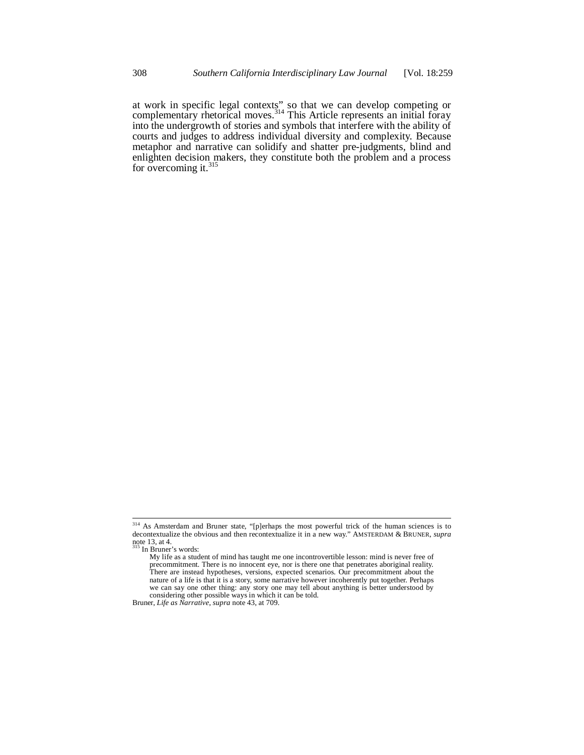at work in specific legal contexts" so that we can develop competing or complementary rhetorical moves.[314] This Article represents an initial foray into the undergrowth of stories and symbols that interfere with the ability of courts and judges to address individual diversity and complexity. Because metaphor and narrative can solidify and shatter pre-judgments, blind and enlighten decision makers, they constitute both the problem and a process for overcoming it.[315]

---

[314] As Amsterdam and Bruner state, "[p]erhaps the most powerful trick of the human sciences is to decontextualize the obvious and then recontextualize it in a new way." AMSTERDAM & BRUNER, *supra* note 13, at 4.

[315] In Bruner's words:

> My life as a student of mind has taught me one incontrovertible lesson: mind is never free of precommitment. There is no innocent eye, nor is there one that penetrates aboriginal reality. There are instead hypotheses, versions, expected scenarios. Our precommitment about the nature of a life is that it is a story, some narrative however incoherently put together. Perhaps we can say one other thing: any story one may tell about anything is better understood by considering other possible ways in which it can be told.

Bruner, *Life as Narrative*, *supra* note 43, at 709.